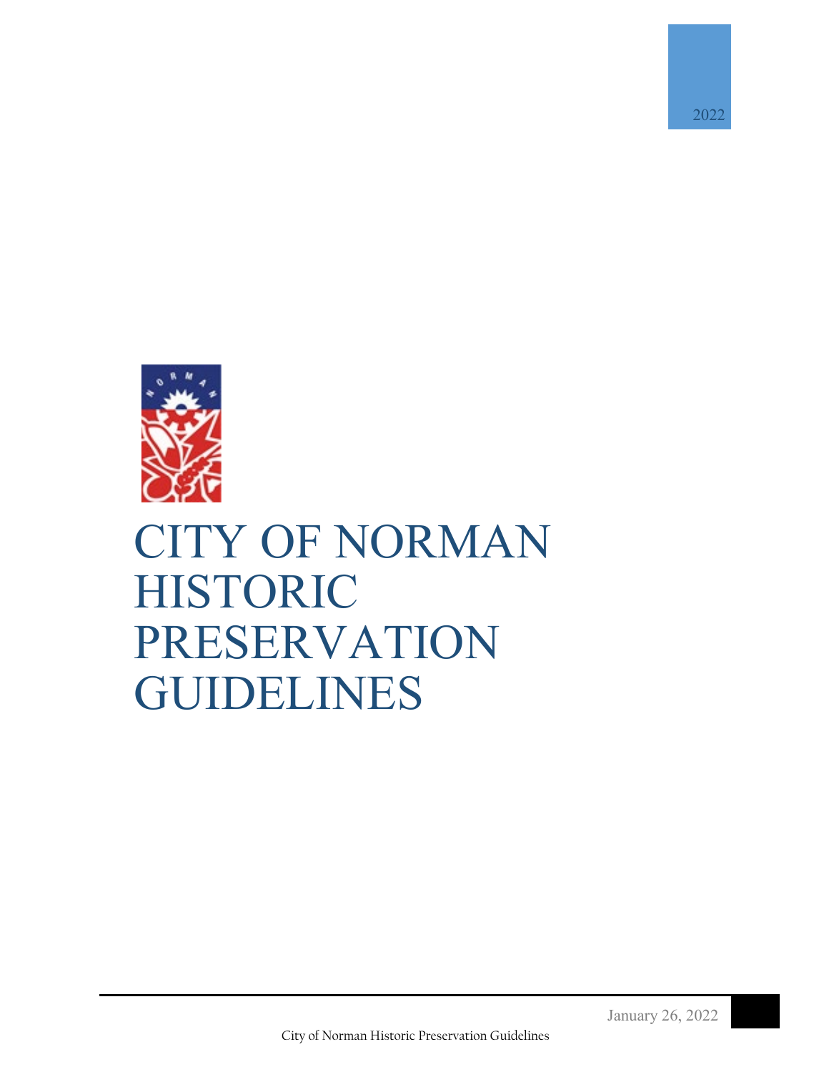2022

# CITY OF NORMAN HISTORIC PRESERVATION GUIDELINES

January 26, 2022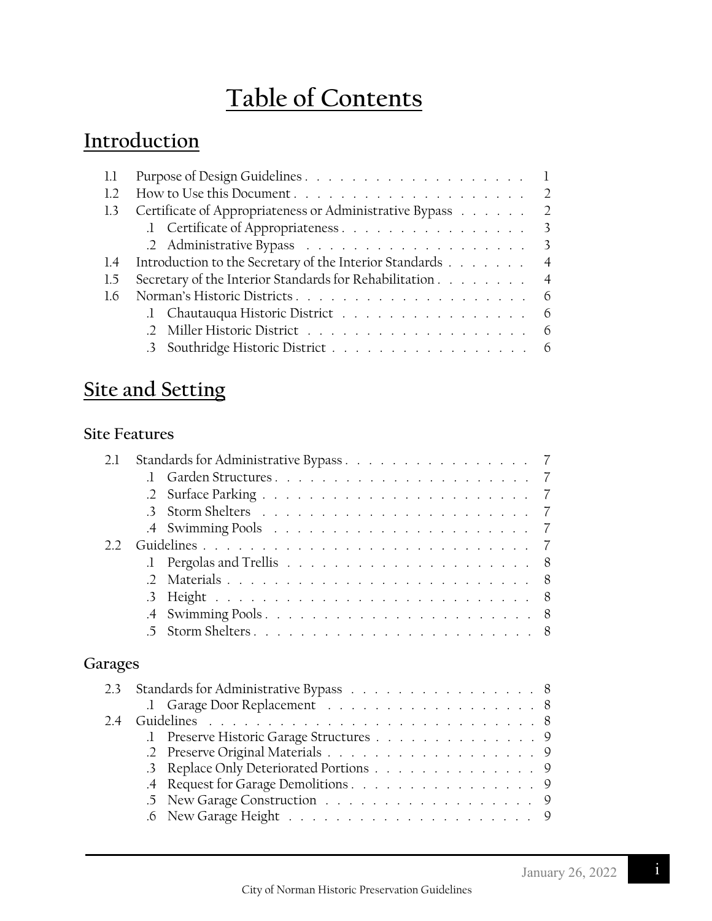# Table of Contents

## Introduction

| | | |
|---|---|---|
| 1.1 | Purpose of Design Guidelines | 1 |
| 1.2 | How to Use this Document | 2 |
| 1.3 | Certificate of Appropriateness or Administrative Bypass | 2 |
| | .1 Certificate of Appropriateness | 3 |
| | .2 Administrative Bypass | 3 |
| 1.4 | Introduction to the Secretary of the Interior Standards | 4 |
| 1.5 | Secretary of the Interior Standards for Rehabilitation | 4 |
| 1.6 | Norman's Historic Districts | 6 |
| | .1 Chautauqua Historic District | 6 |
| | .2 Miller Historic District | 6 |
| | .3 Southridge Historic District | 6 |

## Site and Setting

### Site Features

| | | |
|---|---|---|
| 2.1 | Standards for Administrative Bypass | 7 |
| | .1 Garden Structures | 7 |
| | .2 Surface Parking | 7 |
| | .3 Storm Shelters | 7 |
| | .4 Swimming Pools | 7 |
| 2.2 | Guidelines | 7 |
| | .1 Pergolas and Trellis | 8 |
| | .2 Materials | 8 |
| | .3 Height | 8 |
| | .4 Swimming Pools | 8 |
| | .5 Storm Shelters | 8 |

### Garages

| | | |
|---|---|---|
| 2.3 | Standards for Administrative Bypass | 8 |
| | .1 Garage Door Replacement | 8 |
| 2.4 | Guidelines | 8 |
| | .1 Preserve Historic Garage Structures | 9 |
| | .2 Preserve Original Materials | 9 |
| | .3 Replace Only Deteriorated Portions | 9 |
| | .4 Request for Garage Demolitions | 9 |
| | .5 New Garage Construction | 9 |
| | .6 New Garage Height | 9 |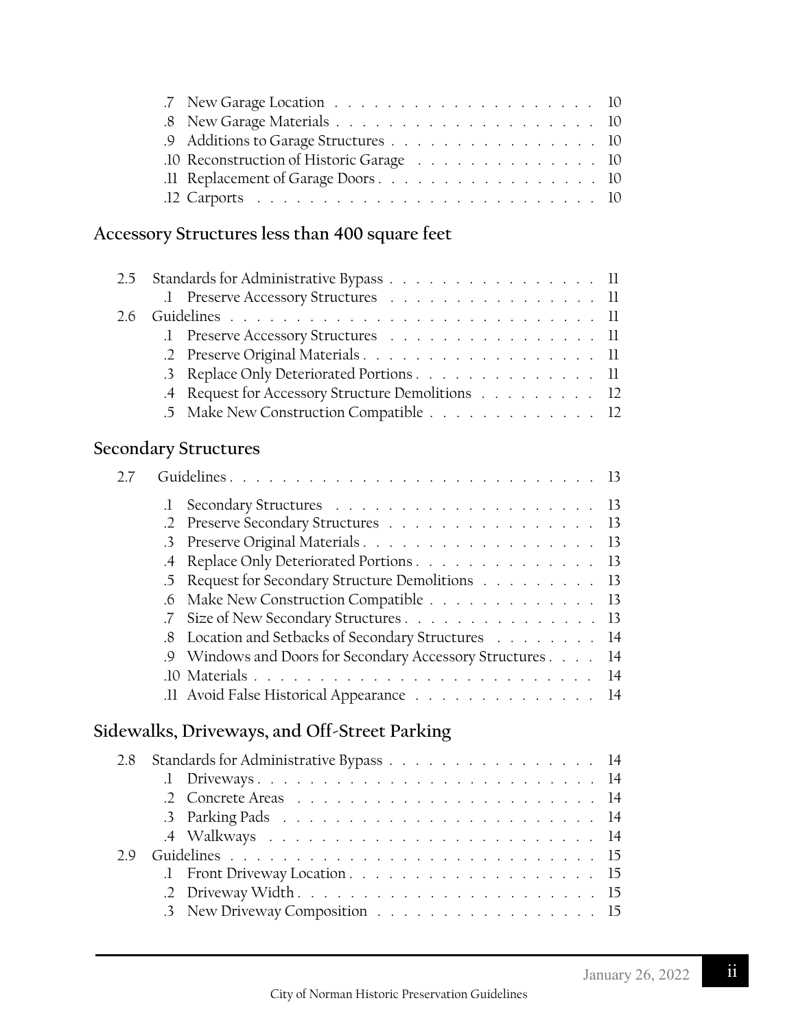- .7 New Garage Location . . . . . . . . . . . . . . . . . . . . 10
- .8 New Garage Materials . . . . . . . . . . . . . . . . . . . . 10
- .9 Additions to Garage Structures . . . . . . . . . . . . . . . . 10
- .10 Reconstruction of Historic Garage . . . . . . . . . . . . . . 10
- .11 Replacement of Garage Doors . . . . . . . . . . . . . . . . . 10
- .12 Carports . . . . . . . . . . . . . . . . . . . . . . . . . 10

## Accessory Structures less than 400 square feet

- 2.5 Standards for Administrative Bypass . . . . . . . . . . . . . . . . 11
  - .1 Preserve Accessory Structures . . . . . . . . . . . . . . . . 11
- 2.6 Guidelines . . . . . . . . . . . . . . . . . . . . . . . . . . . 11
  - .1 Preserve Accessory Structures . . . . . . . . . . . . . . . . 11
  - .2 Preserve Original Materials . . . . . . . . . . . . . . . . . . 11
  - .3 Replace Only Deteriorated Portions . . . . . . . . . . . . . . 11
  - .4 Request for Accessory Structure Demolitions . . . . . . . . . 12
  - .5 Make New Construction Compatible . . . . . . . . . . . . . 12

## Secondary Structures

- 2.7 Guidelines . . . . . . . . . . . . . . . . . . . . . . . . . . . 13
  - .1 Secondary Structures . . . . . . . . . . . . . . . . . . . . 13
  - .2 Preserve Secondary Structures . . . . . . . . . . . . . . . . 13
  - .3 Preserve Original Materials . . . . . . . . . . . . . . . . . . 13
  - .4 Replace Only Deteriorated Portions . . . . . . . . . . . . . . 13
  - .5 Request for Secondary Structure Demolitions . . . . . . . . . 13
  - .6 Make New Construction Compatible . . . . . . . . . . . . . 13
  - .7 Size of New Secondary Structures . . . . . . . . . . . . . . . 13
  - .8 Location and Setbacks of Secondary Structures . . . . . . . . 14
  - .9 Windows and Doors for Secondary Accessory Structures . . . . 14
  - .10 Materials . . . . . . . . . . . . . . . . . . . . . . . . . 14
  - .11 Avoid False Historical Appearance . . . . . . . . . . . . . . 14

## Sidewalks, Driveways, and Off-Street Parking

- 2.8 Standards for Administrative Bypass . . . . . . . . . . . . . . . . 14
  - .1 Driveways . . . . . . . . . . . . . . . . . . . . . . . . . 14
  - .2 Concrete Areas . . . . . . . . . . . . . . . . . . . . . . . 14
  - .3 Parking Pads . . . . . . . . . . . . . . . . . . . . . . . . 14
  - .4 Walkways . . . . . . . . . . . . . . . . . . . . . . . . . 14
- 2.9 Guidelines . . . . . . . . . . . . . . . . . . . . . . . . . . . 15
  - .1 Front Driveway Location . . . . . . . . . . . . . . . . . . . 15
  - .2 Driveway Width . . . . . . . . . . . . . . . . . . . . . . . 15
  - .3 New Driveway Composition . . . . . . . . . . . . . . . . . 15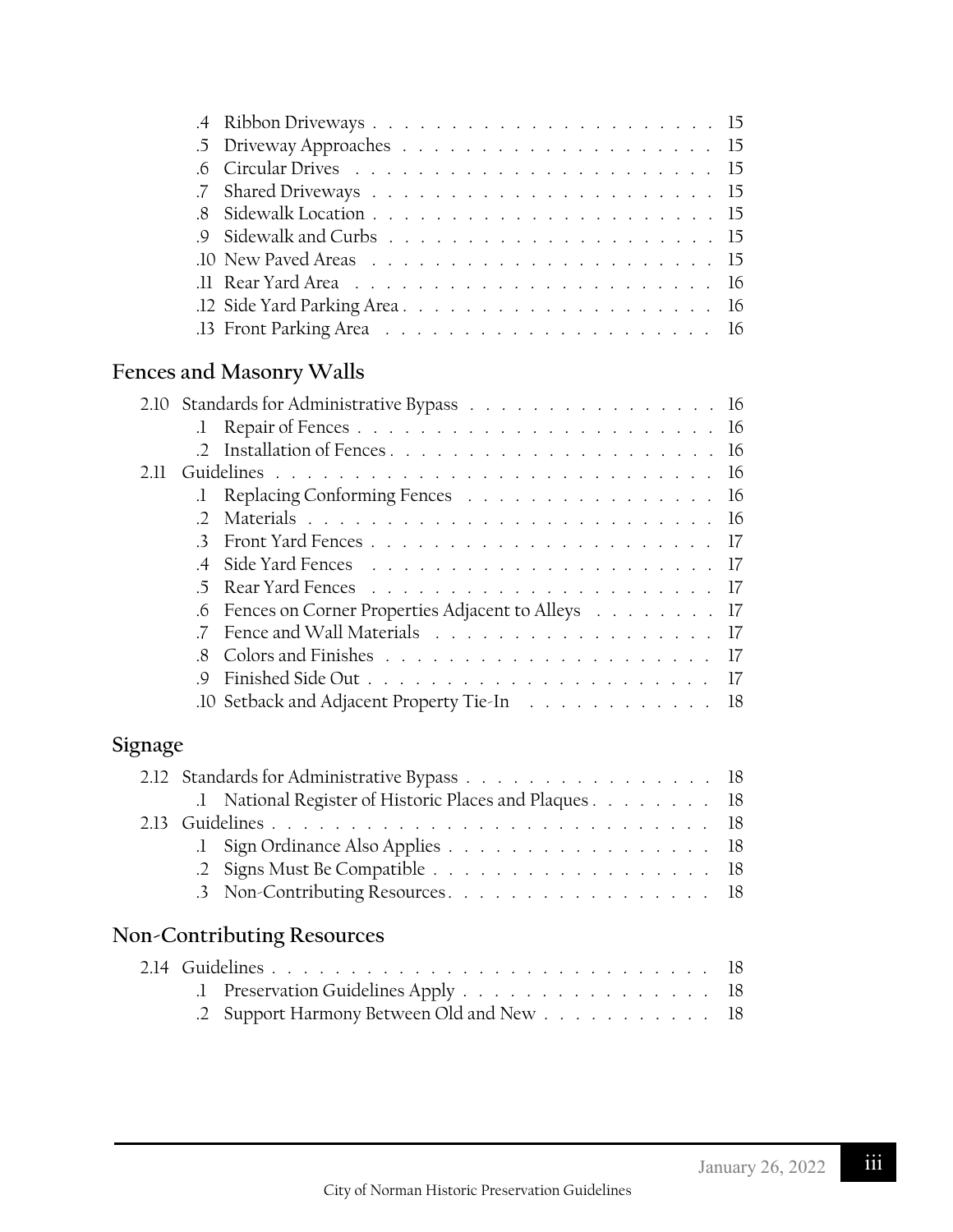.4 Ribbon Driveways . . . . . . . . . . . . . . . . . . . . . . 15
.5 Driveway Approaches . . . . . . . . . . . . . . . . . . . . 15
.6 Circular Drives . . . . . . . . . . . . . . . . . . . . . . 15
.7 Shared Driveways . . . . . . . . . . . . . . . . . . . . . 15
.8 Sidewalk Location . . . . . . . . . . . . . . . . . . . . . 15
.9 Sidewalk and Curbs . . . . . . . . . . . . . . . . . . . . 15
.10 New Paved Areas . . . . . . . . . . . . . . . . . . . . . 15
.11 Rear Yard Area . . . . . . . . . . . . . . . . . . . . . . 16
.12 Side Yard Parking Area . . . . . . . . . . . . . . . . . . 16
.13 Front Parking Area . . . . . . . . . . . . . . . . . . . . 16

## Fences and Masonry Walls

2.10 Standards for Administrative Bypass . . . . . . . . . . . . . . . . 16
.1 Repair of Fences . . . . . . . . . . . . . . . . . . . . . . 16
.2 Installation of Fences . . . . . . . . . . . . . . . . . . . 16
2.11 Guidelines . . . . . . . . . . . . . . . . . . . . . . . . . . . 16
.1 Replacing Conforming Fences . . . . . . . . . . . . . . . 16
.2 Materials . . . . . . . . . . . . . . . . . . . . . . . . . 16
.3 Front Yard Fences . . . . . . . . . . . . . . . . . . . . . 17
.4 Side Yard Fences . . . . . . . . . . . . . . . . . . . . . 17
.5 Rear Yard Fences . . . . . . . . . . . . . . . . . . . . . 17
.6 Fences on Corner Properties Adjacent to Alleys . . . . . . . . 17
.7 Fence and Wall Materials . . . . . . . . . . . . . . . . . 17
.8 Colors and Finishes . . . . . . . . . . . . . . . . . . . . 17
.9 Finished Side Out . . . . . . . . . . . . . . . . . . . . . 17
.10 Setback and Adjacent Property Tie-In . . . . . . . . . . . . 18

## Signage

2.12 Standards for Administrative Bypass . . . . . . . . . . . . . . . . 18
.1 National Register of Historic Places and Plaques . . . . . . . . 18
2.13 Guidelines . . . . . . . . . . . . . . . . . . . . . . . . . . . 18
.1 Sign Ordinance Also Applies . . . . . . . . . . . . . . . . 18
.2 Signs Must Be Compatible . . . . . . . . . . . . . . . . . 18
.3 Non-Contributing Resources . . . . . . . . . . . . . . . . 18

## Non-Contributing Resources

2.14 Guidelines . . . . . . . . . . . . . . . . . . . . . . . . . . . 18
.1 Preservation Guidelines Apply . . . . . . . . . . . . . . . 18
.2 Support Harmony Between Old and New . . . . . . . . . . . 18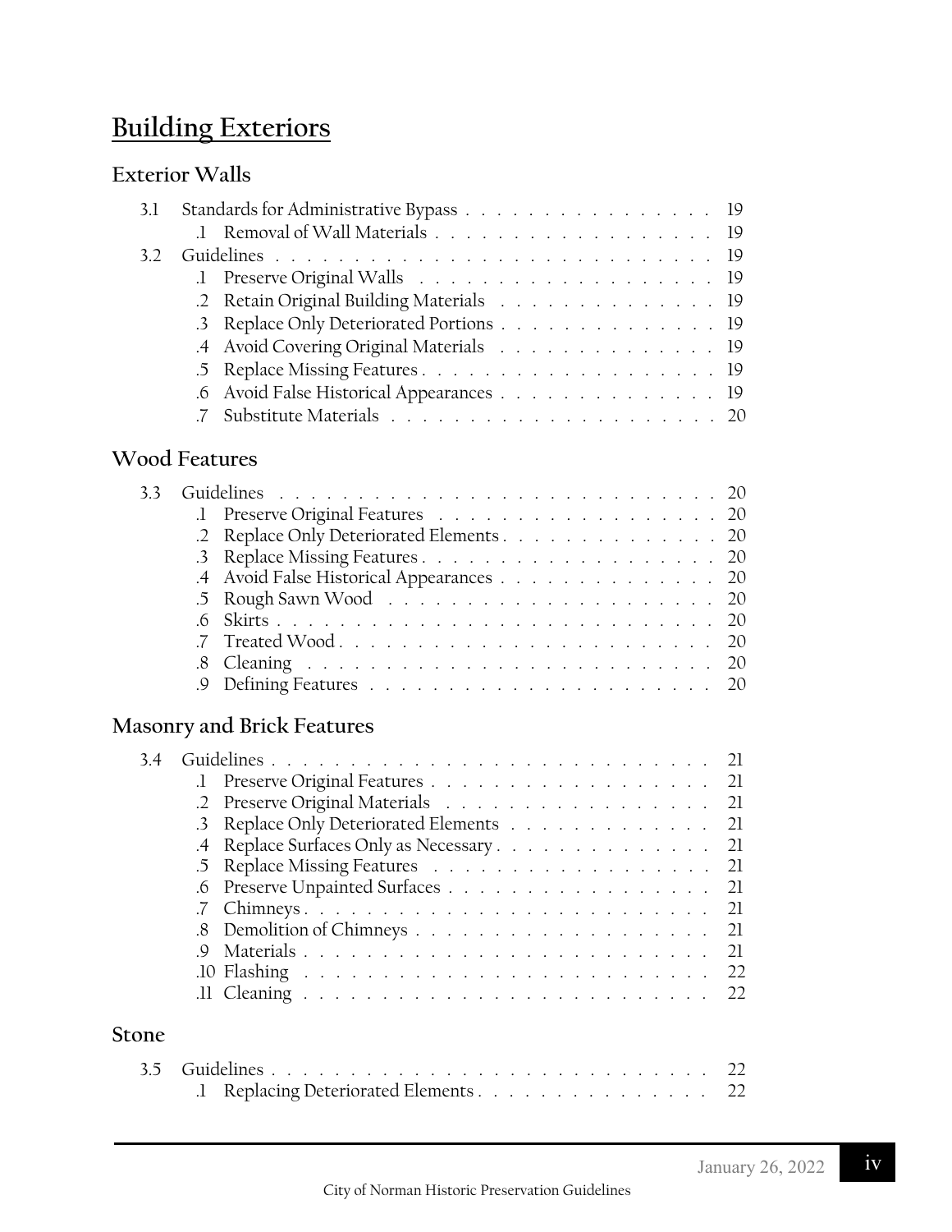# Building Exteriors

## Exterior Walls

- 3.1 Standards for Administrative Bypass . . . . . . . . . . . . . . . . 19
  - .1 Removal of Wall Materials . . . . . . . . . . . . . . . . . . 19
- 3.2 Guidelines . . . . . . . . . . . . . . . . . . . . . . . . . . . 19
  - .1 Preserve Original Walls . . . . . . . . . . . . . . . . . . . 19
  - .2 Retain Original Building Materials . . . . . . . . . . . . . . 19
  - .3 Replace Only Deteriorated Portions . . . . . . . . . . . . . . 19
  - .4 Avoid Covering Original Materials . . . . . . . . . . . . . . 19
  - .5 Replace Missing Features . . . . . . . . . . . . . . . . . . 19
  - .6 Avoid False Historical Appearances . . . . . . . . . . . . . 19
  - .7 Substitute Materials . . . . . . . . . . . . . . . . . . . . . 20

## Wood Features

- 3.3 Guidelines . . . . . . . . . . . . . . . . . . . . . . . . . . . 20
  - .1 Preserve Original Features . . . . . . . . . . . . . . . . . . 20
  - .2 Replace Only Deteriorated Elements . . . . . . . . . . . . . . 20
  - .3 Replace Missing Features . . . . . . . . . . . . . . . . . . 20
  - .4 Avoid False Historical Appearances . . . . . . . . . . . . . 20
  - .5 Rough Sawn Wood . . . . . . . . . . . . . . . . . . . . . 20
  - .6 Skirts . . . . . . . . . . . . . . . . . . . . . . . . . . . 20
  - .7 Treated Wood . . . . . . . . . . . . . . . . . . . . . . . . 20
  - .8 Cleaning . . . . . . . . . . . . . . . . . . . . . . . . . . 20
  - .9 Defining Features . . . . . . . . . . . . . . . . . . . . . . 20

## Masonry and Brick Features

- 3.4 Guidelines . . . . . . . . . . . . . . . . . . . . . . . . . . . 21
  - .1 Preserve Original Features . . . . . . . . . . . . . . . . . . 21
  - .2 Preserve Original Materials . . . . . . . . . . . . . . . . . 21
  - .3 Replace Only Deteriorated Elements . . . . . . . . . . . . . 21
  - .4 Replace Surfaces Only as Necessary . . . . . . . . . . . . . . 21
  - .5 Replace Missing Features . . . . . . . . . . . . . . . . . . 21
  - .6 Preserve Unpainted Surfaces . . . . . . . . . . . . . . . . . 21
  - .7 Chimneys . . . . . . . . . . . . . . . . . . . . . . . . . . 21
  - .8 Demolition of Chimneys . . . . . . . . . . . . . . . . . . . 21
  - .9 Materials . . . . . . . . . . . . . . . . . . . . . . . . . . 21
  - .10 Flashing . . . . . . . . . . . . . . . . . . . . . . . . . . 22
  - .11 Cleaning . . . . . . . . . . . . . . . . . . . . . . . . . . 22

## Stone

- 3.5 Guidelines . . . . . . . . . . . . . . . . . . . . . . . . . . . 22
  - .1 Replacing Deteriorated Elements . . . . . . . . . . . . . . . 22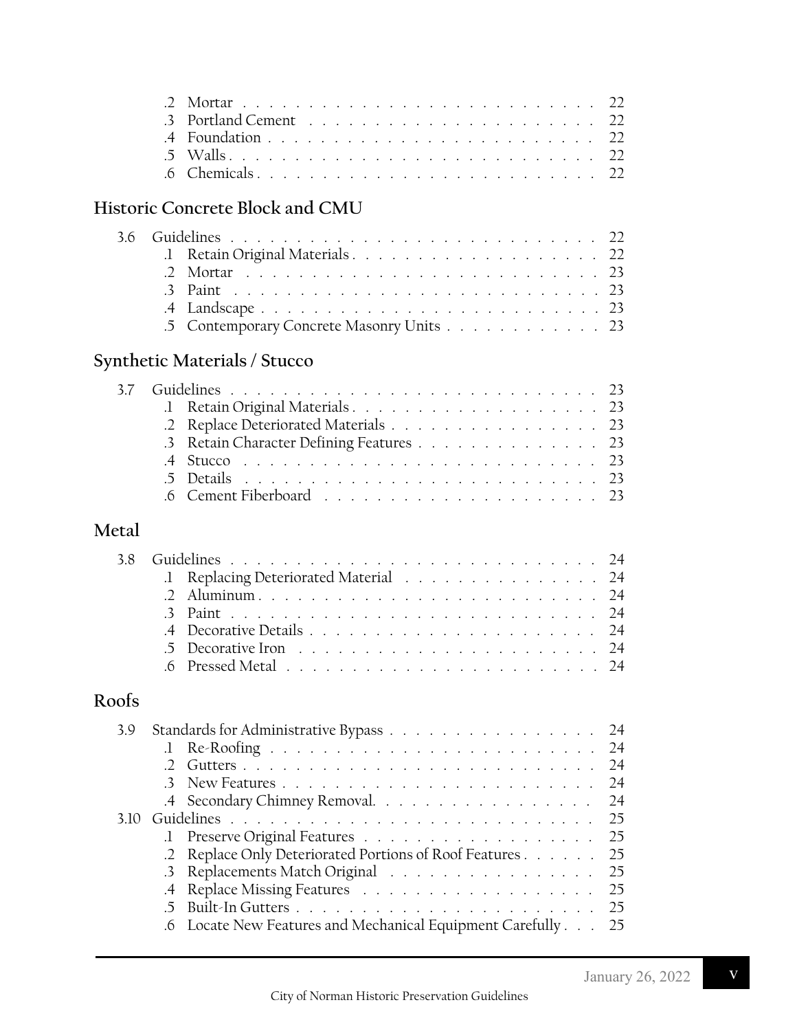.2 Mortar . . . . . . . . . . . . . . . . . . . . . . . . . . 22
.3 Portland Cement . . . . . . . . . . . . . . . . . . . . . 22
.4 Foundation . . . . . . . . . . . . . . . . . . . . . . . . 22
.5 Walls . . . . . . . . . . . . . . . . . . . . . . . . . . . 22
.6 Chemicals . . . . . . . . . . . . . . . . . . . . . . . . . 22

## Historic Concrete Block and CMU

3.6 Guidelines . . . . . . . . . . . . . . . . . . . . . . . . . . . 22
.1 Retain Original Materials . . . . . . . . . . . . . . . . . . 22
.2 Mortar . . . . . . . . . . . . . . . . . . . . . . . . . . 23
.3 Paint . . . . . . . . . . . . . . . . . . . . . . . . . . . 23
.4 Landscape . . . . . . . . . . . . . . . . . . . . . . . . . 23
.5 Contemporary Concrete Masonry Units . . . . . . . . . . . . 23

## Synthetic Materials / Stucco

3.7 Guidelines . . . . . . . . . . . . . . . . . . . . . . . . . . . 23
.1 Retain Original Materials . . . . . . . . . . . . . . . . . . 23
.2 Replace Deteriorated Materials . . . . . . . . . . . . . . . 23
.3 Retain Character Defining Features . . . . . . . . . . . . . 23
.4 Stucco . . . . . . . . . . . . . . . . . . . . . . . . . . 23
.5 Details . . . . . . . . . . . . . . . . . . . . . . . . . . 23
.6 Cement Fiberboard . . . . . . . . . . . . . . . . . . . . . 23

## Metal

3.8 Guidelines . . . . . . . . . . . . . . . . . . . . . . . . . . . 24
.1 Replacing Deteriorated Material . . . . . . . . . . . . . . 24
.2 Aluminum . . . . . . . . . . . . . . . . . . . . . . . . . 24
.3 Paint . . . . . . . . . . . . . . . . . . . . . . . . . . . 24
.4 Decorative Details . . . . . . . . . . . . . . . . . . . . . 24
.5 Decorative Iron . . . . . . . . . . . . . . . . . . . . . . 24
.6 Pressed Metal . . . . . . . . . . . . . . . . . . . . . . . 24

## Roofs

3.9 Standards for Administrative Bypass . . . . . . . . . . . . . . . . 24
.1 Re-Roofing . . . . . . . . . . . . . . . . . . . . . . . . 24
.2 Gutters . . . . . . . . . . . . . . . . . . . . . . . . . . 24
.3 New Features . . . . . . . . . . . . . . . . . . . . . . . 24
.4 Secondary Chimney Removal. . . . . . . . . . . . . . . . . 24

3.10 Guidelines . . . . . . . . . . . . . . . . . . . . . . . . . . . 25
.1 Preserve Original Features . . . . . . . . . . . . . . . . . 25
.2 Replace Only Deteriorated Portions of Roof Features . . . . . . 25
.3 Replacements Match Original . . . . . . . . . . . . . . . . 25
.4 Replace Missing Features . . . . . . . . . . . . . . . . . . 25
.5 Built-In Gutters . . . . . . . . . . . . . . . . . . . . . . 25
.6 Locate New Features and Mechanical Equipment Carefully . . . 25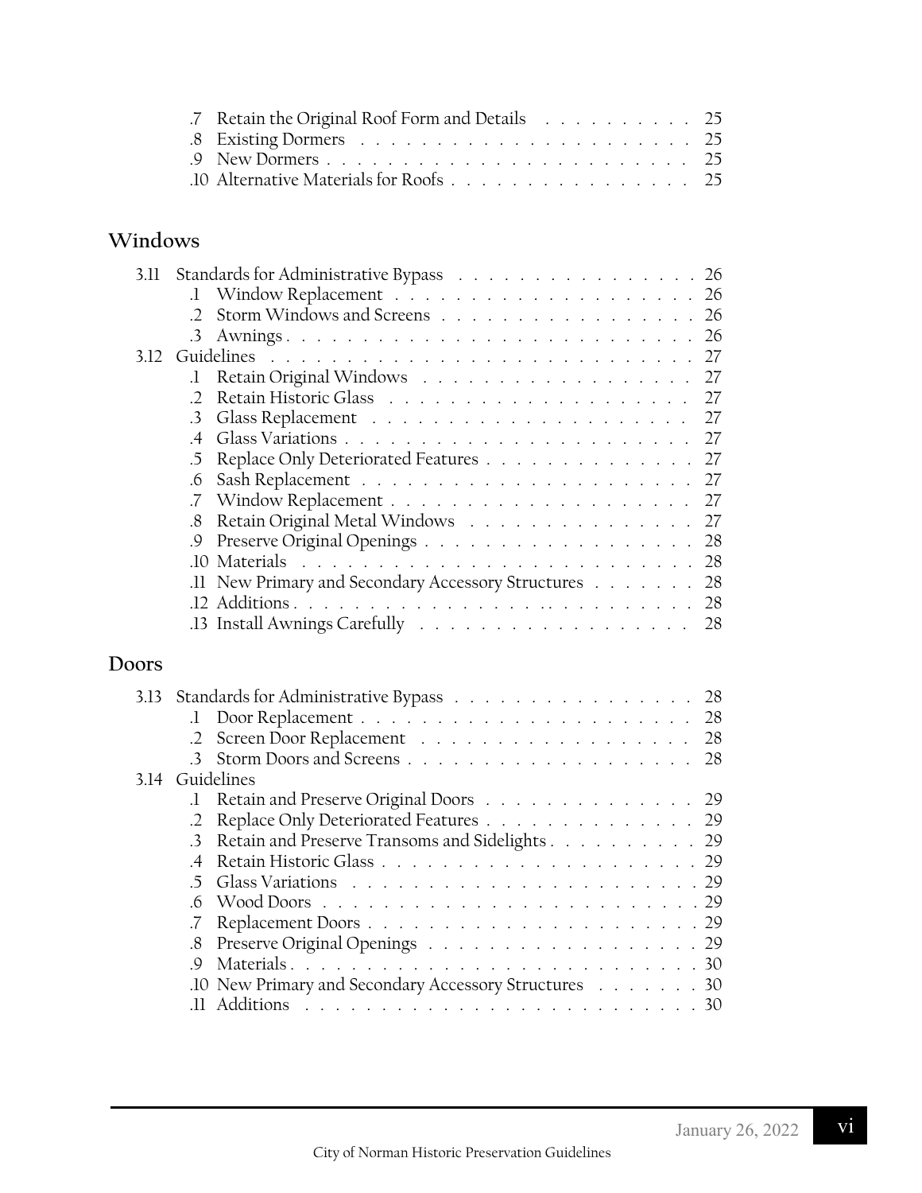.7 Retain the Original Roof Form and Details . . . . . . . . . . 25
.8 Existing Dormers . . . . . . . . . . . . . . . . . . . . . . 25
.9 New Dormers . . . . . . . . . . . . . . . . . . . . . . . . 25
.10 Alternative Materials for Roofs . . . . . . . . . . . . . . . 25

## Windows

3.11 Standards for Administrative Bypass . . . . . . . . . . . . . . . . 26
.1 Window Replacement . . . . . . . . . . . . . . . . . . . . 26
.2 Storm Windows and Screens . . . . . . . . . . . . . . . . . 26
.3 Awnings . . . . . . . . . . . . . . . . . . . . . . . . . . . 26
3.12 Guidelines . . . . . . . . . . . . . . . . . . . . . . . . . . . . 27
.1 Retain Original Windows . . . . . . . . . . . . . . . . . . 27
.2 Retain Historic Glass . . . . . . . . . . . . . . . . . . . . 27
.3 Glass Replacement . . . . . . . . . . . . . . . . . . . . . 27
.4 Glass Variations . . . . . . . . . . . . . . . . . . . . . . . 27
.5 Replace Only Deteriorated Features . . . . . . . . . . . . . 27
.6 Sash Replacement . . . . . . . . . . . . . . . . . . . . . . 27
.7 Window Replacement . . . . . . . . . . . . . . . . . . . . 27
.8 Retain Original Metal Windows . . . . . . . . . . . . . . . 27
.9 Preserve Original Openings . . . . . . . . . . . . . . . . . 28
.10 Materials . . . . . . . . . . . . . . . . . . . . . . . . . . 28
.11 New Primary and Secondary Accessory Structures . . . . . . . 28
.12 Additions . . . . . . . . . . . . . . . . . . . . . . . . . . 28
.13 Install Awnings Carefully . . . . . . . . . . . . . . . . . . 28

## Doors

3.13 Standards for Administrative Bypass . . . . . . . . . . . . . . . . 28
.1 Door Replacement . . . . . . . . . . . . . . . . . . . . . . 28
.2 Screen Door Replacement . . . . . . . . . . . . . . . . . . 28
.3 Storm Doors and Screens . . . . . . . . . . . . . . . . . . . 28
3.14 Guidelines
.1 Retain and Preserve Original Doors . . . . . . . . . . . . . . 29
.2 Replace Only Deteriorated Features . . . . . . . . . . . . . . 29
.3 Retain and Preserve Transoms and Sidelights . . . . . . . . . . 29
.4 Retain Historic Glass . . . . . . . . . . . . . . . . . . . . . 29
.5 Glass Variations . . . . . . . . . . . . . . . . . . . . . . . 29
.6 Wood Doors . . . . . . . . . . . . . . . . . . . . . . . . . 29
.7 Replacement Doors . . . . . . . . . . . . . . . . . . . . . . 29
.8 Preserve Original Openings . . . . . . . . . . . . . . . . . . 29
.9 Materials . . . . . . . . . . . . . . . . . . . . . . . . . . . 30
.10 New Primary and Secondary Accessory Structures . . . . . . . 30
.11 Additions . . . . . . . . . . . . . . . . . . . . . . . . . . 30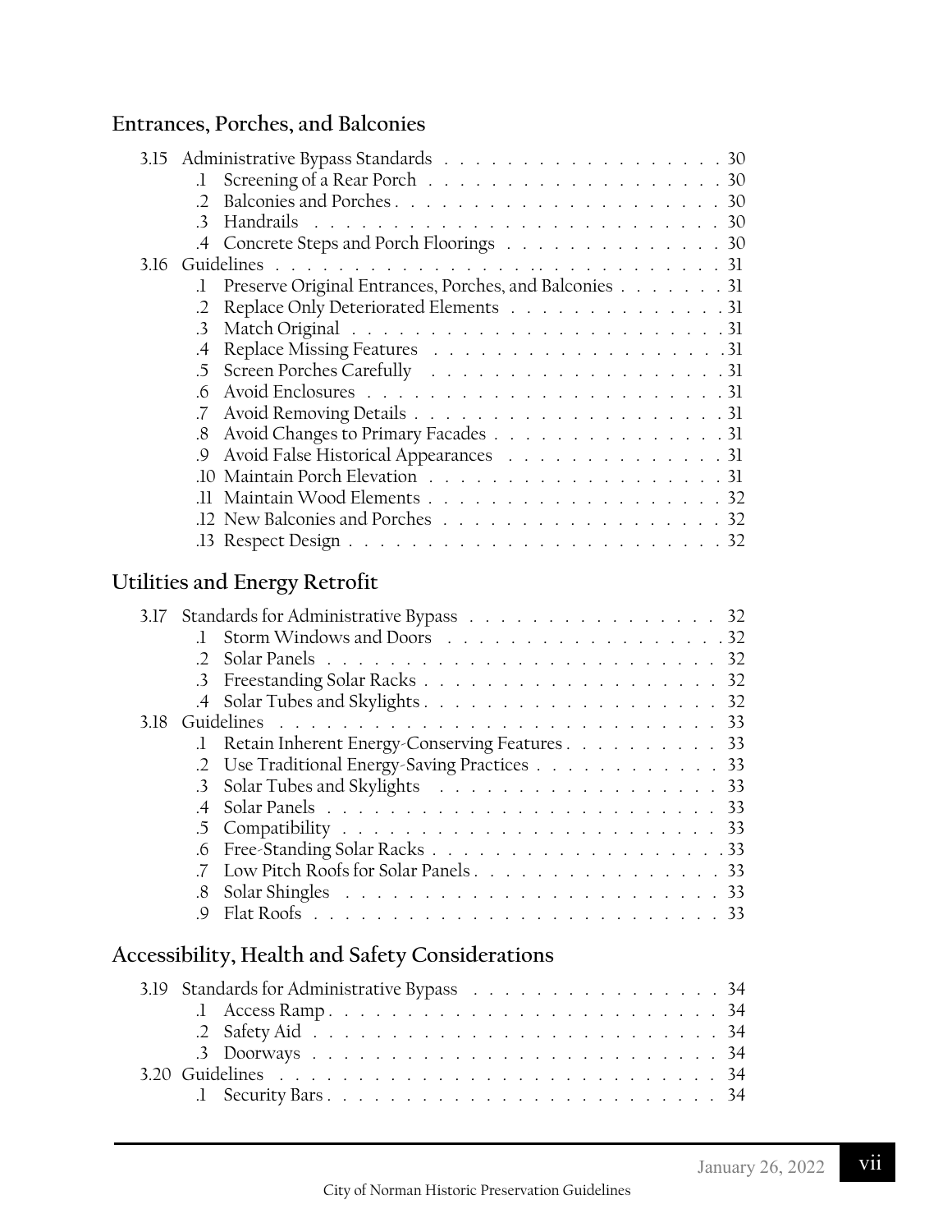## Entrances, Porches, and Balconies

- 3.15 Administrative Bypass Standards . . . . . . . . . . . . . . . . . . . 30
  - .1 Screening of a Rear Porch . . . . . . . . . . . . . . . . . . . . 30
  - .2 Balconies and Porches . . . . . . . . . . . . . . . . . . . . . . 30
  - .3 Handrails . . . . . . . . . . . . . . . . . . . . . . . . . . 30
  - .4 Concrete Steps and Porch Floorings . . . . . . . . . . . . . . 30
- 3.16 Guidelines . . . . . . . . . . . . . . . . . . . . . . . . . . . . 31
  - .1 Preserve Original Entrances, Porches, and Balconies . . . . . . . . 31
  - .2 Replace Only Deteriorated Elements . . . . . . . . . . . . . . 31
  - .3 Match Original . . . . . . . . . . . . . . . . . . . . . . . . 31
  - .4 Replace Missing Features . . . . . . . . . . . . . . . . . . . 31
  - .5 Screen Porches Carefully . . . . . . . . . . . . . . . . . . . 31
  - .6 Avoid Enclosures . . . . . . . . . . . . . . . . . . . . . . . 31
  - .7 Avoid Removing Details . . . . . . . . . . . . . . . . . . . . 31
  - .8 Avoid Changes to Primary Facades . . . . . . . . . . . . . . . 31
  - .9 Avoid False Historical Appearances . . . . . . . . . . . . . . 31
  - .10 Maintain Porch Elevation . . . . . . . . . . . . . . . . . . . 31
  - .11 Maintain Wood Elements . . . . . . . . . . . . . . . . . . . 32
  - .12 New Balconies and Porches . . . . . . . . . . . . . . . . . . 32
  - .13 Respect Design . . . . . . . . . . . . . . . . . . . . . . . . 32

## Utilities and Energy Retrofit

- 3.17 Standards for Administrative Bypass . . . . . . . . . . . . . . . . 32
  - .1 Storm Windows and Doors . . . . . . . . . . . . . . . . . . 32
  - .2 Solar Panels . . . . . . . . . . . . . . . . . . . . . . . . . 32
  - .3 Freestanding Solar Racks . . . . . . . . . . . . . . . . . . . 32
  - .4 Solar Tubes and Skylights . . . . . . . . . . . . . . . . . . . 32
- 3.18 Guidelines . . . . . . . . . . . . . . . . . . . . . . . . . . . . 33
  - .1 Retain Inherent Energy-Conserving Features . . . . . . . . . . 33
  - .2 Use Traditional Energy-Saving Practices . . . . . . . . . . . . 33
  - .3 Solar Tubes and Skylights . . . . . . . . . . . . . . . . . . . 33
  - .4 Solar Panels . . . . . . . . . . . . . . . . . . . . . . . . . 33
  - .5 Compatibility . . . . . . . . . . . . . . . . . . . . . . . . 33
  - .6 Free-Standing Solar Racks . . . . . . . . . . . . . . . . . . . 33
  - .7 Low Pitch Roofs for Solar Panels . . . . . . . . . . . . . . . . 33
  - .8 Solar Shingles . . . . . . . . . . . . . . . . . . . . . . . . 33
  - .9 Flat Roofs . . . . . . . . . . . . . . . . . . . . . . . . . . 33

## Accessibility, Health and Safety Considerations

- 3.19 Standards for Administrative Bypass . . . . . . . . . . . . . . . . 34
  - .1 Access Ramp . . . . . . . . . . . . . . . . . . . . . . . . . 34
  - .2 Safety Aid . . . . . . . . . . . . . . . . . . . . . . . . . . 34
  - .3 Doorways . . . . . . . . . . . . . . . . . . . . . . . . . . 34
- 3.20 Guidelines . . . . . . . . . . . . . . . . . . . . . . . . . . . . 34
  - .1 Security Bars . . . . . . . . . . . . . . . . . . . . . . . . . 34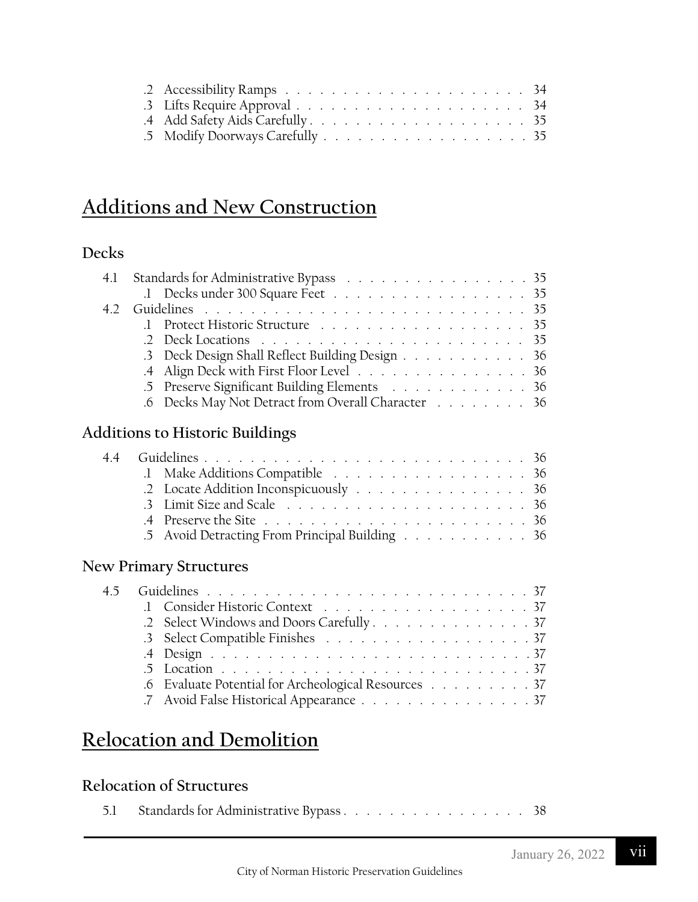.2 Accessibility Ramps . . . . . . . . . . . . . . . . . . . . . 34
.3 Lifts Require Approval . . . . . . . . . . . . . . . . . . . . 34
.4 Add Safety Aids Carefully . . . . . . . . . . . . . . . . . . . 35
.5 Modify Doorways Carefully . . . . . . . . . . . . . . . . . . 35

# Additions and New Construction

## Decks

4.1 Standards for Administrative Bypass . . . . . . . . . . . . . . . . 35
.1 Decks under 300 Square Feet . . . . . . . . . . . . . . . . . 35
4.2 Guidelines . . . . . . . . . . . . . . . . . . . . . . . . . . . 35
.1 Protect Historic Structure . . . . . . . . . . . . . . . . . . 35
.2 Deck Locations . . . . . . . . . . . . . . . . . . . . . . . 35
.3 Deck Design Shall Reflect Building Design . . . . . . . . . . . 36
.4 Align Deck with First Floor Level . . . . . . . . . . . . . . . 36
.5 Preserve Significant Building Elements . . . . . . . . . . . . 36
.6 Decks May Not Detract from Overall Character . . . . . . . . 36

## Additions to Historic Buildings

4.4 Guidelines . . . . . . . . . . . . . . . . . . . . . . . . . . . 36
.1 Make Additions Compatible . . . . . . . . . . . . . . . . . 36
.2 Locate Addition Inconspicuously . . . . . . . . . . . . . . . 36
.3 Limit Size and Scale . . . . . . . . . . . . . . . . . . . . . 36
.4 Preserve the Site . . . . . . . . . . . . . . . . . . . . . . . 36
.5 Avoid Detracting From Principal Building . . . . . . . . . . . 36

## New Primary Structures

4.5 Guidelines . . . . . . . . . . . . . . . . . . . . . . . . . . . 37
.1 Consider Historic Context . . . . . . . . . . . . . . . . . . 37
.2 Select Windows and Doors Carefully . . . . . . . . . . . . . . 37
.3 Select Compatible Finishes . . . . . . . . . . . . . . . . . . 37
.4 Design . . . . . . . . . . . . . . . . . . . . . . . . . . . . 37
.5 Location . . . . . . . . . . . . . . . . . . . . . . . . . . . 37
.6 Evaluate Potential for Archeological Resources . . . . . . . . . 37
.7 Avoid False Historical Appearance . . . . . . . . . . . . . . . 37

# Relocation and Demolition

## Relocation of Structures

5.1 Standards for Administrative Bypass . . . . . . . . . . . . . . . . 38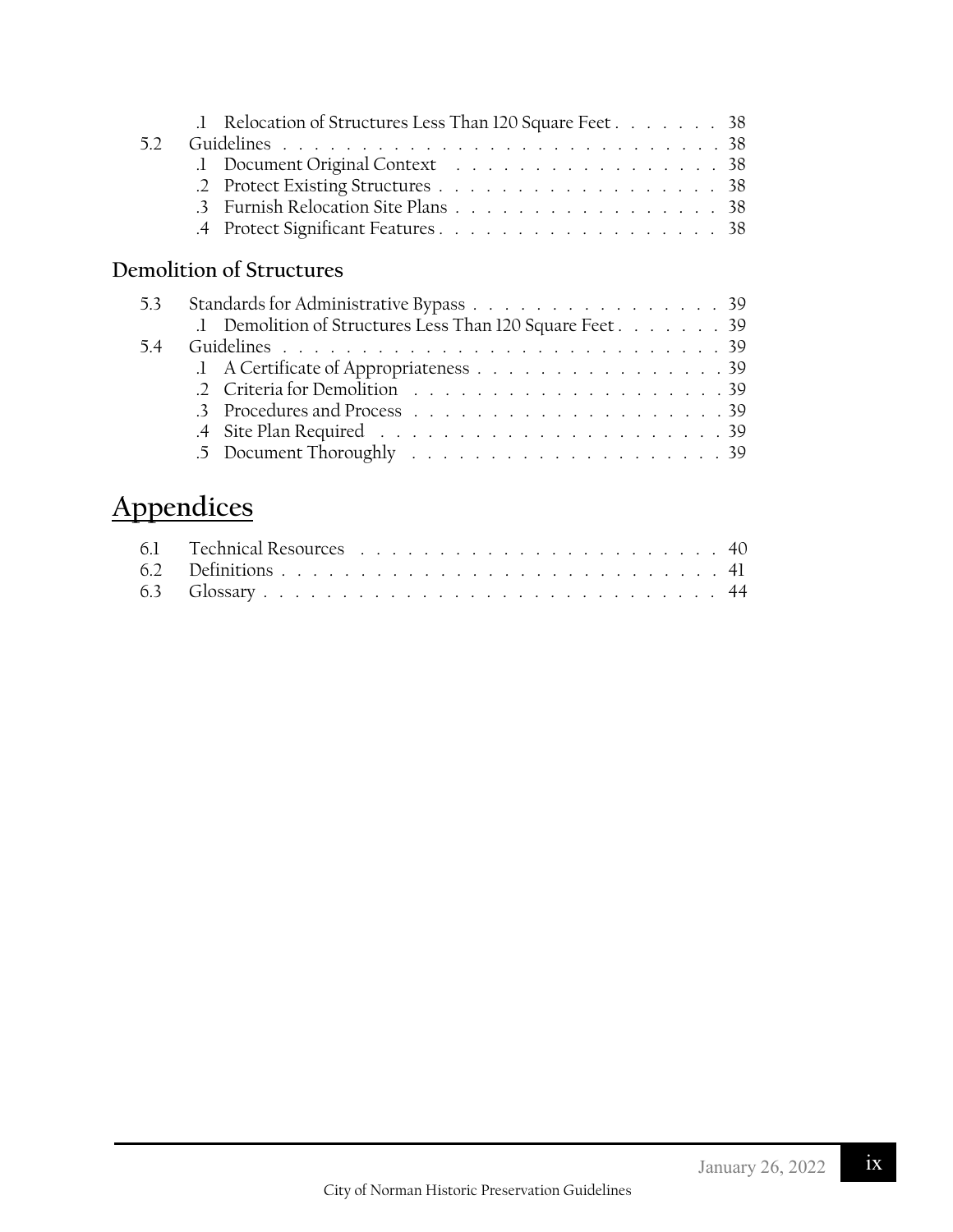.1 Relocation of Structures Less Than 120 Square Feet . . . . . . . 38

5.2 Guidelines . . . . . . . . . . . . . . . . . . . . . . . . . . . . 38

.1 Document Original Context . . . . . . . . . . . . . . . . . 38

.2 Protect Existing Structures . . . . . . . . . . . . . . . . . 38

.3 Furnish Relocation Site Plans . . . . . . . . . . . . . . . . 38

.4 Protect Significant Features . . . . . . . . . . . . . . . . . 38

### Demolition of Structures

5.3 Standards for Administrative Bypass . . . . . . . . . . . . . . . 39

.1 Demolition of Structures Less Than 120 Square Feet . . . . . . . 39

5.4 Guidelines . . . . . . . . . . . . . . . . . . . . . . . . . . . . 39

.1 A Certificate of Appropriateness . . . . . . . . . . . . . . . 39

.2 Criteria for Demolition . . . . . . . . . . . . . . . . . . . 39

.3 Procedures and Process . . . . . . . . . . . . . . . . . . . 39

.4 Site Plan Required . . . . . . . . . . . . . . . . . . . . . 39

.5 Document Thoroughly . . . . . . . . . . . . . . . . . . . . 39

## Appendices

6.1 Technical Resources . . . . . . . . . . . . . . . . . . . . . . 40

6.2 Definitions . . . . . . . . . . . . . . . . . . . . . . . . . . . 41

6.3 Glossary . . . . . . . . . . . . . . . . . . . . . . . . . . . . 44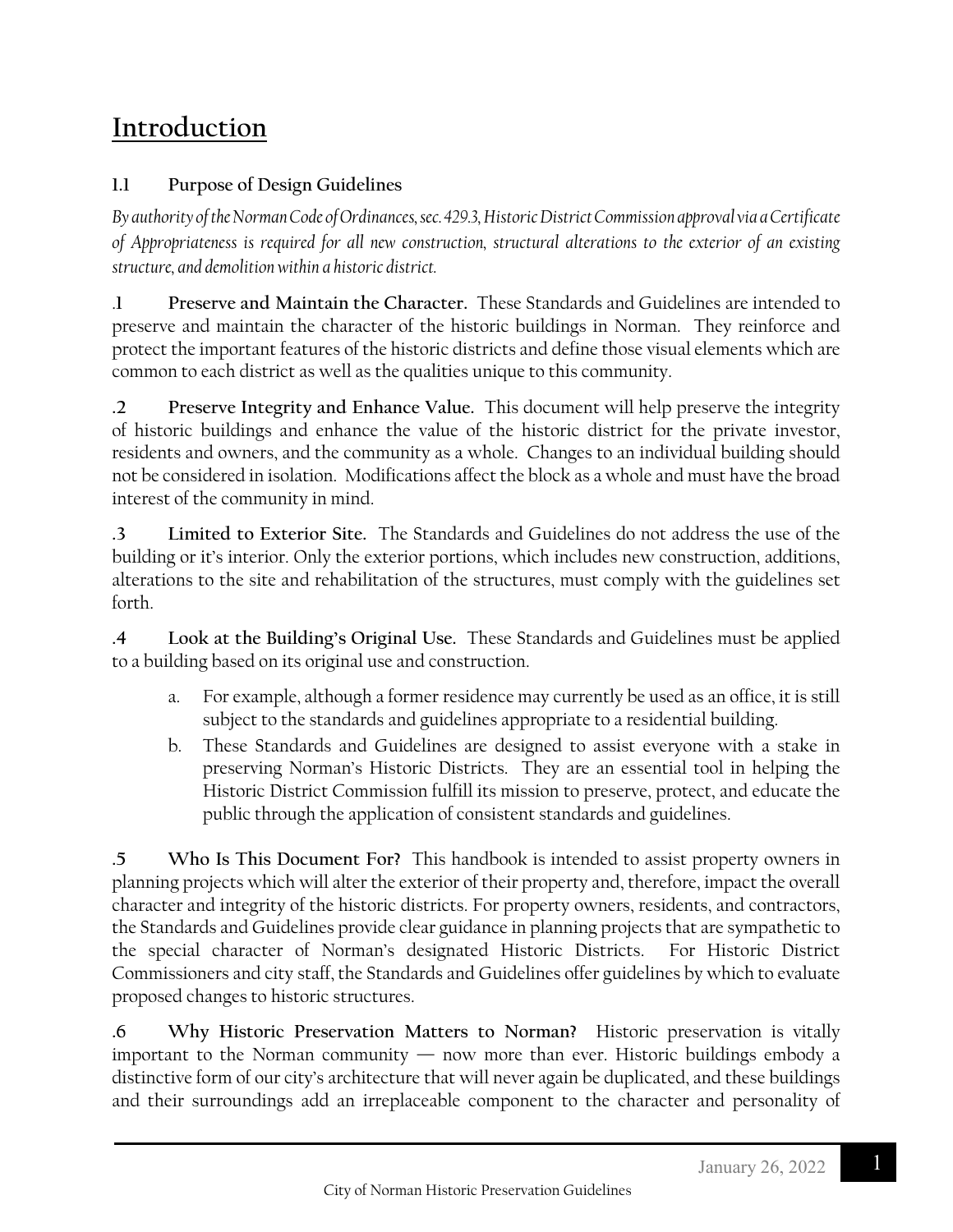# Introduction

### 1.1 Purpose of Design Guidelines

*By authority of the Norman Code of Ordinances, sec. 429.3, Historic District Commission approval via a Certificate of Appropriateness is required for all new construction, structural alterations to the exterior of an existing structure, and demolition within a historic district.*

**.1 Preserve and Maintain the Character.** These Standards and Guidelines are intended to preserve and maintain the character of the historic buildings in Norman. They reinforce and protect the important features of the historic districts and define those visual elements which are common to each district as well as the qualities unique to this community.

**.2 Preserve Integrity and Enhance Value.** This document will help preserve the integrity of historic buildings and enhance the value of the historic district for the private investor, residents and owners, and the community as a whole. Changes to an individual building should not be considered in isolation. Modifications affect the block as a whole and must have the broad interest of the community in mind.

**.3 Limited to Exterior Site.** The Standards and Guidelines do not address the use of the building or it's interior. Only the exterior portions, which includes new construction, additions, alterations to the site and rehabilitation of the structures, must comply with the guidelines set forth.

**.4 Look at the Building's Original Use.** These Standards and Guidelines must be applied to a building based on its original use and construction.

a. For example, although a former residence may currently be used as an office, it is still subject to the standards and guidelines appropriate to a residential building.

b. These Standards and Guidelines are designed to assist everyone with a stake in preserving Norman's Historic Districts. They are an essential tool in helping the Historic District Commission fulfill its mission to preserve, protect, and educate the public through the application of consistent standards and guidelines.

**.5 Who Is This Document For?** This handbook is intended to assist property owners in planning projects which will alter the exterior of their property and, therefore, impact the overall character and integrity of the historic districts. For property owners, residents, and contractors, the Standards and Guidelines provide clear guidance in planning projects that are sympathetic to the special character of Norman's designated Historic Districts. For Historic District Commissioners and city staff, the Standards and Guidelines offer guidelines by which to evaluate proposed changes to historic structures.

**.6 Why Historic Preservation Matters to Norman?** Historic preservation is vitally important to the Norman community — now more than ever. Historic buildings embody a distinctive form of our city's architecture that will never again be duplicated, and these buildings and their surroundings add an irreplaceable component to the character and personality of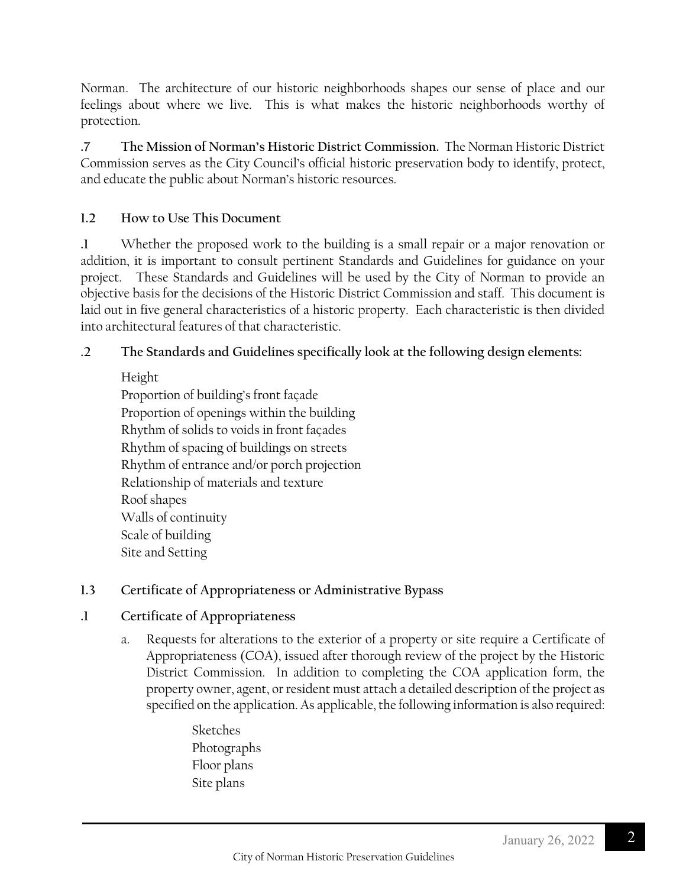Norman. The architecture of our historic neighborhoods shapes our sense of place and our feelings about where we live. This is what makes the historic neighborhoods worthy of protection.

**.7 The Mission of Norman's Historic District Commission.** The Norman Historic District Commission serves as the City Council's official historic preservation body to identify, protect, and educate the public about Norman's historic resources.

## 1.2 How to Use This Document

**.1** Whether the proposed work to the building is a small repair or a major renovation or addition, it is important to consult pertinent Standards and Guidelines for guidance on your project. These Standards and Guidelines will be used by the City of Norman to provide an objective basis for the decisions of the Historic District Commission and staff. This document is laid out in five general characteristics of a historic property. Each characteristic is then divided into architectural features of that characteristic.

**.2 The Standards and Guidelines specifically look at the following design elements:**

- Height
- Proportion of building's front façade
- Proportion of openings within the building
- Rhythm of solids to voids in front façades
- Rhythm of spacing of buildings on streets
- Rhythm of entrance and/or porch projection
- Relationship of materials and texture
- Roof shapes
- Walls of continuity
- Scale of building
- Site and Setting

## 1.3 Certificate of Appropriateness or Administrative Bypass

### .1 Certificate of Appropriateness

a. Requests for alterations to the exterior of a property or site require a Certificate of Appropriateness (COA), issued after thorough review of the project by the Historic District Commission. In addition to completing the COA application form, the property owner, agent, or resident must attach a detailed description of the project as specified on the application. As applicable, the following information is also required:

- Sketches
- Photographs
- Floor plans
- Site plans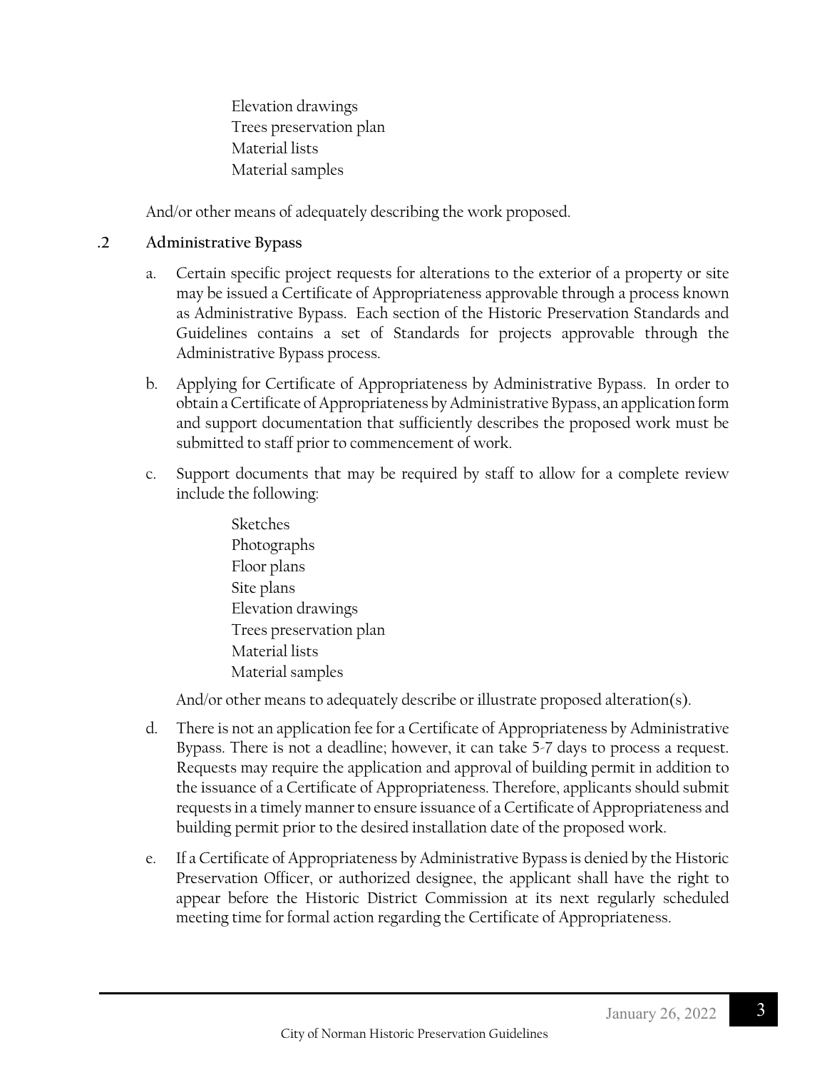Elevation drawings
Trees preservation plan
Material lists
Material samples

And/or other means of adequately describing the work proposed.

### .2 Administrative Bypass

a. Certain specific project requests for alterations to the exterior of a property or site may be issued a Certificate of Appropriateness approvable through a process known as Administrative Bypass. Each section of the Historic Preservation Standards and Guidelines contains a set of Standards for projects approvable through the Administrative Bypass process.

b. Applying for Certificate of Appropriateness by Administrative Bypass. In order to obtain a Certificate of Appropriateness by Administrative Bypass, an application form and support documentation that sufficiently describes the proposed work must be submitted to staff prior to commencement of work.

c. Support documents that may be required by staff to allow for a complete review include the following:

Sketches
Photographs
Floor plans
Site plans
Elevation drawings
Trees preservation plan
Material lists
Material samples

And/or other means to adequately describe or illustrate proposed alteration(s).

d. There is not an application fee for a Certificate of Appropriateness by Administrative Bypass. There is not a deadline; however, it can take 5-7 days to process a request. Requests may require the application and approval of building permit in addition to the issuance of a Certificate of Appropriateness. Therefore, applicants should submit requests in a timely manner to ensure issuance of a Certificate of Appropriateness and building permit prior to the desired installation date of the proposed work.

e. If a Certificate of Appropriateness by Administrative Bypass is denied by the Historic Preservation Officer, or authorized designee, the applicant shall have the right to appear before the Historic District Commission at its next regularly scheduled meeting time for formal action regarding the Certificate of Appropriateness.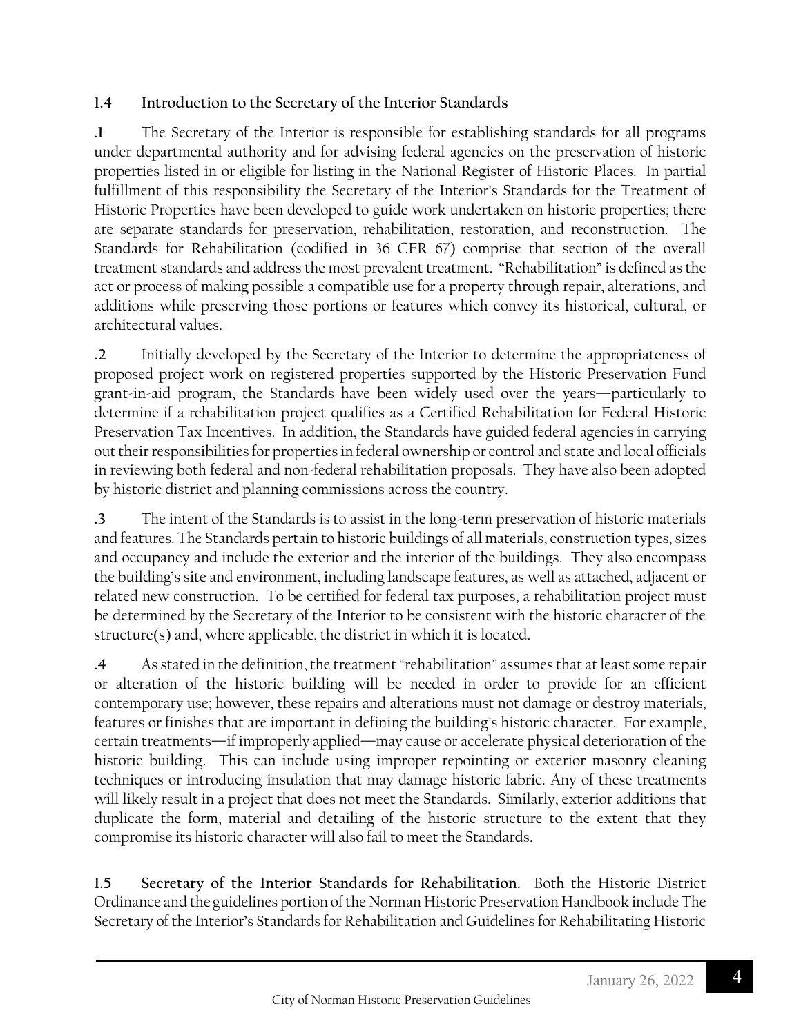### 1.4 Introduction to the Secretary of the Interior Standards

**.1** The Secretary of the Interior is responsible for establishing standards for all programs under departmental authority and for advising federal agencies on the preservation of historic properties listed in or eligible for listing in the National Register of Historic Places. In partial fulfillment of this responsibility the Secretary of the Interior's Standards for the Treatment of Historic Properties have been developed to guide work undertaken on historic properties; there are separate standards for preservation, rehabilitation, restoration, and reconstruction. The Standards for Rehabilitation (codified in 36 CFR 67) comprise that section of the overall treatment standards and address the most prevalent treatment. "Rehabilitation" is defined as the act or process of making possible a compatible use for a property through repair, alterations, and additions while preserving those portions or features which convey its historical, cultural, or architectural values.

**.2** Initially developed by the Secretary of the Interior to determine the appropriateness of proposed project work on registered properties supported by the Historic Preservation Fund grant-in-aid program, the Standards have been widely used over the years—particularly to determine if a rehabilitation project qualifies as a Certified Rehabilitation for Federal Historic Preservation Tax Incentives. In addition, the Standards have guided federal agencies in carrying out their responsibilities for properties in federal ownership or control and state and local officials in reviewing both federal and non-federal rehabilitation proposals. They have also been adopted by historic district and planning commissions across the country.

**.3** The intent of the Standards is to assist in the long-term preservation of historic materials and features. The Standards pertain to historic buildings of all materials, construction types, sizes and occupancy and include the exterior and the interior of the buildings. They also encompass the building's site and environment, including landscape features, as well as attached, adjacent or related new construction. To be certified for federal tax purposes, a rehabilitation project must be determined by the Secretary of the Interior to be consistent with the historic character of the structure(s) and, where applicable, the district in which it is located.

**.4** As stated in the definition, the treatment "rehabilitation" assumes that at least some repair or alteration of the historic building will be needed in order to provide for an efficient contemporary use; however, these repairs and alterations must not damage or destroy materials, features or finishes that are important in defining the building's historic character. For example, certain treatments—if improperly applied—may cause or accelerate physical deterioration of the historic building. This can include using improper repointing or exterior masonry cleaning techniques or introducing insulation that may damage historic fabric. Any of these treatments will likely result in a project that does not meet the Standards. Similarly, exterior additions that duplicate the form, material and detailing of the historic structure to the extent that they compromise its historic character will also fail to meet the Standards.

**1.5 Secretary of the Interior Standards for Rehabilitation.** Both the Historic District Ordinance and the guidelines portion of the Norman Historic Preservation Handbook include The Secretary of the Interior's Standards for Rehabilitation and Guidelines for Rehabilitating Historic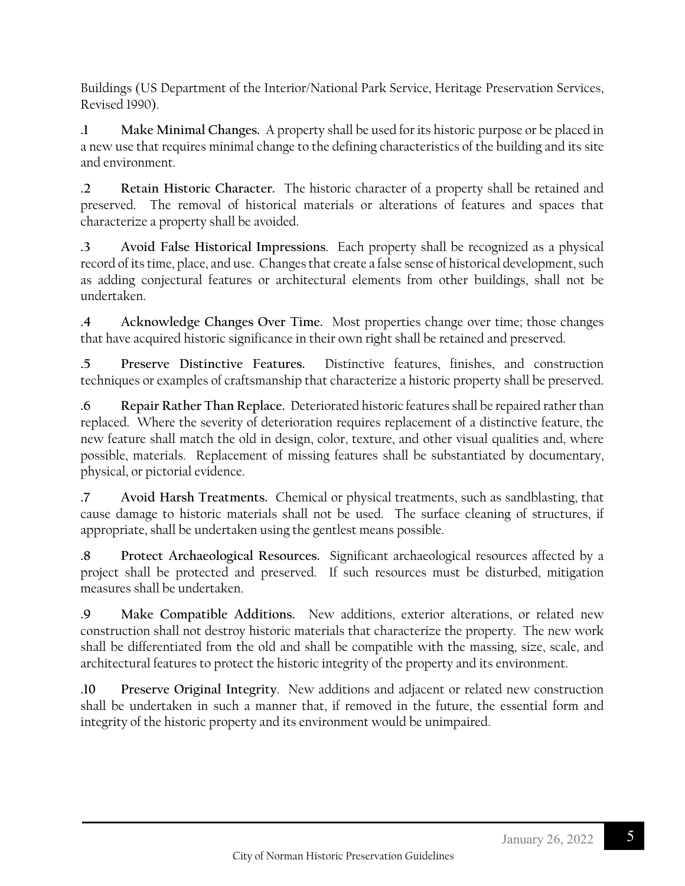Buildings (US Department of the Interior/National Park Service, Heritage Preservation Services, Revised 1990).

**.1 Make Minimal Changes.** A property shall be used for its historic purpose or be placed in a new use that requires minimal change to the defining characteristics of the building and its site and environment.

**.2 Retain Historic Character.** The historic character of a property shall be retained and preserved. The removal of historical materials or alterations of features and spaces that characterize a property shall be avoided.

**.3 Avoid False Historical Impressions**. Each property shall be recognized as a physical record of its time, place, and use. Changes that create a false sense of historical development, such as adding conjectural features or architectural elements from other buildings, shall not be undertaken.

**.4 Acknowledge Changes Over Time.** Most properties change over time; those changes that have acquired historic significance in their own right shall be retained and preserved.

**.5 Preserve Distinctive Features.** Distinctive features, finishes, and construction techniques or examples of craftsmanship that characterize a historic property shall be preserved.

**.6 Repair Rather Than Replace.** Deteriorated historic features shall be repaired rather than replaced. Where the severity of deterioration requires replacement of a distinctive feature, the new feature shall match the old in design, color, texture, and other visual qualities and, where possible, materials. Replacement of missing features shall be substantiated by documentary, physical, or pictorial evidence.

**.7 Avoid Harsh Treatments.** Chemical or physical treatments, such as sandblasting, that cause damage to historic materials shall not be used. The surface cleaning of structures, if appropriate, shall be undertaken using the gentlest means possible.

**.8 Protect Archaeological Resources.** Significant archaeological resources affected by a project shall be protected and preserved. If such resources must be disturbed, mitigation measures shall be undertaken.

**.9 Make Compatible Additions.** New additions, exterior alterations, or related new construction shall not destroy historic materials that characterize the property. The new work shall be differentiated from the old and shall be compatible with the massing, size, scale, and architectural features to protect the historic integrity of the property and its environment.

**.10 Preserve Original Integrity**. New additions and adjacent or related new construction shall be undertaken in such a manner that, if removed in the future, the essential form and integrity of the historic property and its environment would be unimpaired.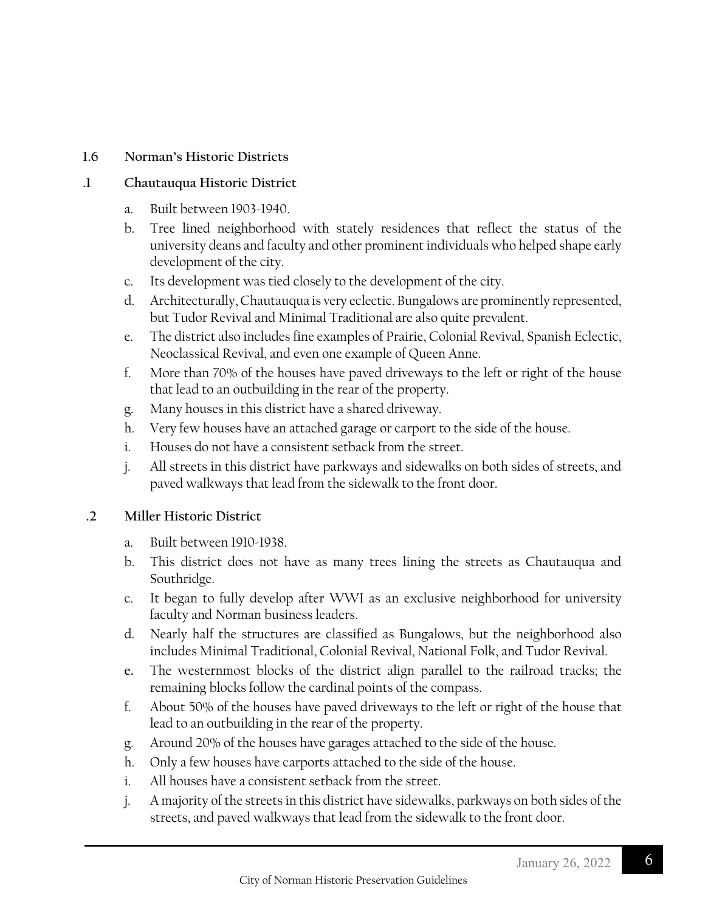## 1.6 Norman's Historic Districts

### .1 Chautauqua Historic District

a. Built between 1903-1940.

b. Tree lined neighborhood with stately residences that reflect the status of the university deans and faculty and other prominent individuals who helped shape early development of the city.

c. Its development was tied closely to the development of the city.

d. Architecturally, Chautauqua is very eclectic. Bungalows are prominently represented, but Tudor Revival and Minimal Traditional are also quite prevalent.

e. The district also includes fine examples of Prairie, Colonial Revival, Spanish Eclectic, Neoclassical Revival, and even one example of Queen Anne.

f. More than 70% of the houses have paved driveways to the left or right of the house that lead to an outbuilding in the rear of the property.

g. Many houses in this district have a shared driveway.

h. Very few houses have an attached garage or carport to the side of the house.

i. Houses do not have a consistent setback from the street.

j. All streets in this district have parkways and sidewalks on both sides of streets, and paved walkways that lead from the sidewalk to the front door.

### .2 Miller Historic District

a. Built between 1910-1938.

b. This district does not have as many trees lining the streets as Chautauqua and Southridge.

c. It began to fully develop after WWI as an exclusive neighborhood for university faculty and Norman business leaders.

d. Nearly half the structures are classified as Bungalows, but the neighborhood also includes Minimal Traditional, Colonial Revival, National Folk, and Tudor Revival.

e. The westernmost blocks of the district align parallel to the railroad tracks; the remaining blocks follow the cardinal points of the compass.

f. About 50% of the houses have paved driveways to the left or right of the house that lead to an outbuilding in the rear of the property.

g. Around 20% of the houses have garages attached to the side of the house.

h. Only a few houses have carports attached to the side of the house.

i. All houses have a consistent setback from the street.

j. A majority of the streets in this district have sidewalks, parkways on both sides of the streets, and paved walkways that lead from the sidewalk to the front door.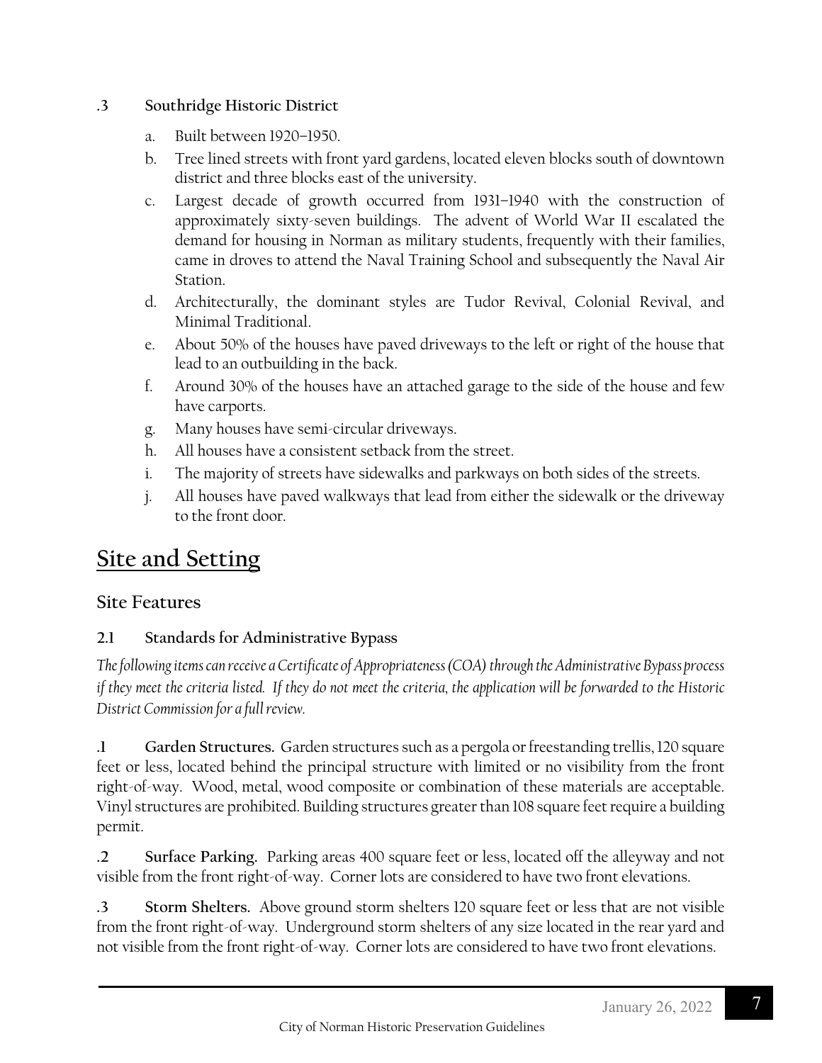**.3 Southridge Historic District**

a. Built between 1920–1950.

b. Tree lined streets with front yard gardens, located eleven blocks south of downtown district and three blocks east of the university.

c. Largest decade of growth occurred from 1931–1940 with the construction of approximately sixty-seven buildings. The advent of World War II escalated the demand for housing in Norman as military students, frequently with their families, came in droves to attend the Naval Training School and subsequently the Naval Air Station.

d. Architecturally, the dominant styles are Tudor Revival, Colonial Revival, and Minimal Traditional.

e. About 50% of the houses have paved driveways to the left or right of the house that lead to an outbuilding in the back.

f. Around 30% of the houses have an attached garage to the side of the house and few have carports.

g. Many houses have semi-circular driveways.

h. All houses have a consistent setback from the street.

i. The majority of streets have sidewalks and parkways on both sides of the streets.

j. All houses have paved walkways that lead from either the sidewalk or the driveway to the front door.

# Site and Setting

## Site Features

### 2.1 Standards for Administrative Bypass

*The following items can receive a Certificate of Appropriateness (COA) through the Administrative Bypass process if they meet the criteria listed. If they do not meet the criteria, the application will be forwarded to the Historic District Commission for a full review.*

**.1 Garden Structures.** Garden structures such as a pergola or freestanding trellis, 120 square feet or less, located behind the principal structure with limited or no visibility from the front right-of-way. Wood, metal, wood composite or combination of these materials are acceptable. Vinyl structures are prohibited. Building structures greater than 108 square feet require a building permit.

**.2 Surface Parking.** Parking areas 400 square feet or less, located off the alleyway and not visible from the front right-of-way. Corner lots are considered to have two front elevations.

**.3 Storm Shelters.** Above ground storm shelters 120 square feet or less that are not visible from the front right-of-way. Underground storm shelters of any size located in the rear yard and not visible from the front right-of-way. Corner lots are considered to have two front elevations.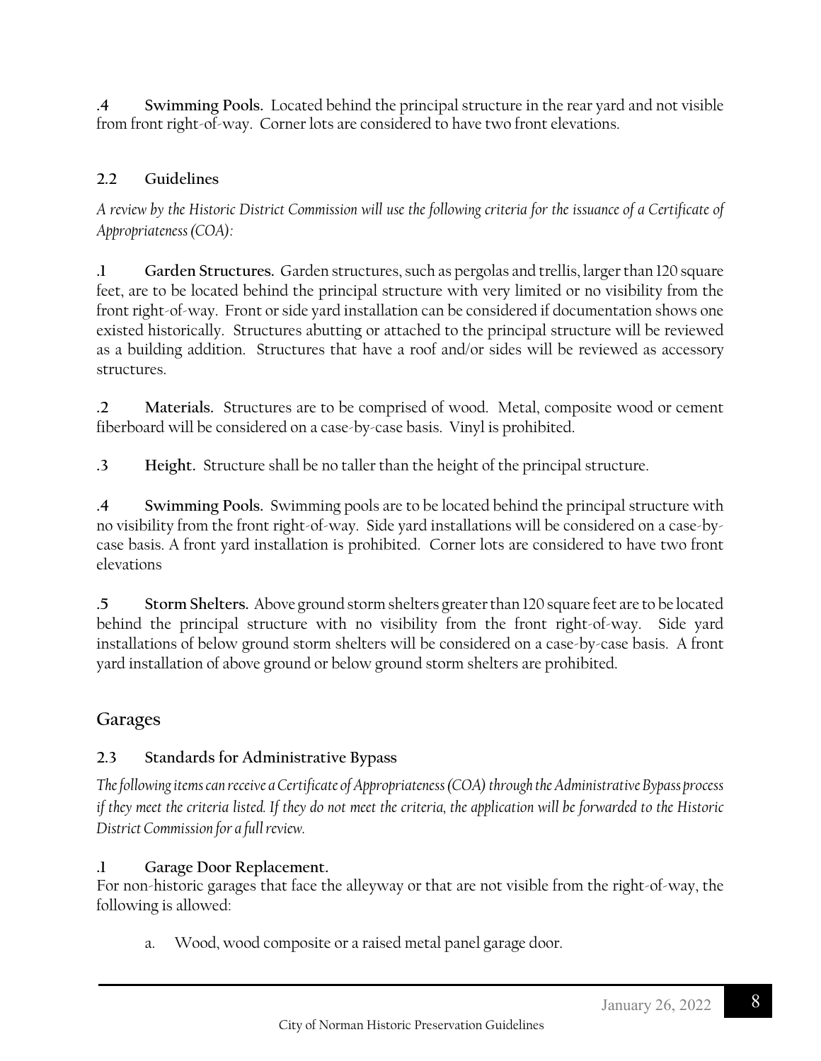**.4 Swimming Pools.** Located behind the principal structure in the rear yard and not visible from front right-of-way. Corner lots are considered to have two front elevations.

### 2.2 Guidelines

*A review by the Historic District Commission will use the following criteria for the issuance of a Certificate of Appropriateness (COA):*

**.1 Garden Structures.** Garden structures, such as pergolas and trellis, larger than 120 square feet, are to be located behind the principal structure with very limited or no visibility from the front right-of-way. Front or side yard installation can be considered if documentation shows one existed historically. Structures abutting or attached to the principal structure will be reviewed as a building addition. Structures that have a roof and/or sides will be reviewed as accessory structures.

**.2 Materials.** Structures are to be comprised of wood. Metal, composite wood or cement fiberboard will be considered on a case-by-case basis. Vinyl is prohibited.

**.3 Height.** Structure shall be no taller than the height of the principal structure.

**.4 Swimming Pools.** Swimming pools are to be located behind the principal structure with no visibility from the front right-of-way. Side yard installations will be considered on a case-by-case basis. A front yard installation is prohibited. Corner lots are considered to have two front elevations

**.5 Storm Shelters.** Above ground storm shelters greater than 120 square feet are to be located behind the principal structure with no visibility from the front right-of-way. Side yard installations of below ground storm shelters will be considered on a case-by-case basis. A front yard installation of above ground or below ground storm shelters are prohibited.

## Garages

### 2.3 Standards for Administrative Bypass

*The following items can receive a Certificate of Appropriateness (COA) through the Administrative Bypass process if they meet the criteria listed. If they do not meet the criteria, the application will be forwarded to the Historic District Commission for a full review.*

**.1 Garage Door Replacement.**
For non-historic garages that face the alleyway or that are not visible from the right-of-way, the following is allowed:

a. Wood, wood composite or a raised metal panel garage door.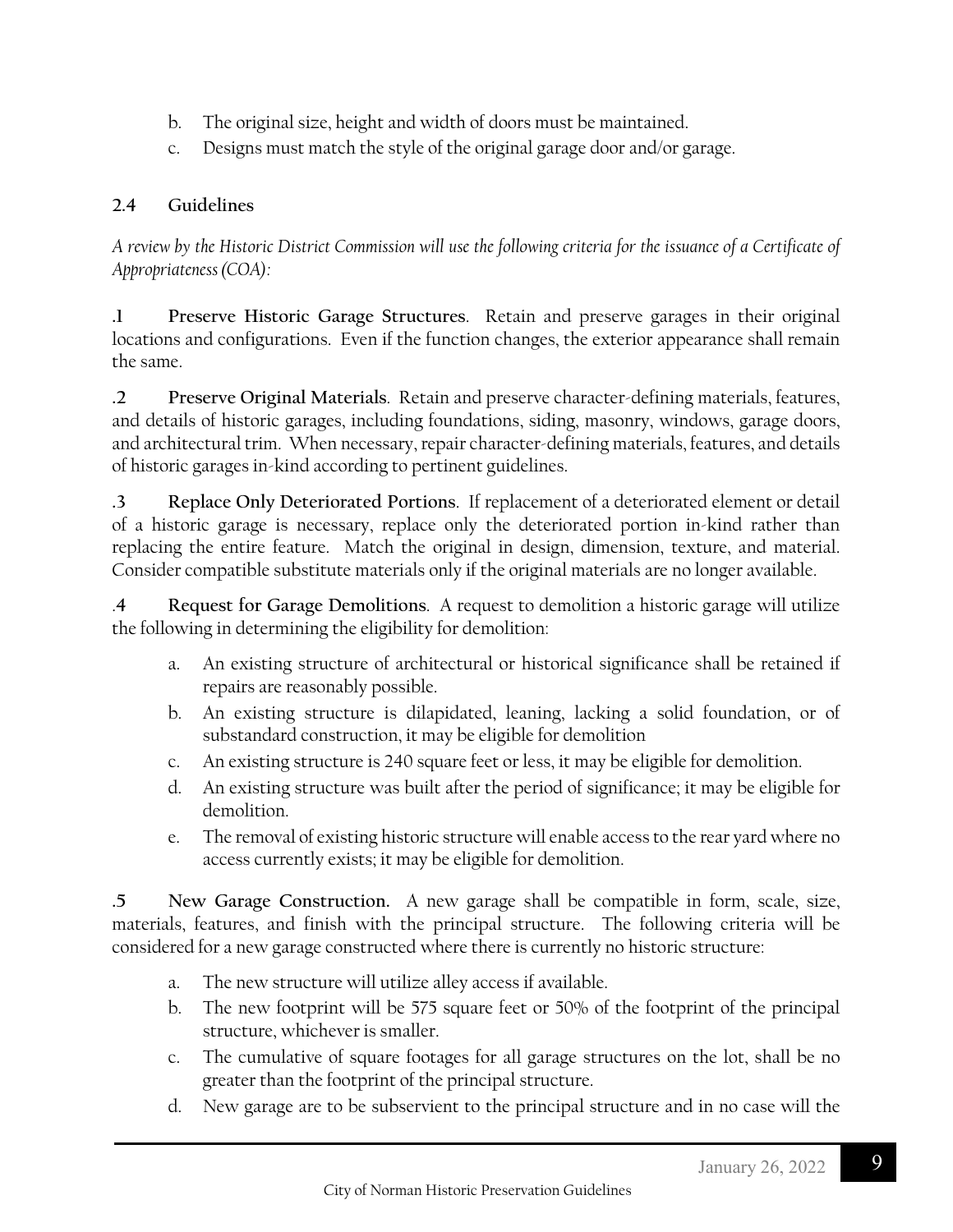b. The original size, height and width of doors must be maintained.
c. Designs must match the style of the original garage door and/or garage.

### 2.4 Guidelines

*A review by the Historic District Commission will use the following criteria for the issuance of a Certificate of Appropriateness (COA):*

**.1 Preserve Historic Garage Structures**. Retain and preserve garages in their original locations and configurations. Even if the function changes, the exterior appearance shall remain the same.

**.2 Preserve Original Materials**. Retain and preserve character-defining materials, features, and details of historic garages, including foundations, siding, masonry, windows, garage doors, and architectural trim. When necessary, repair character-defining materials, features, and details of historic garages in-kind according to pertinent guidelines.

**.3 Replace Only Deteriorated Portions**. If replacement of a deteriorated element or detail of a historic garage is necessary, replace only the deteriorated portion in-kind rather than replacing the entire feature. Match the original in design, dimension, texture, and material. Consider compatible substitute materials only if the original materials are no longer available.

**.4 Request for Garage Demolitions**. A request to demolition a historic garage will utilize the following in determining the eligibility for demolition:

a. An existing structure of architectural or historical significance shall be retained if repairs are reasonably possible.
b. An existing structure is dilapidated, leaning, lacking a solid foundation, or of substandard construction, it may be eligible for demolition
c. An existing structure is 240 square feet or less, it may be eligible for demolition.
d. An existing structure was built after the period of significance; it may be eligible for demolition.
e. The removal of existing historic structure will enable access to the rear yard where no access currently exists; it may be eligible for demolition.

**.5 New Garage Construction.** A new garage shall be compatible in form, scale, size, materials, features, and finish with the principal structure. The following criteria will be considered for a new garage constructed where there is currently no historic structure:

a. The new structure will utilize alley access if available.
b. The new footprint will be 575 square feet or 50% of the footprint of the principal structure, whichever is smaller.
c. The cumulative of square footages for all garage structures on the lot, shall be no greater than the footprint of the principal structure.
d. New garage are to be subservient to the principal structure and in no case will the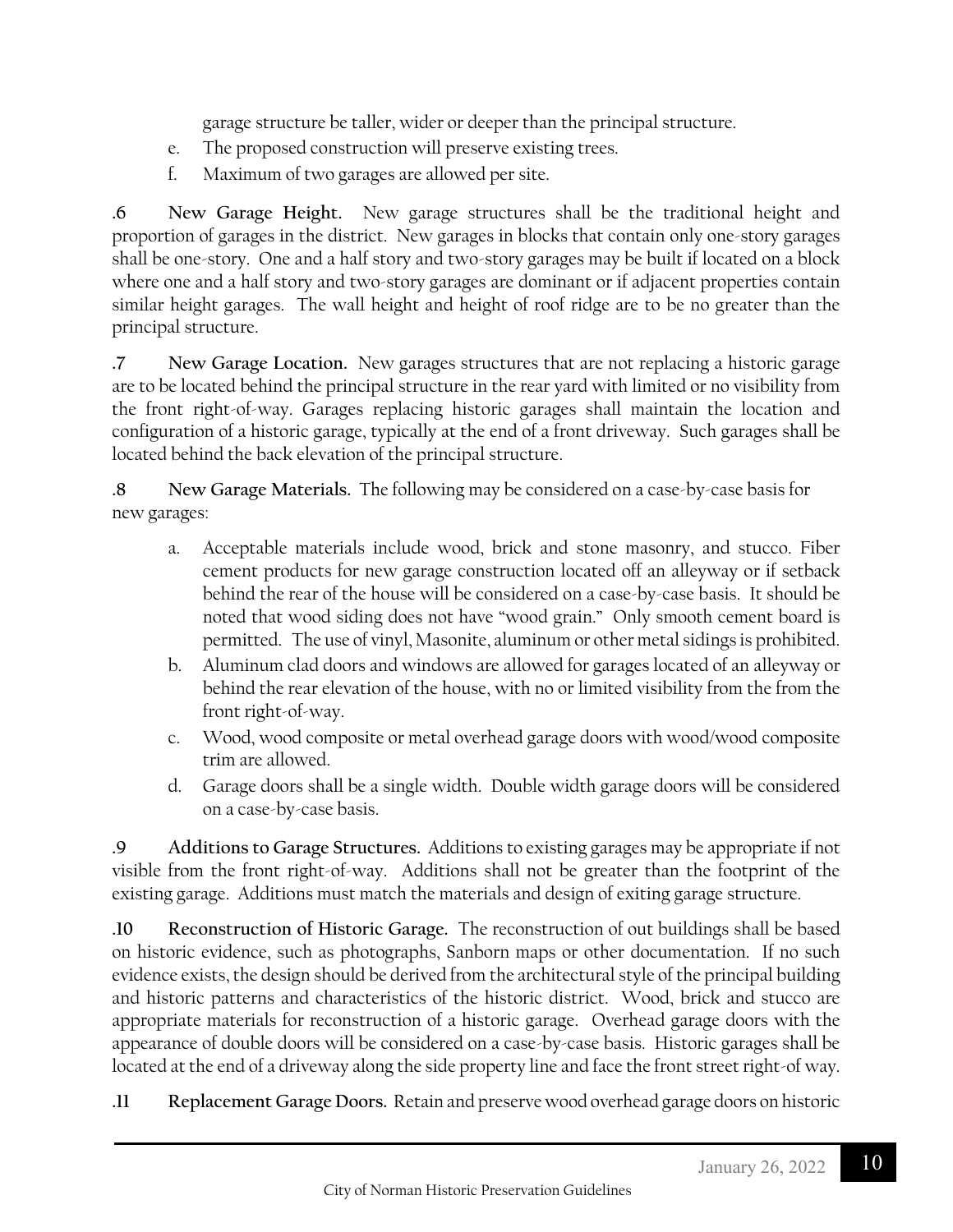garage structure be taller, wider or deeper than the principal structure.

e. The proposed construction will preserve existing trees.
f. Maximum of two garages are allowed per site.

**.6 New Garage Height.** New garage structures shall be the traditional height and proportion of garages in the district. New garages in blocks that contain only one-story garages shall be one-story. One and a half story and two-story garages may be built if located on a block where one and a half story and two-story garages are dominant or if adjacent properties contain similar height garages. The wall height and height of roof ridge are to be no greater than the principal structure.

**.7 New Garage Location.** New garages structures that are not replacing a historic garage are to be located behind the principal structure in the rear yard with limited or no visibility from the front right-of-way. Garages replacing historic garages shall maintain the location and configuration of a historic garage, typically at the end of a front driveway. Such garages shall be located behind the back elevation of the principal structure.

**.8 New Garage Materials.** The following may be considered on a case-by-case basis for new garages:

a. Acceptable materials include wood, brick and stone masonry, and stucco. Fiber cement products for new garage construction located off an alleyway or if setback behind the rear of the house will be considered on a case-by-case basis. It should be noted that wood siding does not have "wood grain." Only smooth cement board is permitted. The use of vinyl, Masonite, aluminum or other metal sidings is prohibited.
b. Aluminum clad doors and windows are allowed for garages located of an alleyway or behind the rear elevation of the house, with no or limited visibility from the from the front right-of-way.
c. Wood, wood composite or metal overhead garage doors with wood/wood composite trim are allowed.
d. Garage doors shall be a single width. Double width garage doors will be considered on a case-by-case basis.

**.9 Additions to Garage Structures.** Additions to existing garages may be appropriate if not visible from the front right-of-way. Additions shall not be greater than the footprint of the existing garage. Additions must match the materials and design of exiting garage structure.

**.10 Reconstruction of Historic Garage.** The reconstruction of out buildings shall be based on historic evidence, such as photographs, Sanborn maps or other documentation. If no such evidence exists, the design should be derived from the architectural style of the principal building and historic patterns and characteristics of the historic district. Wood, brick and stucco are appropriate materials for reconstruction of a historic garage. Overhead garage doors with the appearance of double doors will be considered on a case-by-case basis. Historic garages shall be located at the end of a driveway along the side property line and face the front street right-of way.

**.11 Replacement Garage Doors.** Retain and preserve wood overhead garage doors on historic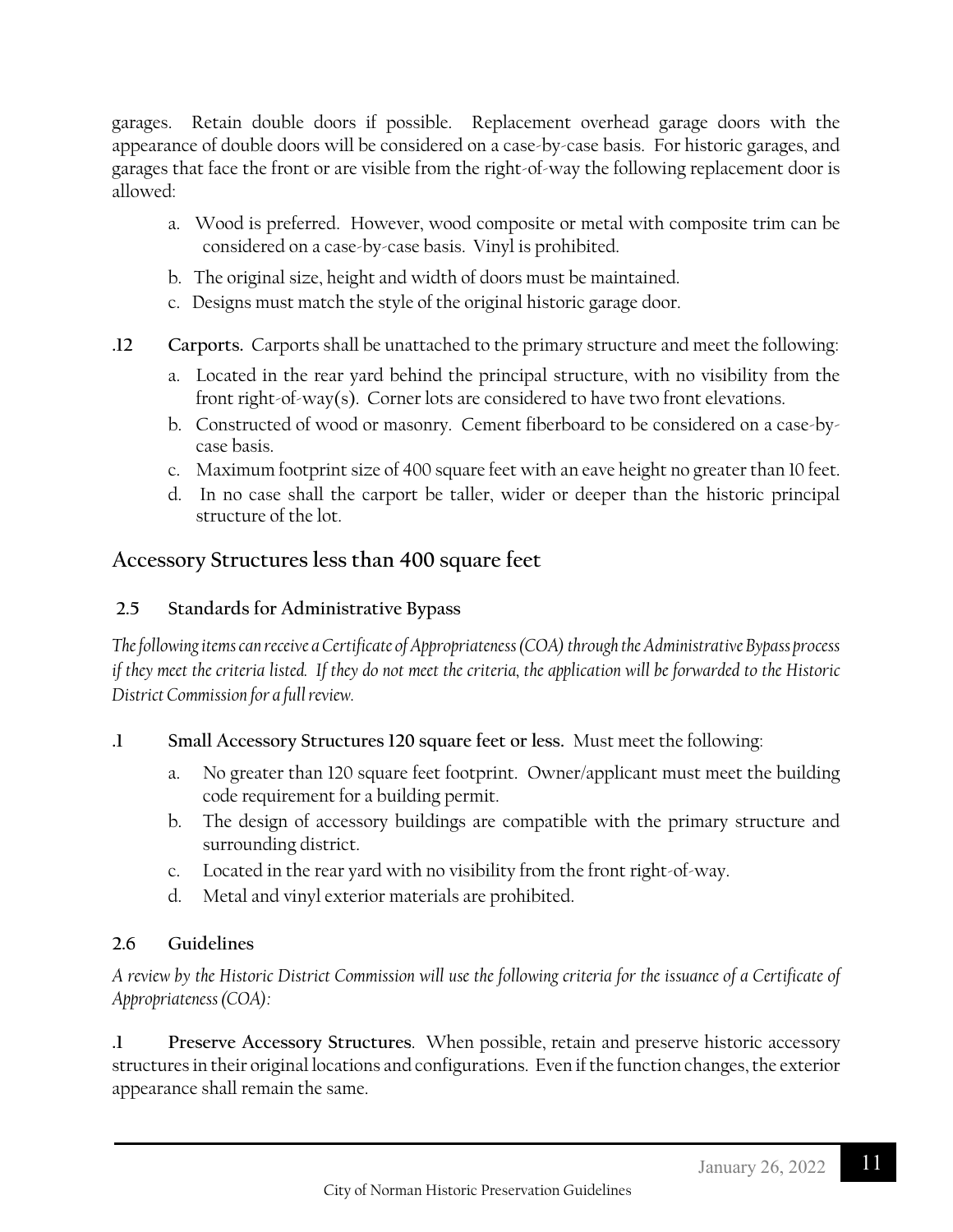garages. Retain double doors if possible. Replacement overhead garage doors with the appearance of double doors will be considered on a case-by-case basis. For historic garages, and garages that face the front or are visible from the right-of-way the following replacement door is allowed:

a. Wood is preferred. However, wood composite or metal with composite trim can be considered on a case-by-case basis. Vinyl is prohibited.

b. The original size, height and width of doors must be maintained.

c. Designs must match the style of the original historic garage door.

**.12 Carports.** Carports shall be unattached to the primary structure and meet the following:

a. Located in the rear yard behind the principal structure, with no visibility from the front right-of-way(s). Corner lots are considered to have two front elevations.

b. Constructed of wood or masonry. Cement fiberboard to be considered on a case-by-case basis.

c. Maximum footprint size of 400 square feet with an eave height no greater than 10 feet.

d. In no case shall the carport be taller, wider or deeper than the historic principal structure of the lot.

## Accessory Structures less than 400 square feet

### 2.5 Standards for Administrative Bypass

*The following items can receive a Certificate of Appropriateness (COA) through the Administrative Bypass process if they meet the criteria listed. If they do not meet the criteria, the application will be forwarded to the Historic District Commission for a full review.*

**.1 Small Accessory Structures 120 square feet or less.** Must meet the following:

a. No greater than 120 square feet footprint. Owner/applicant must meet the building code requirement for a building permit.

b. The design of accessory buildings are compatible with the primary structure and surrounding district.

c. Located in the rear yard with no visibility from the front right-of-way.

d. Metal and vinyl exterior materials are prohibited.

### 2.6 Guidelines

*A review by the Historic District Commission will use the following criteria for the issuance of a Certificate of Appropriateness (COA):*

**.1 Preserve Accessory Structures**. When possible, retain and preserve historic accessory structures in their original locations and configurations. Even if the function changes, the exterior appearance shall remain the same.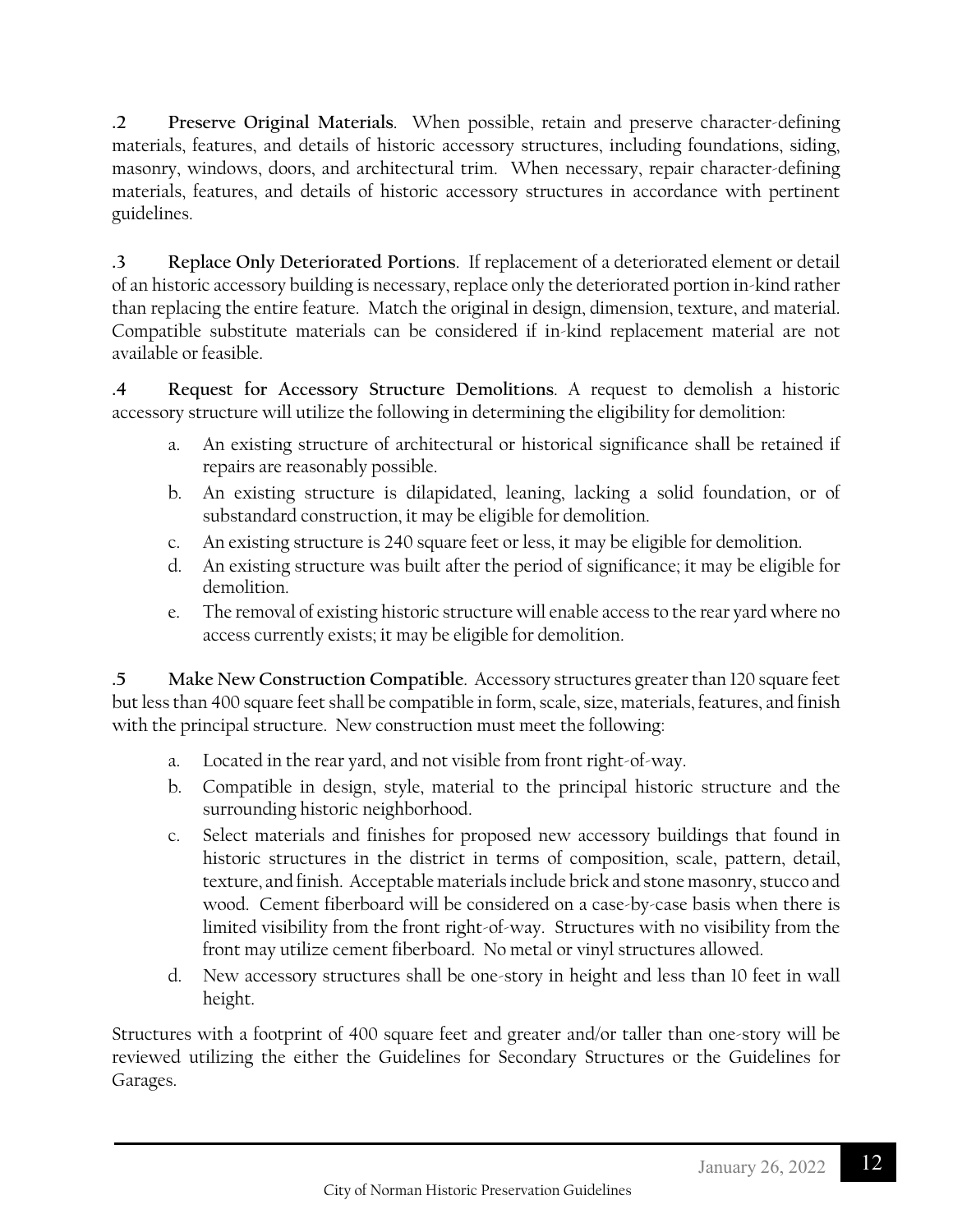**.2 Preserve Original Materials**. When possible, retain and preserve character-defining materials, features, and details of historic accessory structures, including foundations, siding, masonry, windows, doors, and architectural trim. When necessary, repair character-defining materials, features, and details of historic accessory structures in accordance with pertinent guidelines.

**.3 Replace Only Deteriorated Portions**. If replacement of a deteriorated element or detail of an historic accessory building is necessary, replace only the deteriorated portion in-kind rather than replacing the entire feature. Match the original in design, dimension, texture, and material. Compatible substitute materials can be considered if in-kind replacement material are not available or feasible.

**.4 Request for Accessory Structure Demolitions**. A request to demolish a historic accessory structure will utilize the following in determining the eligibility for demolition:

a. An existing structure of architectural or historical significance shall be retained if repairs are reasonably possible.
b. An existing structure is dilapidated, leaning, lacking a solid foundation, or of substandard construction, it may be eligible for demolition.
c. An existing structure is 240 square feet or less, it may be eligible for demolition.
d. An existing structure was built after the period of significance; it may be eligible for demolition.
e. The removal of existing historic structure will enable access to the rear yard where no access currently exists; it may be eligible for demolition.

**.5 Make New Construction Compatible**. Accessory structures greater than 120 square feet but less than 400 square feet shall be compatible in form, scale, size, materials, features, and finish with the principal structure. New construction must meet the following:

a. Located in the rear yard, and not visible from front right-of-way.
b. Compatible in design, style, material to the principal historic structure and the surrounding historic neighborhood.
c. Select materials and finishes for proposed new accessory buildings that found in historic structures in the district in terms of composition, scale, pattern, detail, texture, and finish. Acceptable materials include brick and stone masonry, stucco and wood. Cement fiberboard will be considered on a case-by-case basis when there is limited visibility from the front right-of-way. Structures with no visibility from the front may utilize cement fiberboard. No metal or vinyl structures allowed.
d. New accessory structures shall be one-story in height and less than 10 feet in wall height.

Structures with a footprint of 400 square feet and greater and/or taller than one-story will be reviewed utilizing the either the Guidelines for Secondary Structures or the Guidelines for Garages.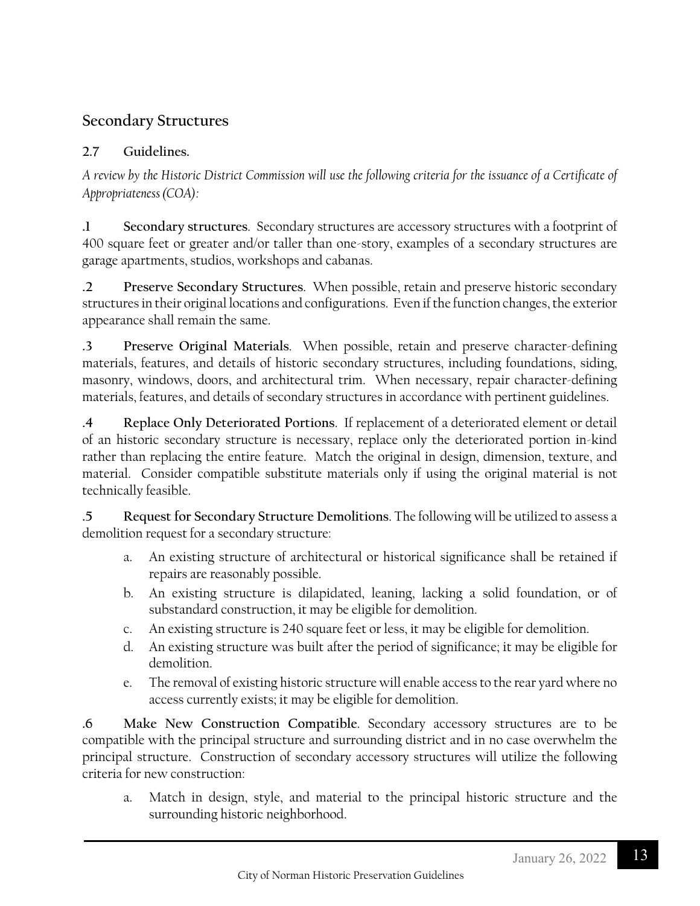## Secondary Structures

### 2.7 Guidelines.

*A review by the Historic District Commission will use the following criteria for the issuance of a Certificate of Appropriateness (COA):*

**.1 Secondary structures**. Secondary structures are accessory structures with a footprint of 400 square feet or greater and/or taller than one-story, examples of a secondary structures are garage apartments, studios, workshops and cabanas.

**.2 Preserve Secondary Structures**. When possible, retain and preserve historic secondary structures in their original locations and configurations. Even if the function changes, the exterior appearance shall remain the same.

**.3 Preserve Original Materials**. When possible, retain and preserve character-defining materials, features, and details of historic secondary structures, including foundations, siding, masonry, windows, doors, and architectural trim. When necessary, repair character-defining materials, features, and details of secondary structures in accordance with pertinent guidelines.

**.4 Replace Only Deteriorated Portions**. If replacement of a deteriorated element or detail of an historic secondary structure is necessary, replace only the deteriorated portion in-kind rather than replacing the entire feature. Match the original in design, dimension, texture, and material. Consider compatible substitute materials only if using the original material is not technically feasible.

**.5 Request for Secondary Structure Demolitions**. The following will be utilized to assess a demolition request for a secondary structure:

a. An existing structure of architectural or historical significance shall be retained if repairs are reasonably possible.
b. An existing structure is dilapidated, leaning, lacking a solid foundation, or of substandard construction, it may be eligible for demolition.
c. An existing structure is 240 square feet or less, it may be eligible for demolition.
d. An existing structure was built after the period of significance; it may be eligible for demolition.
e. The removal of existing historic structure will enable access to the rear yard where no access currently exists; it may be eligible for demolition.

**.6 Make New Construction Compatible**. Secondary accessory structures are to be compatible with the principal structure and surrounding district and in no case overwhelm the principal structure. Construction of secondary accessory structures will utilize the following criteria for new construction:

a. Match in design, style, and material to the principal historic structure and the surrounding historic neighborhood.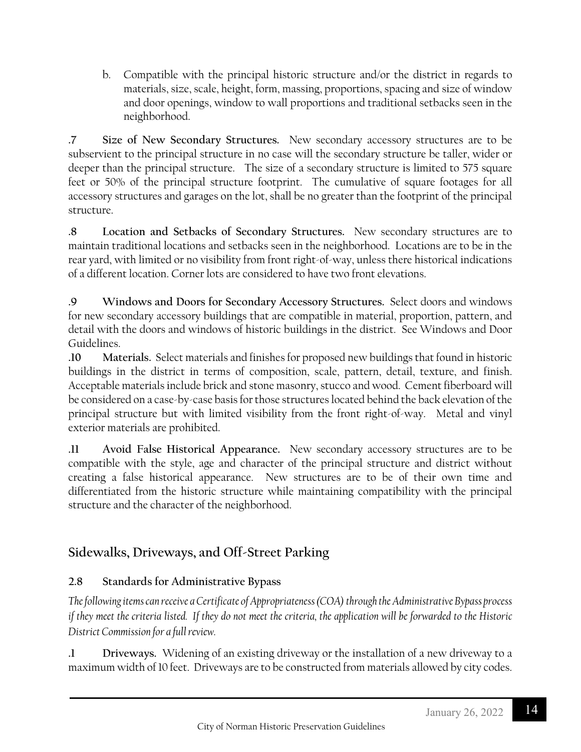b. Compatible with the principal historic structure and/or the district in regards to materials, size, scale, height, form, massing, proportions, spacing and size of window and door openings, window to wall proportions and traditional setbacks seen in the neighborhood.

**.7 Size of New Secondary Structures.** New secondary accessory structures are to be subservient to the principal structure in no case will the secondary structure be taller, wider or deeper than the principal structure. The size of a secondary structure is limited to 575 square feet or 50% of the principal structure footprint. The cumulative of square footages for all accessory structures and garages on the lot, shall be no greater than the footprint of the principal structure.

**.8 Location and Setbacks of Secondary Structures.** New secondary structures are to maintain traditional locations and setbacks seen in the neighborhood. Locations are to be in the rear yard, with limited or no visibility from front right-of-way, unless there historical indications of a different location. Corner lots are considered to have two front elevations.

**.9 Windows and Doors for Secondary Accessory Structures.** Select doors and windows for new secondary accessory buildings that are compatible in material, proportion, pattern, and detail with the doors and windows of historic buildings in the district. See Windows and Door Guidelines.

**.10 Materials.** Select materials and finishes for proposed new buildings that found in historic buildings in the district in terms of composition, scale, pattern, detail, texture, and finish. Acceptable materials include brick and stone masonry, stucco and wood. Cement fiberboard will be considered on a case-by-case basis for those structures located behind the back elevation of the principal structure but with limited visibility from the front right-of-way. Metal and vinyl exterior materials are prohibited.

**.11 Avoid False Historical Appearance.** New secondary accessory structures are to be compatible with the style, age and character of the principal structure and district without creating a false historical appearance. New structures are to be of their own time and differentiated from the historic structure while maintaining compatibility with the principal structure and the character of the neighborhood.

## Sidewalks, Driveways, and Off-Street Parking

### 2.8 Standards for Administrative Bypass

*The following items can receive a Certificate of Appropriateness (COA) through the Administrative Bypass process if they meet the criteria listed. If they do not meet the criteria, the application will be forwarded to the Historic District Commission for a full review.*

**.1 Driveways.** Widening of an existing driveway or the installation of a new driveway to a maximum width of 10 feet. Driveways are to be constructed from materials allowed by city codes.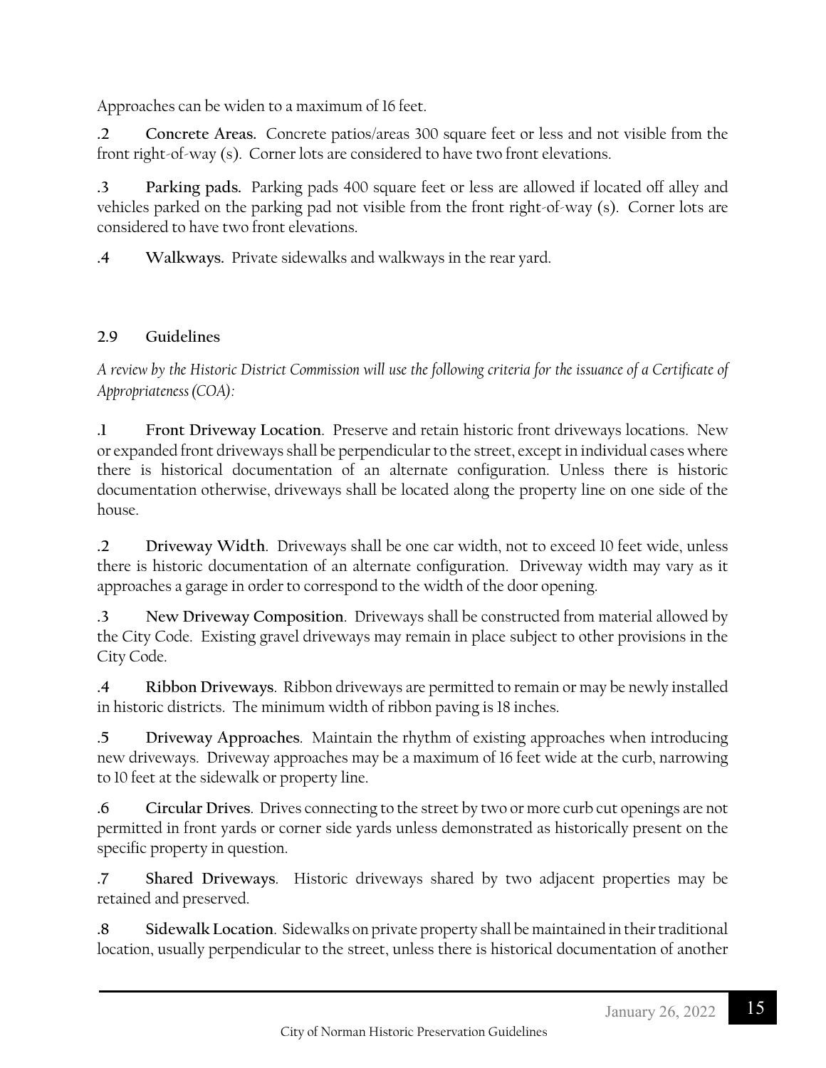Approaches can be widen to a maximum of 16 feet.

**.2 Concrete Areas.** Concrete patios/areas 300 square feet or less and not visible from the front right-of-way (s). Corner lots are considered to have two front elevations.

**.3 Parking pads.** Parking pads 400 square feet or less are allowed if located off alley and vehicles parked on the parking pad not visible from the front right-of-way (s). Corner lots are considered to have two front elevations.

**.4 Walkways.** Private sidewalks and walkways in the rear yard.

### 2.9 Guidelines

*A review by the Historic District Commission will use the following criteria for the issuance of a Certificate of Appropriateness (COA):*

**.1 Front Driveway Location**. Preserve and retain historic front driveways locations. New or expanded front driveways shall be perpendicular to the street, except in individual cases where there is historical documentation of an alternate configuration. Unless there is historic documentation otherwise, driveways shall be located along the property line on one side of the house.

**.2 Driveway Width**. Driveways shall be one car width, not to exceed 10 feet wide, unless there is historic documentation of an alternate configuration. Driveway width may vary as it approaches a garage in order to correspond to the width of the door opening.

**.3 New Driveway Composition**. Driveways shall be constructed from material allowed by the City Code. Existing gravel driveways may remain in place subject to other provisions in the City Code.

**.4 Ribbon Driveways**. Ribbon driveways are permitted to remain or may be newly installed in historic districts. The minimum width of ribbon paving is 18 inches.

**.5 Driveway Approaches**. Maintain the rhythm of existing approaches when introducing new driveways. Driveway approaches may be a maximum of 16 feet wide at the curb, narrowing to 10 feet at the sidewalk or property line.

**.6 Circular Drives**. Drives connecting to the street by two or more curb cut openings are not permitted in front yards or corner side yards unless demonstrated as historically present on the specific property in question.

**.7 Shared Driveways**. Historic driveways shared by two adjacent properties may be retained and preserved.

**.8 Sidewalk Location**. Sidewalks on private property shall be maintained in their traditional location, usually perpendicular to the street, unless there is historical documentation of another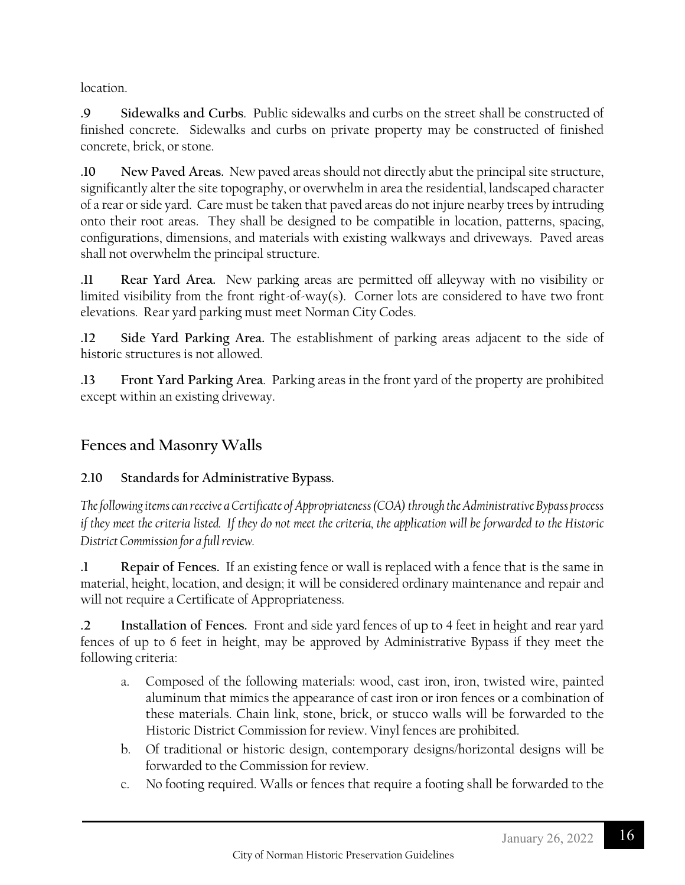location.

**.9 Sidewalks and Curbs**. Public sidewalks and curbs on the street shall be constructed of finished concrete. Sidewalks and curbs on private property may be constructed of finished concrete, brick, or stone.

**.10 New Paved Areas.** New paved areas should not directly abut the principal site structure, significantly alter the site topography, or overwhelm in area the residential, landscaped character of a rear or side yard. Care must be taken that paved areas do not injure nearby trees by intruding onto their root areas. They shall be designed to be compatible in location, patterns, spacing, configurations, dimensions, and materials with existing walkways and driveways. Paved areas shall not overwhelm the principal structure.

**.11 Rear Yard Area.** New parking areas are permitted off alleyway with no visibility or limited visibility from the front right-of-way(s). Corner lots are considered to have two front elevations. Rear yard parking must meet Norman City Codes.

**.12 Side Yard Parking Area.** The establishment of parking areas adjacent to the side of historic structures is not allowed.

**.13 Front Yard Parking Area**. Parking areas in the front yard of the property are prohibited except within an existing driveway.

## Fences and Masonry Walls

### 2.10 Standards for Administrative Bypass.

*The following items can receive a Certificate of Appropriateness (COA) through the Administrative Bypass process if they meet the criteria listed. If they do not meet the criteria, the application will be forwarded to the Historic District Commission for a full review.*

**.1 Repair of Fences.** If an existing fence or wall is replaced with a fence that is the same in material, height, location, and design; it will be considered ordinary maintenance and repair and will not require a Certificate of Appropriateness.

**.2 Installation of Fences.** Front and side yard fences of up to 4 feet in height and rear yard fences of up to 6 feet in height, may be approved by Administrative Bypass if they meet the following criteria:

a. Composed of the following materials: wood, cast iron, iron, twisted wire, painted aluminum that mimics the appearance of cast iron or iron fences or a combination of these materials. Chain link, stone, brick, or stucco walls will be forwarded to the Historic District Commission for review. Vinyl fences are prohibited.

b. Of traditional or historic design, contemporary designs/horizontal designs will be forwarded to the Commission for review.

c. No footing required. Walls or fences that require a footing shall be forwarded to the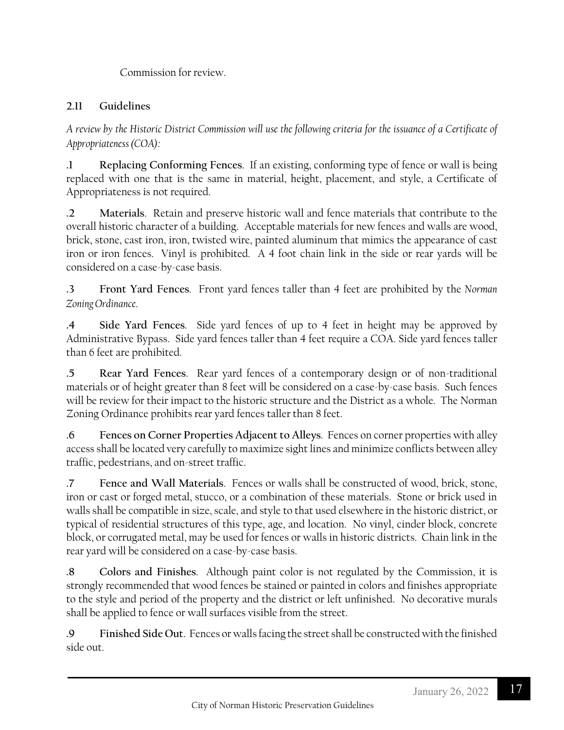Commission for review.

## 2.11 Guidelines

*A review by the Historic District Commission will use the following criteria for the issuance of a Certificate of Appropriateness (COA):*

**.1 Replacing Conforming Fences**. If an existing, conforming type of fence or wall is being replaced with one that is the same in material, height, placement, and style, a Certificate of Appropriateness is not required.

**.2 Materials**. Retain and preserve historic wall and fence materials that contribute to the overall historic character of a building. Acceptable materials for new fences and walls are wood, brick, stone, cast iron, iron, twisted wire, painted aluminum that mimics the appearance of cast iron or iron fences. Vinyl is prohibited. A 4 foot chain link in the side or rear yards will be considered on a case-by-case basis.

**.3 Front Yard Fences**. Front yard fences taller than 4 feet are prohibited by the *Norman Zoning Ordinance*.

**.4 Side Yard Fences**. Side yard fences of up to 4 feet in height may be approved by Administrative Bypass. Side yard fences taller than 4 feet require a COA. Side yard fences taller than 6 feet are prohibited.

**.5 Rear Yard Fences**. Rear yard fences of a contemporary design or of non-traditional materials or of height greater than 8 feet will be considered on a case-by-case basis. Such fences will be review for their impact to the historic structure and the District as a whole. The Norman Zoning Ordinance prohibits rear yard fences taller than 8 feet.

**.6 Fences on Corner Properties Adjacent to Alleys**. Fences on corner properties with alley access shall be located very carefully to maximize sight lines and minimize conflicts between alley traffic, pedestrians, and on-street traffic.

**.7 Fence and Wall Materials**. Fences or walls shall be constructed of wood, brick, stone, iron or cast or forged metal, stucco, or a combination of these materials. Stone or brick used in walls shall be compatible in size, scale, and style to that used elsewhere in the historic district, or typical of residential structures of this type, age, and location. No vinyl, cinder block, concrete block, or corrugated metal, may be used for fences or walls in historic districts. Chain link in the rear yard will be considered on a case-by-case basis.

**.8 Colors and Finishes**. Although paint color is not regulated by the Commission, it is strongly recommended that wood fences be stained or painted in colors and finishes appropriate to the style and period of the property and the district or left unfinished. No decorative murals shall be applied to fence or wall surfaces visible from the street.

**.9 Finished Side Out**. Fences or walls facing the street shall be constructed with the finished side out.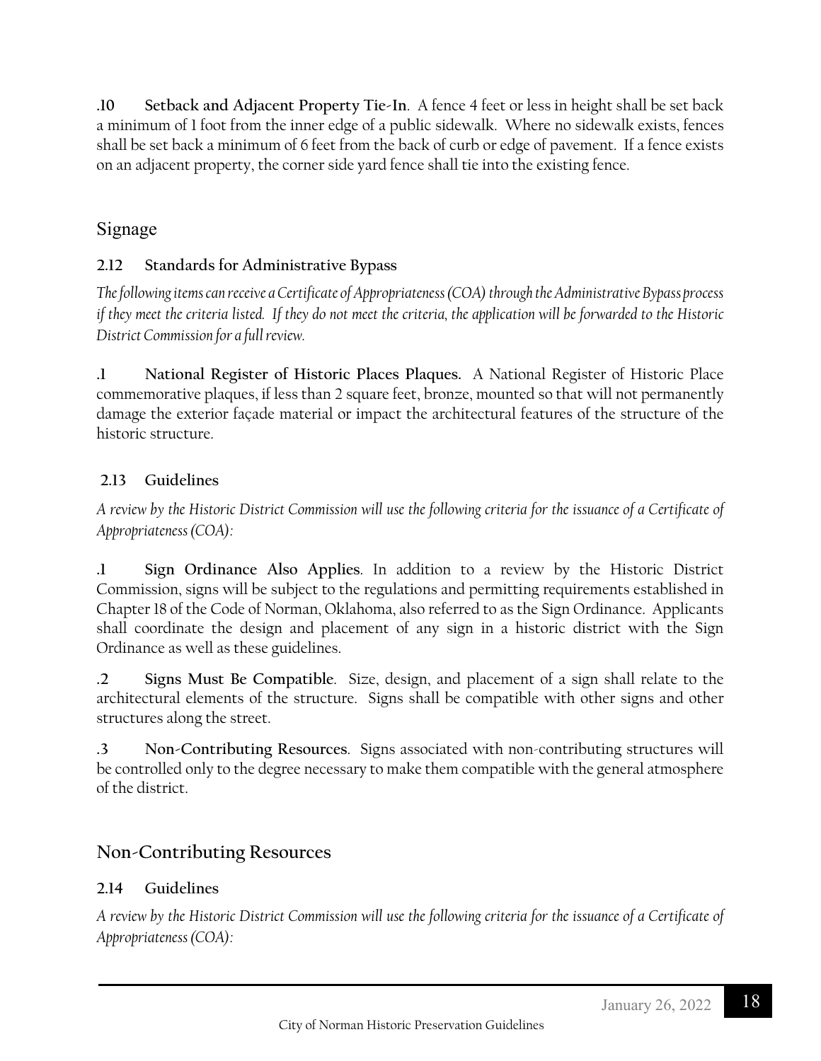**.10 Setback and Adjacent Property Tie-In**. A fence 4 feet or less in height shall be set back a minimum of 1 foot from the inner edge of a public sidewalk. Where no sidewalk exists, fences shall be set back a minimum of 6 feet from the back of curb or edge of pavement. If a fence exists on an adjacent property, the corner side yard fence shall tie into the existing fence.

## Signage

### 2.12 Standards for Administrative Bypass

*The following items can receive a Certificate of Appropriateness (COA) through the Administrative Bypass process if they meet the criteria listed. If they do not meet the criteria, the application will be forwarded to the Historic District Commission for a full review.*

**.1 National Register of Historic Places Plaques.** A National Register of Historic Place commemorative plaques, if less than 2 square feet, bronze, mounted so that will not permanently damage the exterior façade material or impact the architectural features of the structure of the historic structure.

### 2.13 Guidelines

*A review by the Historic District Commission will use the following criteria for the issuance of a Certificate of Appropriateness (COA):*

**.1 Sign Ordinance Also Applies**. In addition to a review by the Historic District Commission, signs will be subject to the regulations and permitting requirements established in Chapter 18 of the Code of Norman, Oklahoma, also referred to as the Sign Ordinance. Applicants shall coordinate the design and placement of any sign in a historic district with the Sign Ordinance as well as these guidelines.

**.2 Signs Must Be Compatible**. Size, design, and placement of a sign shall relate to the architectural elements of the structure. Signs shall be compatible with other signs and other structures along the street.

**.3 Non-Contributing Resources**. Signs associated with non-contributing structures will be controlled only to the degree necessary to make them compatible with the general atmosphere of the district.

## Non-Contributing Resources

### 2.14 Guidelines

*A review by the Historic District Commission will use the following criteria for the issuance of a Certificate of Appropriateness (COA):*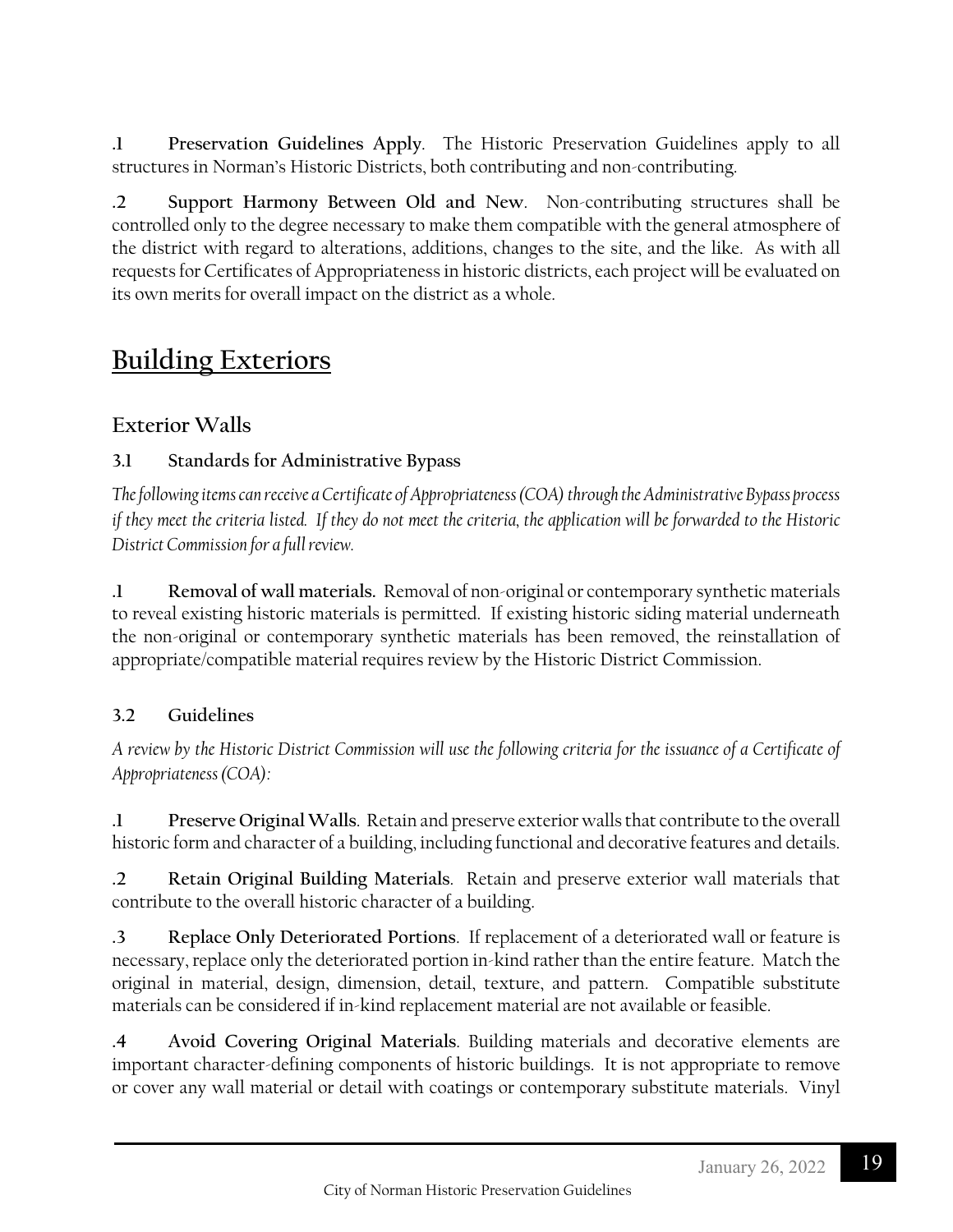**.1 Preservation Guidelines Apply**. The Historic Preservation Guidelines apply to all structures in Norman's Historic Districts, both contributing and non-contributing.

**.2 Support Harmony Between Old and New**. Non-contributing structures shall be controlled only to the degree necessary to make them compatible with the general atmosphere of the district with regard to alterations, additions, changes to the site, and the like. As with all requests for Certificates of Appropriateness in historic districts, each project will be evaluated on its own merits for overall impact on the district as a whole.

# Building Exteriors

## Exterior Walls

### 3.1 Standards for Administrative Bypass

*The following items can receive a Certificate of Appropriateness (COA) through the Administrative Bypass process if they meet the criteria listed. If they do not meet the criteria, the application will be forwarded to the Historic District Commission for a full review.*

**.1 Removal of wall materials.** Removal of non-original or contemporary synthetic materials to reveal existing historic materials is permitted. If existing historic siding material underneath the non-original or contemporary synthetic materials has been removed, the reinstallation of appropriate/compatible material requires review by the Historic District Commission.

### 3.2 Guidelines

*A review by the Historic District Commission will use the following criteria for the issuance of a Certificate of Appropriateness (COA):*

**.1 Preserve Original Walls**. Retain and preserve exterior walls that contribute to the overall historic form and character of a building, including functional and decorative features and details.

**.2 Retain Original Building Materials**. Retain and preserve exterior wall materials that contribute to the overall historic character of a building.

**.3 Replace Only Deteriorated Portions**. If replacement of a deteriorated wall or feature is necessary, replace only the deteriorated portion in-kind rather than the entire feature. Match the original in material, design, dimension, detail, texture, and pattern. Compatible substitute materials can be considered if in-kind replacement material are not available or feasible.

**.4 Avoid Covering Original Materials**. Building materials and decorative elements are important character-defining components of historic buildings. It is not appropriate to remove or cover any wall material or detail with coatings or contemporary substitute materials. Vinyl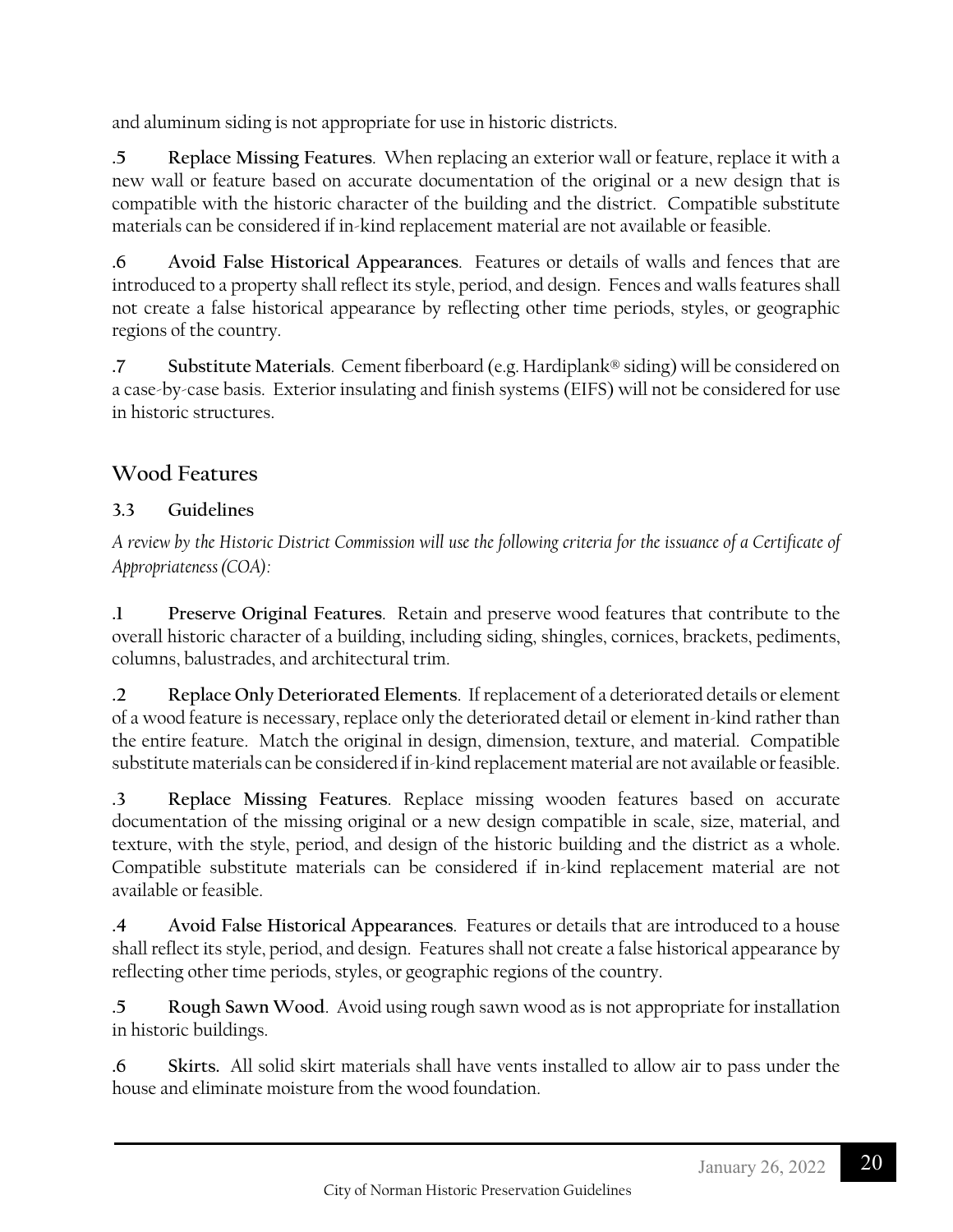and aluminum siding is not appropriate for use in historic districts.

**.5 Replace Missing Features**. When replacing an exterior wall or feature, replace it with a new wall or feature based on accurate documentation of the original or a new design that is compatible with the historic character of the building and the district. Compatible substitute materials can be considered if in-kind replacement material are not available or feasible.

**.6 Avoid False Historical Appearances**. Features or details of walls and fences that are introduced to a property shall reflect its style, period, and design. Fences and walls features shall not create a false historical appearance by reflecting other time periods, styles, or geographic regions of the country.

**.7 Substitute Materials**. Cement fiberboard (e.g. Hardiplank® siding) will be considered on a case-by-case basis. Exterior insulating and finish systems (EIFS) will not be considered for use in historic structures.

## Wood Features

### 3.3 Guidelines

*A review by the Historic District Commission will use the following criteria for the issuance of a Certificate of Appropriateness (COA):*

**.1 Preserve Original Features**. Retain and preserve wood features that contribute to the overall historic character of a building, including siding, shingles, cornices, brackets, pediments, columns, balustrades, and architectural trim.

**.2 Replace Only Deteriorated Elements**. If replacement of a deteriorated details or element of a wood feature is necessary, replace only the deteriorated detail or element in-kind rather than the entire feature. Match the original in design, dimension, texture, and material. Compatible substitute materials can be considered if in-kind replacement material are not available or feasible.

**.3 Replace Missing Features**. Replace missing wooden features based on accurate documentation of the missing original or a new design compatible in scale, size, material, and texture, with the style, period, and design of the historic building and the district as a whole. Compatible substitute materials can be considered if in-kind replacement material are not available or feasible.

**.4 Avoid False Historical Appearances**. Features or details that are introduced to a house shall reflect its style, period, and design. Features shall not create a false historical appearance by reflecting other time periods, styles, or geographic regions of the country.

**.5 Rough Sawn Wood**. Avoid using rough sawn wood as is not appropriate for installation in historic buildings.

**.6 Skirts.** All solid skirt materials shall have vents installed to allow air to pass under the house and eliminate moisture from the wood foundation.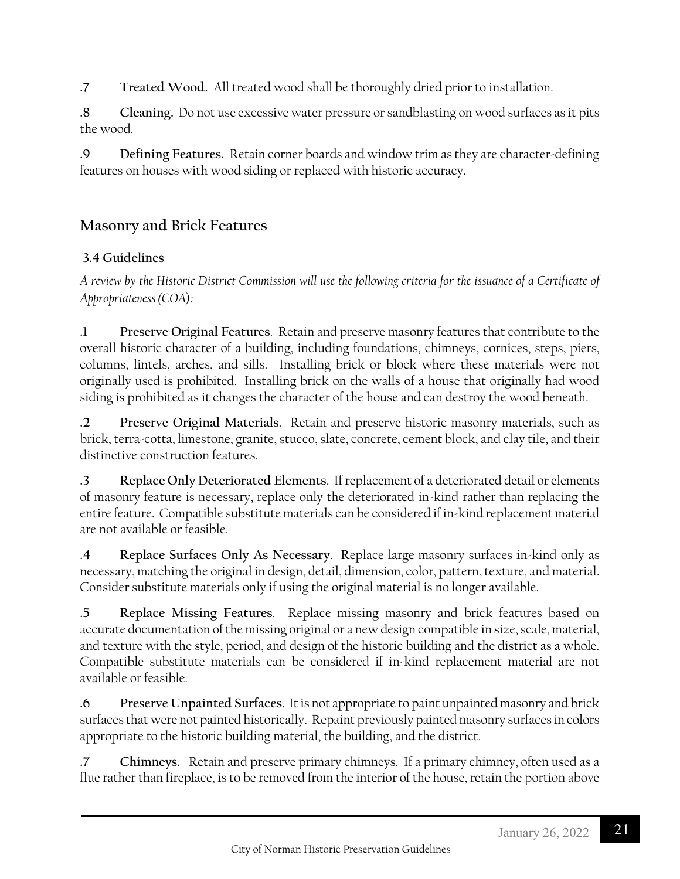**.7 Treated Wood.** All treated wood shall be thoroughly dried prior to installation.

**.8 Cleaning.** Do not use excessive water pressure or sandblasting on wood surfaces as it pits the wood.

**.9 Defining Features.** Retain corner boards and window trim as they are character-defining features on houses with wood siding or replaced with historic accuracy.

## Masonry and Brick Features

### 3.4 Guidelines

*A review by the Historic District Commission will use the following criteria for the issuance of a Certificate of Appropriateness (COA):*

**.1 Preserve Original Features**. Retain and preserve masonry features that contribute to the overall historic character of a building, including foundations, chimneys, cornices, steps, piers, columns, lintels, arches, and sills. Installing brick or block where these materials were not originally used is prohibited. Installing brick on the walls of a house that originally had wood siding is prohibited as it changes the character of the house and can destroy the wood beneath.

**.2 Preserve Original Materials**. Retain and preserve historic masonry materials, such as brick, terra-cotta, limestone, granite, stucco, slate, concrete, cement block, and clay tile, and their distinctive construction features.

**.3 Replace Only Deteriorated Elements**. If replacement of a deteriorated detail or elements of masonry feature is necessary, replace only the deteriorated in-kind rather than replacing the entire feature. Compatible substitute materials can be considered if in-kind replacement material are not available or feasible.

**.4 Replace Surfaces Only As Necessary**. Replace large masonry surfaces in-kind only as necessary, matching the original in design, detail, dimension, color, pattern, texture, and material. Consider substitute materials only if using the original material is no longer available.

**.5 Replace Missing Features**. Replace missing masonry and brick features based on accurate documentation of the missing original or a new design compatible in size, scale, material, and texture with the style, period, and design of the historic building and the district as a whole. Compatible substitute materials can be considered if in-kind replacement material are not available or feasible.

**.6 Preserve Unpainted Surfaces**. It is not appropriate to paint unpainted masonry and brick surfaces that were not painted historically. Repaint previously painted masonry surfaces in colors appropriate to the historic building material, the building, and the district.

**.7 Chimneys.** Retain and preserve primary chimneys. If a primary chimney, often used as a flue rather than fireplace, is to be removed from the interior of the house, retain the portion above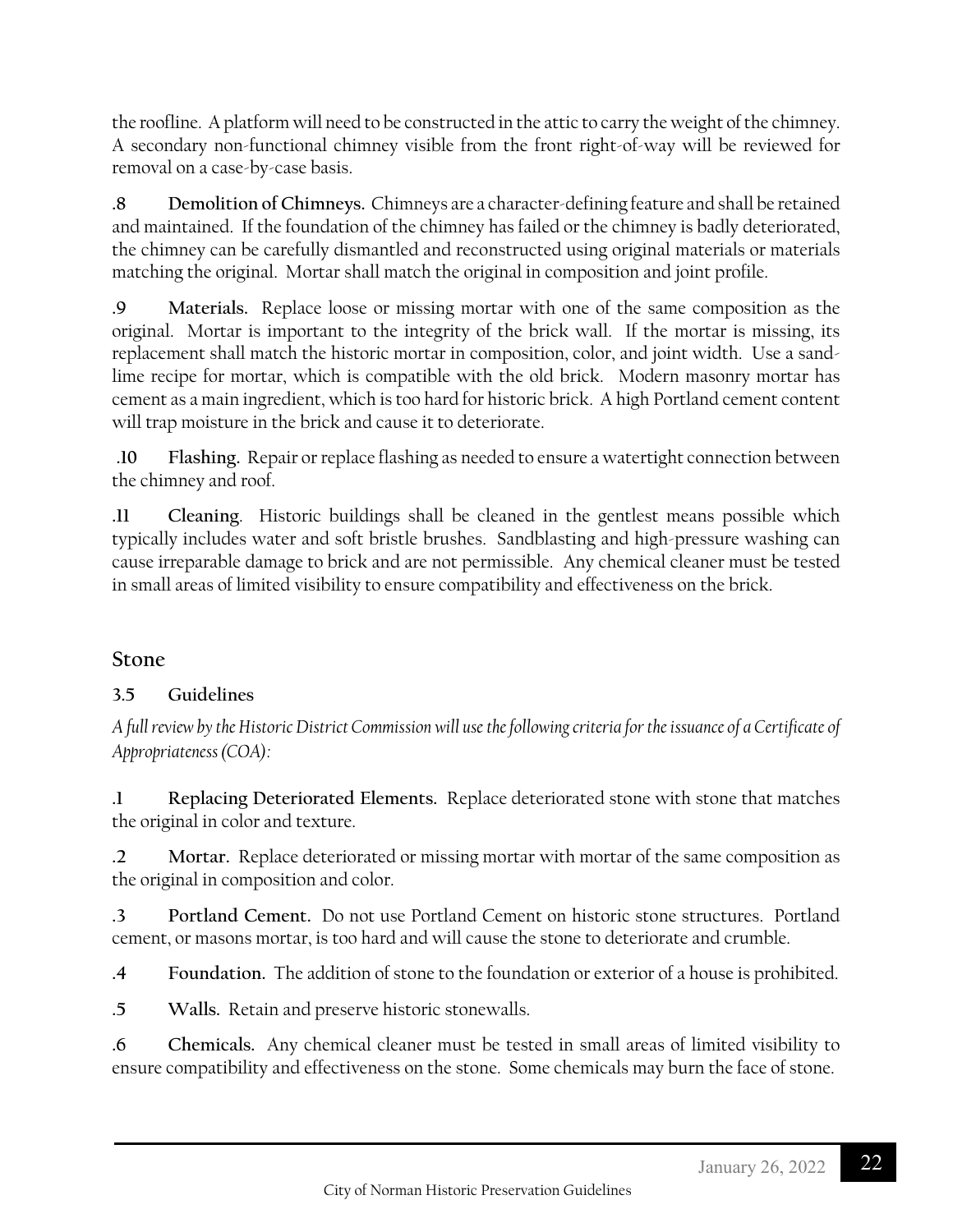the roofline. A platform will need to be constructed in the attic to carry the weight of the chimney. A secondary non-functional chimney visible from the front right-of-way will be reviewed for removal on a case-by-case basis.

**.8 Demolition of Chimneys.** Chimneys are a character-defining feature and shall be retained and maintained. If the foundation of the chimney has failed or the chimney is badly deteriorated, the chimney can be carefully dismantled and reconstructed using original materials or materials matching the original. Mortar shall match the original in composition and joint profile.

**.9 Materials.** Replace loose or missing mortar with one of the same composition as the original. Mortar is important to the integrity of the brick wall. If the mortar is missing, its replacement shall match the historic mortar in composition, color, and joint width. Use a sand-lime recipe for mortar, which is compatible with the old brick. Modern masonry mortar has cement as a main ingredient, which is too hard for historic brick. A high Portland cement content will trap moisture in the brick and cause it to deteriorate.

**.10 Flashing.** Repair or replace flashing as needed to ensure a watertight connection between the chimney and roof.

**.11 Cleaning**. Historic buildings shall be cleaned in the gentlest means possible which typically includes water and soft bristle brushes. Sandblasting and high-pressure washing can cause irreparable damage to brick and are not permissible. Any chemical cleaner must be tested in small areas of limited visibility to ensure compatibility and effectiveness on the brick.

## Stone

### 3.5 Guidelines

*A full review by the Historic District Commission will use the following criteria for the issuance of a Certificate of Appropriateness (COA):*

**.1 Replacing Deteriorated Elements.** Replace deteriorated stone with stone that matches the original in color and texture.

**.2 Mortar.** Replace deteriorated or missing mortar with mortar of the same composition as the original in composition and color.

**.3 Portland Cement.** Do not use Portland Cement on historic stone structures. Portland cement, or masons mortar, is too hard and will cause the stone to deteriorate and crumble.

**.4 Foundation.** The addition of stone to the foundation or exterior of a house is prohibited.

**.5 Walls.** Retain and preserve historic stonewalls.

**.6 Chemicals.** Any chemical cleaner must be tested in small areas of limited visibility to ensure compatibility and effectiveness on the stone. Some chemicals may burn the face of stone.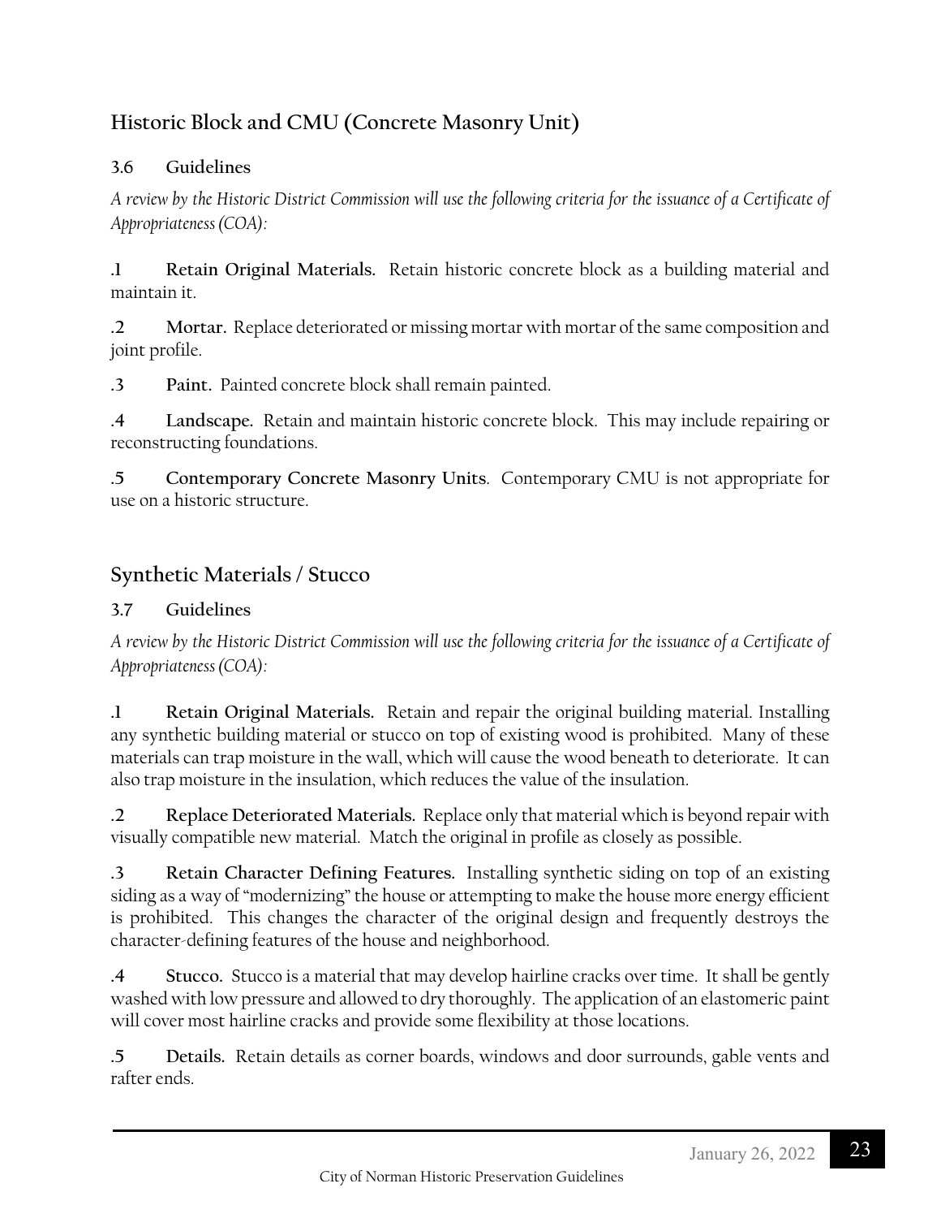## Historic Block and CMU (Concrete Masonry Unit)

### 3.6 Guidelines

*A review by the Historic District Commission will use the following criteria for the issuance of a Certificate of Appropriateness (COA):*

**.1 Retain Original Materials.** Retain historic concrete block as a building material and maintain it.

**.2 Mortar.** Replace deteriorated or missing mortar with mortar of the same composition and joint profile.

**.3 Paint.** Painted concrete block shall remain painted.

**.4 Landscape.** Retain and maintain historic concrete block. This may include repairing or reconstructing foundations.

**.5 Contemporary Concrete Masonry Units**. Contemporary CMU is not appropriate for use on a historic structure.

## Synthetic Materials / Stucco

### 3.7 Guidelines

*A review by the Historic District Commission will use the following criteria for the issuance of a Certificate of Appropriateness (COA):*

**.1 Retain Original Materials.** Retain and repair the original building material. Installing any synthetic building material or stucco on top of existing wood is prohibited. Many of these materials can trap moisture in the wall, which will cause the wood beneath to deteriorate. It can also trap moisture in the insulation, which reduces the value of the insulation.

**.2 Replace Deteriorated Materials.** Replace only that material which is beyond repair with visually compatible new material. Match the original in profile as closely as possible.

**.3 Retain Character Defining Features.** Installing synthetic siding on top of an existing siding as a way of "modernizing" the house or attempting to make the house more energy efficient is prohibited. This changes the character of the original design and frequently destroys the character-defining features of the house and neighborhood.

**.4 Stucco.** Stucco is a material that may develop hairline cracks over time. It shall be gently washed with low pressure and allowed to dry thoroughly. The application of an elastomeric paint will cover most hairline cracks and provide some flexibility at those locations.

**.5 Details.** Retain details as corner boards, windows and door surrounds, gable vents and rafter ends.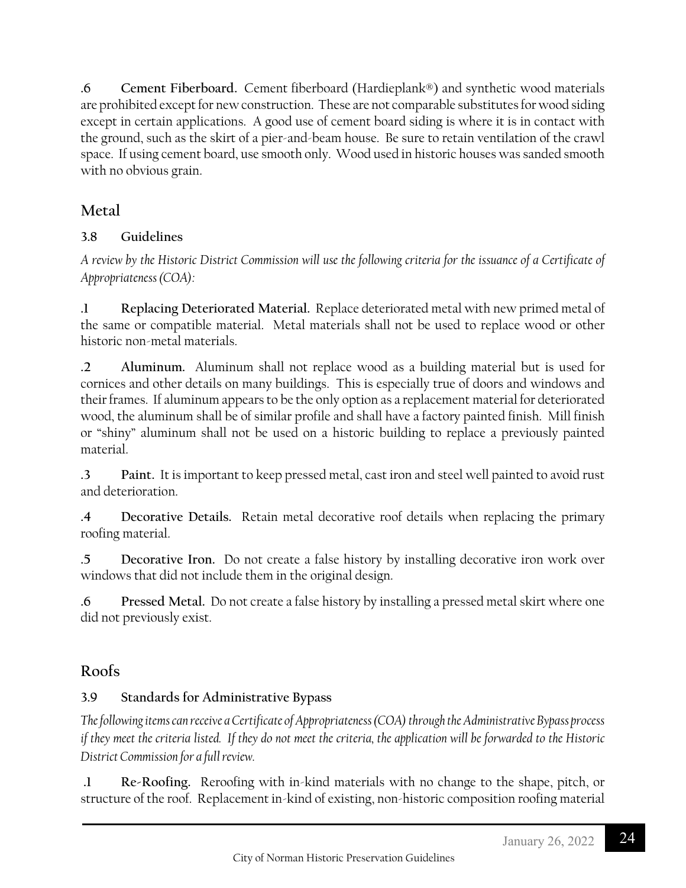**.6 Cement Fiberboard.** Cement fiberboard (Hardieplank®) and synthetic wood materials are prohibited except for new construction. These are not comparable substitutes for wood siding except in certain applications. A good use of cement board siding is where it is in contact with the ground, such as the skirt of a pier-and-beam house. Be sure to retain ventilation of the crawl space. If using cement board, use smooth only. Wood used in historic houses was sanded smooth with no obvious grain.

## Metal

### 3.8 Guidelines

*A review by the Historic District Commission will use the following criteria for the issuance of a Certificate of Appropriateness (COA):*

**.1 Replacing Deteriorated Material.** Replace deteriorated metal with new primed metal of the same or compatible material. Metal materials shall not be used to replace wood or other historic non-metal materials.

**.2 Aluminum.** Aluminum shall not replace wood as a building material but is used for cornices and other details on many buildings. This is especially true of doors and windows and their frames. If aluminum appears to be the only option as a replacement material for deteriorated wood, the aluminum shall be of similar profile and shall have a factory painted finish. Mill finish or "shiny" aluminum shall not be used on a historic building to replace a previously painted material.

**.3 Paint.** It is important to keep pressed metal, cast iron and steel well painted to avoid rust and deterioration.

**.4 Decorative Details.** Retain metal decorative roof details when replacing the primary roofing material.

**.5 Decorative Iron.** Do not create a false history by installing decorative iron work over windows that did not include them in the original design.

**.6 Pressed Metal.** Do not create a false history by installing a pressed metal skirt where one did not previously exist.

## Roofs

### 3.9 Standards for Administrative Bypass

*The following items can receive a Certificate of Appropriateness (COA) through the Administrative Bypass process if they meet the criteria listed. If they do not meet the criteria, the application will be forwarded to the Historic District Commission for a full review.*

**.1 Re-Roofing.** Reroofing with in-kind materials with no change to the shape, pitch, or structure of the roof. Replacement in-kind of existing, non-historic composition roofing material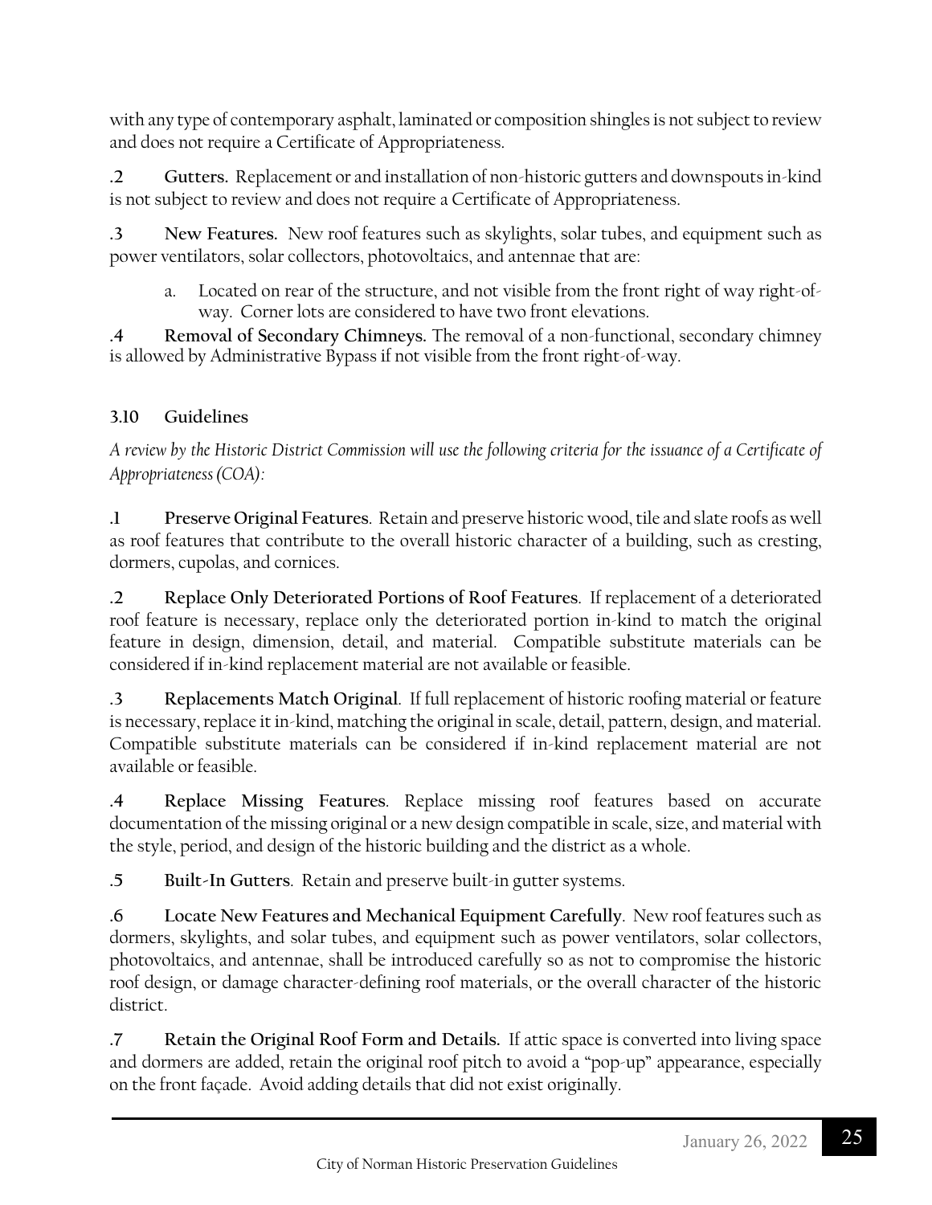with any type of contemporary asphalt, laminated or composition shingles is not subject to review and does not require a Certificate of Appropriateness.

**.2 Gutters.** Replacement or and installation of non-historic gutters and downspouts in-kind is not subject to review and does not require a Certificate of Appropriateness.

**.3 New Features.** New roof features such as skylights, solar tubes, and equipment such as power ventilators, solar collectors, photovoltaics, and antennae that are:

a. Located on rear of the structure, and not visible from the front right of way right-of-way. Corner lots are considered to have two front elevations.

**.4 Removal of Secondary Chimneys.** The removal of a non-functional, secondary chimney is allowed by Administrative Bypass if not visible from the front right-of-way.

### 3.10 Guidelines

*A review by the Historic District Commission will use the following criteria for the issuance of a Certificate of Appropriateness (COA):*

**.1 Preserve Original Features**. Retain and preserve historic wood, tile and slate roofs as well as roof features that contribute to the overall historic character of a building, such as cresting, dormers, cupolas, and cornices.

**.2 Replace Only Deteriorated Portions of Roof Features**. If replacement of a deteriorated roof feature is necessary, replace only the deteriorated portion in-kind to match the original feature in design, dimension, detail, and material. Compatible substitute materials can be considered if in-kind replacement material are not available or feasible.

**.3 Replacements Match Original**. If full replacement of historic roofing material or feature is necessary, replace it in-kind, matching the original in scale, detail, pattern, design, and material. Compatible substitute materials can be considered if in-kind replacement material are not available or feasible.

**.4 Replace Missing Features**. Replace missing roof features based on accurate documentation of the missing original or a new design compatible in scale, size, and material with the style, period, and design of the historic building and the district as a whole.

**.5 Built-In Gutters**. Retain and preserve built-in gutter systems.

**.6 Locate New Features and Mechanical Equipment Carefully**. New roof features such as dormers, skylights, and solar tubes, and equipment such as power ventilators, solar collectors, photovoltaics, and antennae, shall be introduced carefully so as not to compromise the historic roof design, or damage character-defining roof materials, or the overall character of the historic district.

**.7 Retain the Original Roof Form and Details.** If attic space is converted into living space and dormers are added, retain the original roof pitch to avoid a "pop-up" appearance, especially on the front façade. Avoid adding details that did not exist originally.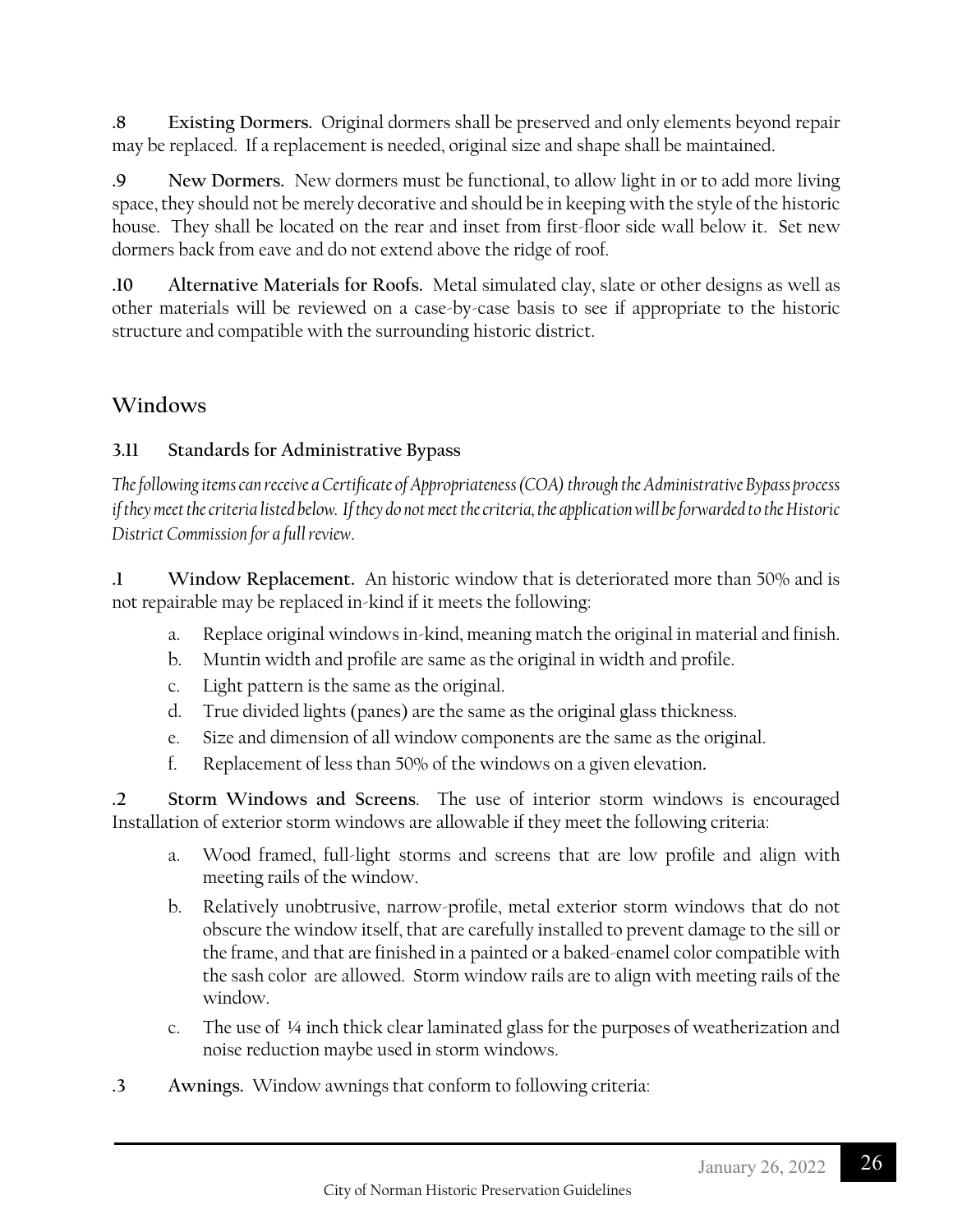**.8 Existing Dormers.** Original dormers shall be preserved and only elements beyond repair may be replaced. If a replacement is needed, original size and shape shall be maintained.

**.9 New Dormers.** New dormers must be functional, to allow light in or to add more living space, they should not be merely decorative and should be in keeping with the style of the historic house. They shall be located on the rear and inset from first-floor side wall below it. Set new dormers back from eave and do not extend above the ridge of roof.

**.10 Alternative Materials for Roofs.** Metal simulated clay, slate or other designs as well as other materials will be reviewed on a case-by-case basis to see if appropriate to the historic structure and compatible with the surrounding historic district.

## Windows

### 3.11 Standards for Administrative Bypass

*The following items can receive a Certificate of Appropriateness (COA) through the Administrative Bypass process if they meet the criteria listed below. If they do not meet the criteria, the application will be forwarded to the Historic District Commission for a full review.*

**.1 Window Replacement.** An historic window that is deteriorated more than 50% and is not repairable may be replaced in-kind if it meets the following:

a. Replace original windows in-kind, meaning match the original in material and finish.
b. Muntin width and profile are same as the original in width and profile.
c. Light pattern is the same as the original.
d. True divided lights (panes) are the same as the original glass thickness.
e. Size and dimension of all window components are the same as the original.
f. Replacement of less than 50% of the windows on a given elevation**.**

**.2 Storm Windows and Screens**. The use of interior storm windows is encouraged Installation of exterior storm windows are allowable if they meet the following criteria:

a. Wood framed, full-light storms and screens that are low profile and align with meeting rails of the window.
b. Relatively unobtrusive, narrow-profile, metal exterior storm windows that do not obscure the window itself, that are carefully installed to prevent damage to the sill or the frame, and that are finished in a painted or a baked-enamel color compatible with the sash color are allowed. Storm window rails are to align with meeting rails of the window.
c. The use of ¼ inch thick clear laminated glass for the purposes of weatherization and noise reduction maybe used in storm windows.

**.3 Awnings.** Window awnings that conform to following criteria: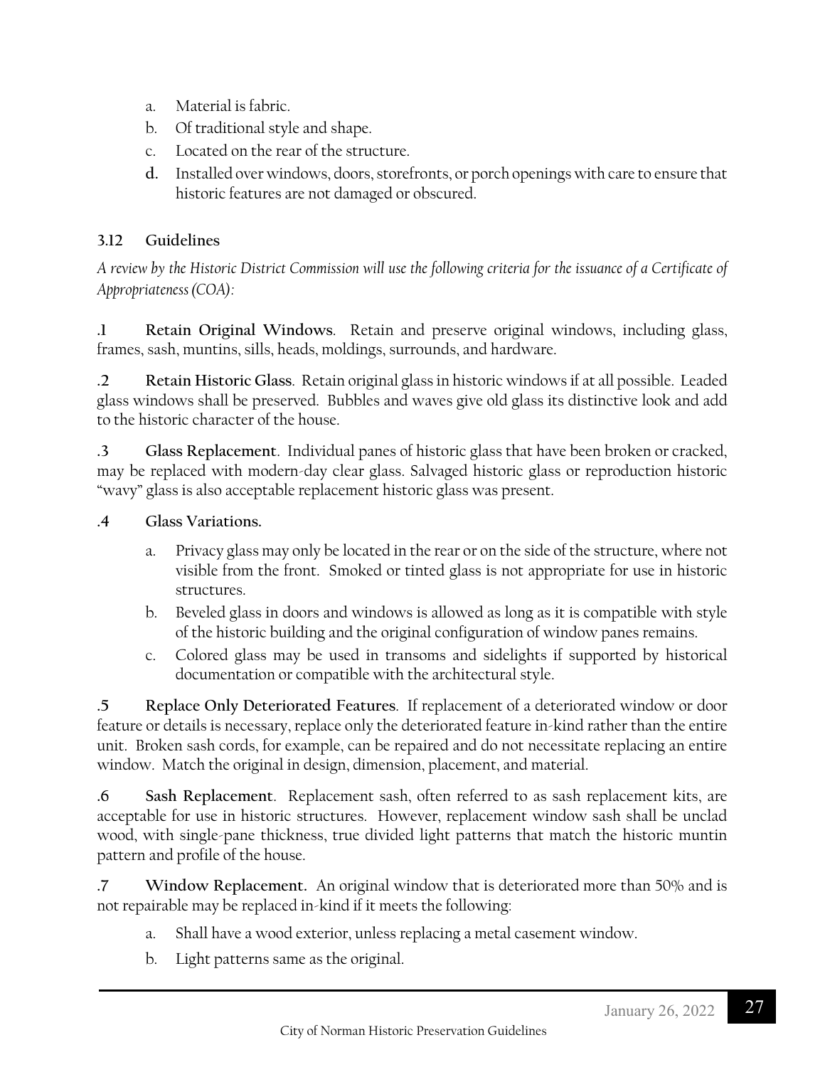a. Material is fabric.
b. Of traditional style and shape.
c. Located on the rear of the structure.
d. Installed over windows, doors, storefronts, or porch openings with care to ensure that historic features are not damaged or obscured.

### 3.12 Guidelines

*A review by the Historic District Commission will use the following criteria for the issuance of a Certificate of Appropriateness (COA):*

**.1 Retain Original Windows**. Retain and preserve original windows, including glass, frames, sash, muntins, sills, heads, moldings, surrounds, and hardware.

**.2 Retain Historic Glass**. Retain original glass in historic windows if at all possible. Leaded glass windows shall be preserved. Bubbles and waves give old glass its distinctive look and add to the historic character of the house.

**.3 Glass Replacement**. Individual panes of historic glass that have been broken or cracked, may be replaced with modern-day clear glass. Salvaged historic glass or reproduction historic "wavy" glass is also acceptable replacement historic glass was present.

**.4 Glass Variations.**

a. Privacy glass may only be located in the rear or on the side of the structure, where not visible from the front. Smoked or tinted glass is not appropriate for use in historic structures.
b. Beveled glass in doors and windows is allowed as long as it is compatible with style of the historic building and the original configuration of window panes remains.
c. Colored glass may be used in transoms and sidelights if supported by historical documentation or compatible with the architectural style.

**.5 Replace Only Deteriorated Features**. If replacement of a deteriorated window or door feature or details is necessary, replace only the deteriorated feature in-kind rather than the entire unit. Broken sash cords, for example, can be repaired and do not necessitate replacing an entire window. Match the original in design, dimension, placement, and material.

**.6 Sash Replacement**. Replacement sash, often referred to as sash replacement kits, are acceptable for use in historic structures. However, replacement window sash shall be unclad wood, with single-pane thickness, true divided light patterns that match the historic muntin pattern and profile of the house.

**.7 Window Replacement.** An original window that is deteriorated more than 50% and is not repairable may be replaced in-kind if it meets the following:

a. Shall have a wood exterior, unless replacing a metal casement window.
b. Light patterns same as the original.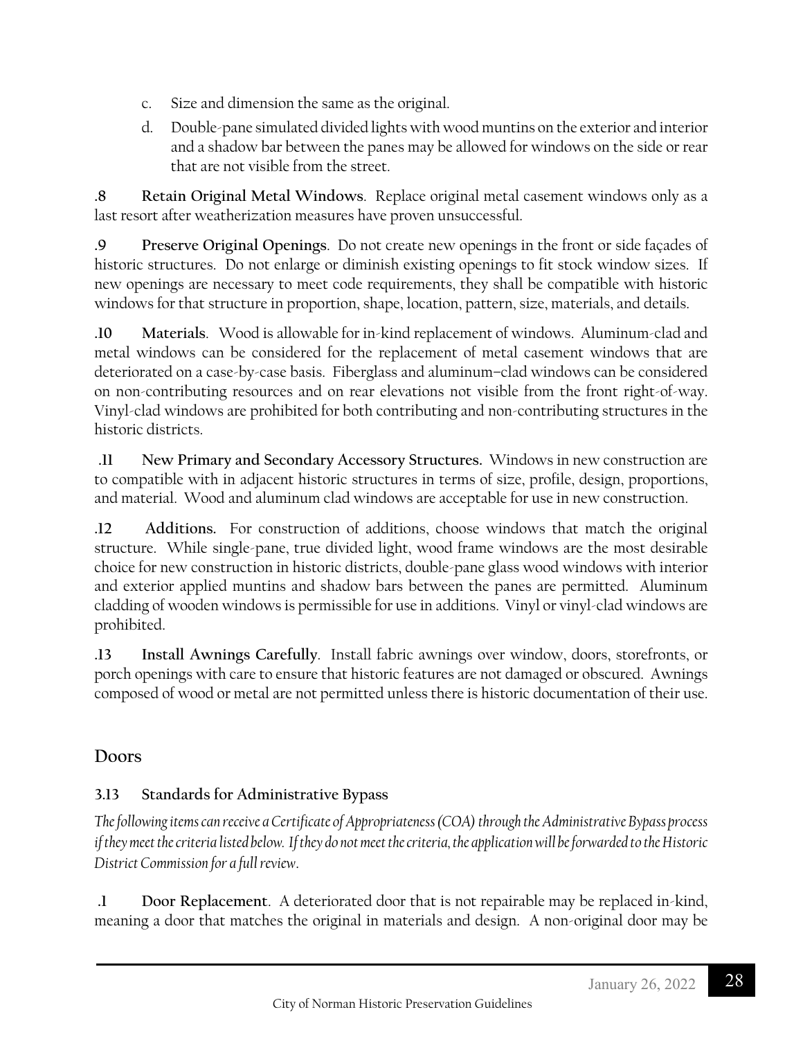c. Size and dimension the same as the original.

d. Double-pane simulated divided lights with wood muntins on the exterior and interior and a shadow bar between the panes may be allowed for windows on the side or rear that are not visible from the street.

**.8 Retain Original Metal Windows**. Replace original metal casement windows only as a last resort after weatherization measures have proven unsuccessful.

**.9 Preserve Original Openings**. Do not create new openings in the front or side façades of historic structures. Do not enlarge or diminish existing openings to fit stock window sizes. If new openings are necessary to meet code requirements, they shall be compatible with historic windows for that structure in proportion, shape, location, pattern, size, materials, and details.

**.10 Materials**. Wood is allowable for in-kind replacement of windows. Aluminum-clad and metal windows can be considered for the replacement of metal casement windows that are deteriorated on a case-by-case basis. Fiberglass and aluminum–clad windows can be considered on non-contributing resources and on rear elevations not visible from the front right-of-way. Vinyl-clad windows are prohibited for both contributing and non-contributing structures in the historic districts.

**.11 New Primary and Secondary Accessory Structures.** Windows in new construction are to compatible with in adjacent historic structures in terms of size, profile, design, proportions, and material. Wood and aluminum clad windows are acceptable for use in new construction.

**.12 Additions.** For construction of additions, choose windows that match the original structure. While single-pane, true divided light, wood frame windows are the most desirable choice for new construction in historic districts, double-pane glass wood windows with interior and exterior applied muntins and shadow bars between the panes are permitted. Aluminum cladding of wooden windows is permissible for use in additions. Vinyl or vinyl-clad windows are prohibited.

**.13 Install Awnings Carefully**. Install fabric awnings over window, doors, storefronts, or porch openings with care to ensure that historic features are not damaged or obscured. Awnings composed of wood or metal are not permitted unless there is historic documentation of their use.

## Doors

### 3.13 Standards for Administrative Bypass

*The following items can receive a Certificate of Appropriateness (COA) through the Administrative Bypass process if they meet the criteria listed below. If they do not meet the criteria, the application will be forwarded to the Historic District Commission for a full review.*

**.1 Door Replacement**. A deteriorated door that is not repairable may be replaced in-kind, meaning a door that matches the original in materials and design. A non-original door may be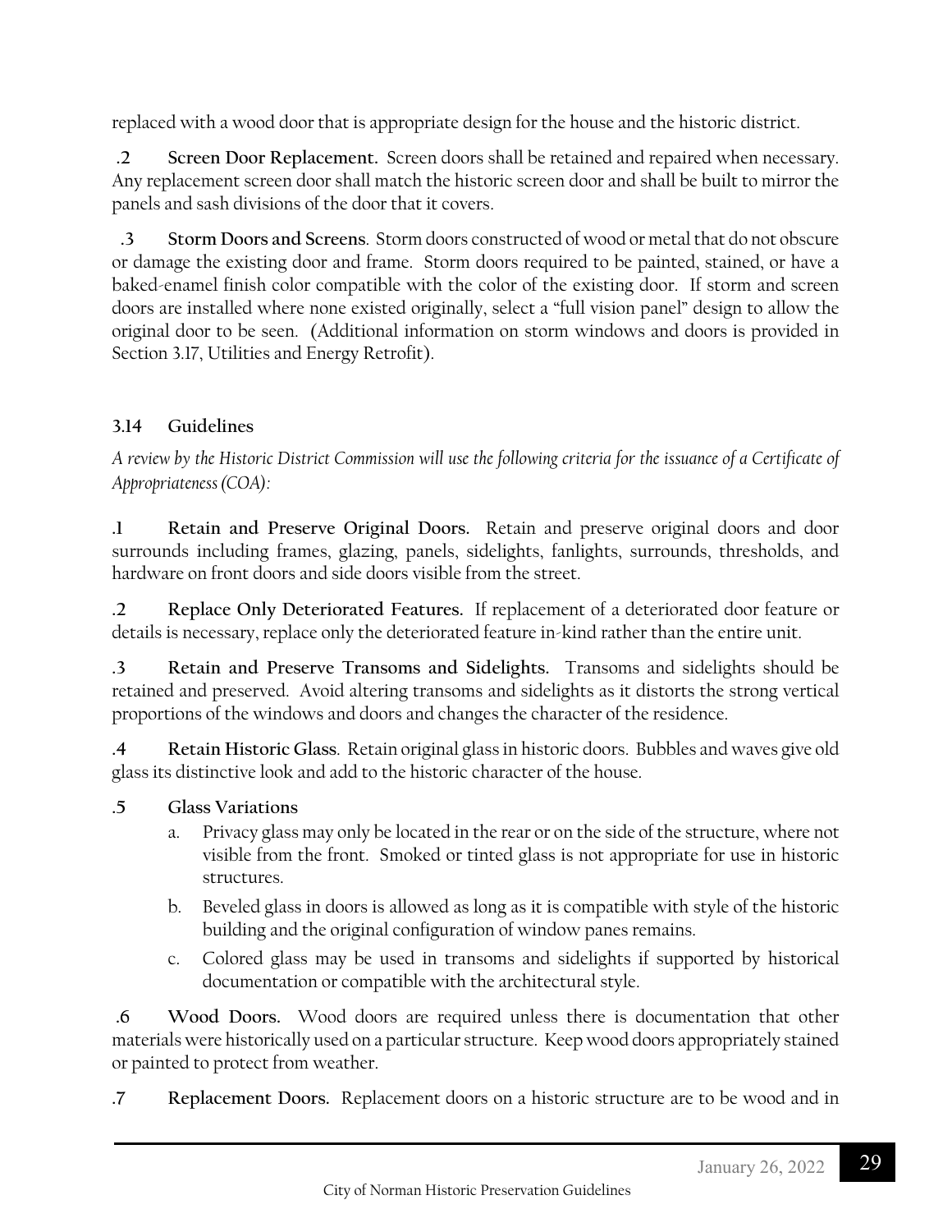replaced with a wood door that is appropriate design for the house and the historic district.

**.2 Screen Door Replacement.** Screen doors shall be retained and repaired when necessary. Any replacement screen door shall match the historic screen door and shall be built to mirror the panels and sash divisions of the door that it covers.

**.3 Storm Doors and Screens**. Storm doors constructed of wood or metal that do not obscure or damage the existing door and frame. Storm doors required to be painted, stained, or have a baked-enamel finish color compatible with the color of the existing door. If storm and screen doors are installed where none existed originally, select a "full vision panel" design to allow the original door to be seen. (Additional information on storm windows and doors is provided in Section 3.17, Utilities and Energy Retrofit).

### 3.14 Guidelines

*A review by the Historic District Commission will use the following criteria for the issuance of a Certificate of Appropriateness (COA):*

**.1 Retain and Preserve Original Doors.** Retain and preserve original doors and door surrounds including frames, glazing, panels, sidelights, fanlights, surrounds, thresholds, and hardware on front doors and side doors visible from the street.

**.2 Replace Only Deteriorated Features.** If replacement of a deteriorated door feature or details is necessary, replace only the deteriorated feature in-kind rather than the entire unit.

**.3 Retain and Preserve Transoms and Sidelights.** Transoms and sidelights should be retained and preserved. Avoid altering transoms and sidelights as it distorts the strong vertical proportions of the windows and doors and changes the character of the residence.

**.4 Retain Historic Glass**. Retain original glass in historic doors. Bubbles and waves give old glass its distinctive look and add to the historic character of the house.

**.5 Glass Variations**

a. Privacy glass may only be located in the rear or on the side of the structure, where not visible from the front. Smoked or tinted glass is not appropriate for use in historic structures.

b. Beveled glass in doors is allowed as long as it is compatible with style of the historic building and the original configuration of window panes remains.

c. Colored glass may be used in transoms and sidelights if supported by historical documentation or compatible with the architectural style.

**.6 Wood Doors.** Wood doors are required unless there is documentation that other materials were historically used on a particular structure. Keep wood doors appropriately stained or painted to protect from weather.

**.7 Replacement Doors.** Replacement doors on a historic structure are to be wood and in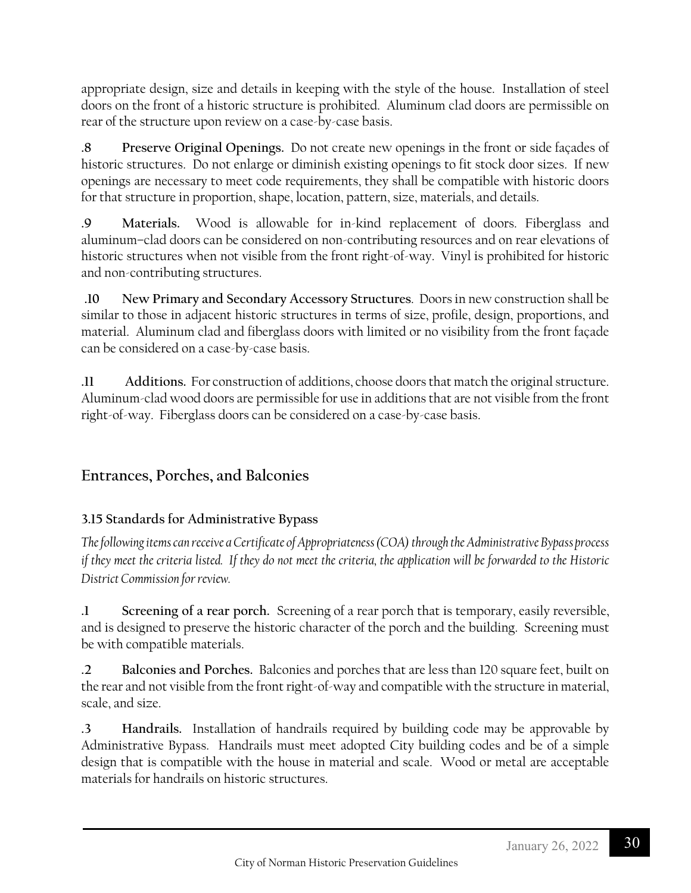appropriate design, size and details in keeping with the style of the house. Installation of steel doors on the front of a historic structure is prohibited. Aluminum clad doors are permissible on rear of the structure upon review on a case-by-case basis.

**.8 Preserve Original Openings.** Do not create new openings in the front or side façades of historic structures. Do not enlarge or diminish existing openings to fit stock door sizes. If new openings are necessary to meet code requirements, they shall be compatible with historic doors for that structure in proportion, shape, location, pattern, size, materials, and details.

**.9 Materials.** Wood is allowable for in-kind replacement of doors. Fiberglass and aluminum–clad doors can be considered on non-contributing resources and on rear elevations of historic structures when not visible from the front right-of-way. Vinyl is prohibited for historic and non-contributing structures.

**.10 New Primary and Secondary Accessory Structures**. Doors in new construction shall be similar to those in adjacent historic structures in terms of size, profile, design, proportions, and material. Aluminum clad and fiberglass doors with limited or no visibility from the front façade can be considered on a case-by-case basis.

**.11 Additions.** For construction of additions, choose doors that match the original structure. Aluminum-clad wood doors are permissible for use in additions that are not visible from the front right-of-way. Fiberglass doors can be considered on a case-by-case basis.

## Entrances, Porches, and Balconies

### 3.15 Standards for Administrative Bypass

*The following items can receive a Certificate of Appropriateness (COA) through the Administrative Bypass process if they meet the criteria listed. If they do not meet the criteria, the application will be forwarded to the Historic District Commission for review.*

**.1 Screening of a rear porch.** Screening of a rear porch that is temporary, easily reversible, and is designed to preserve the historic character of the porch and the building. Screening must be with compatible materials.

**.2 Balconies and Porches.** Balconies and porches that are less than 120 square feet, built on the rear and not visible from the front right-of-way and compatible with the structure in material, scale, and size.

**.3 Handrails.** Installation of handrails required by building code may be approvable by Administrative Bypass. Handrails must meet adopted City building codes and be of a simple design that is compatible with the house in material and scale. Wood or metal are acceptable materials for handrails on historic structures.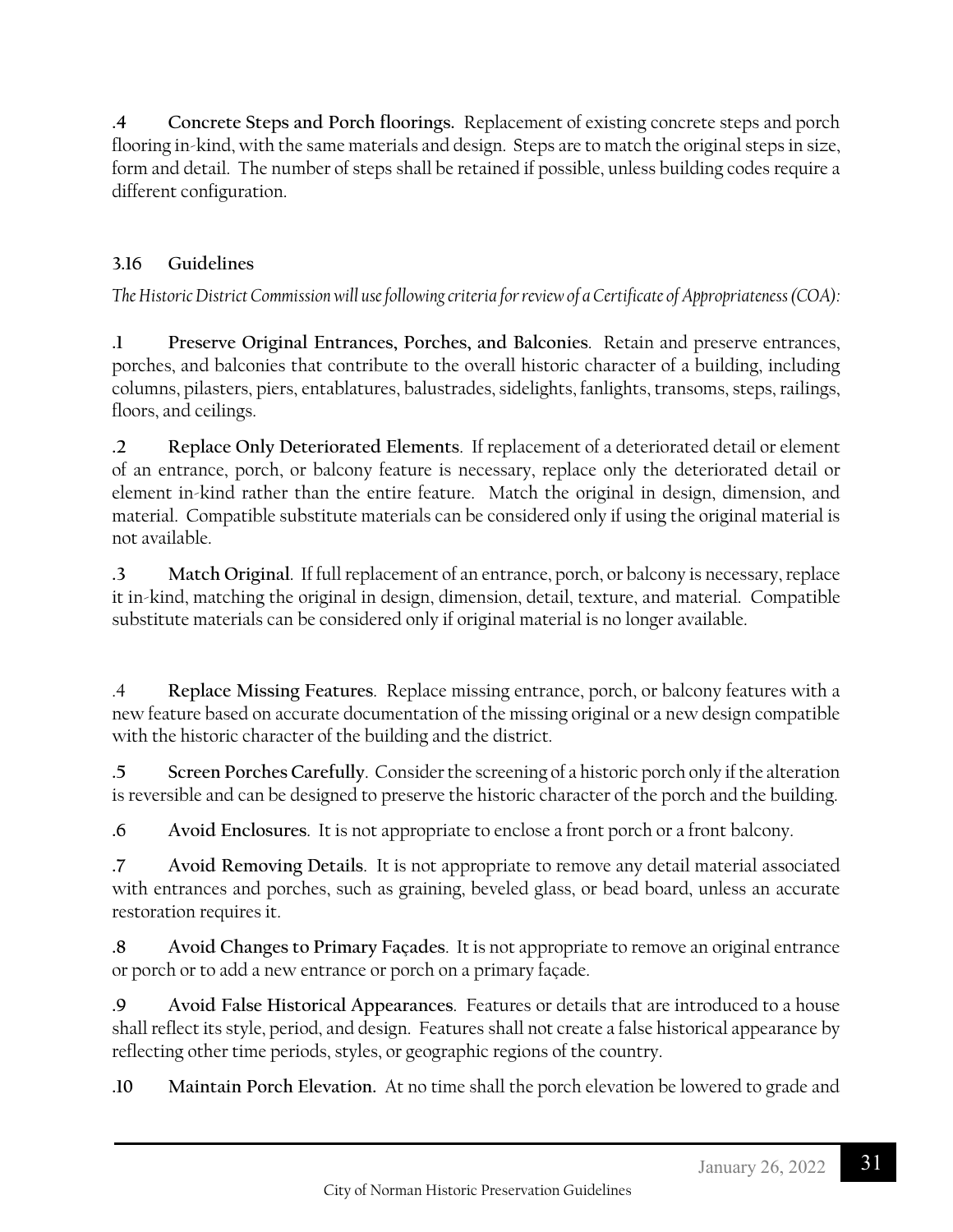**.4 Concrete Steps and Porch floorings.** Replacement of existing concrete steps and porch flooring in-kind, with the same materials and design. Steps are to match the original steps in size, form and detail. The number of steps shall be retained if possible, unless building codes require a different configuration.

### 3.16 Guidelines

*The Historic District Commission will use following criteria for review of a Certificate of Appropriateness (COA):*

**.1 Preserve Original Entrances, Porches, and Balconies**. Retain and preserve entrances, porches, and balconies that contribute to the overall historic character of a building, including columns, pilasters, piers, entablatures, balustrades, sidelights, fanlights, transoms, steps, railings, floors, and ceilings.

**.2 Replace Only Deteriorated Elements**. If replacement of a deteriorated detail or element of an entrance, porch, or balcony feature is necessary, replace only the deteriorated detail or element in-kind rather than the entire feature. Match the original in design, dimension, and material. Compatible substitute materials can be considered only if using the original material is not available.

**.3 Match Original**. If full replacement of an entrance, porch, or balcony is necessary, replace it in-kind, matching the original in design, dimension, detail, texture, and material. Compatible substitute materials can be considered only if original material is no longer available.

.4 **Replace Missing Features**. Replace missing entrance, porch, or balcony features with a new feature based on accurate documentation of the missing original or a new design compatible with the historic character of the building and the district.

**.5 Screen Porches Carefully**. Consider the screening of a historic porch only if the alteration is reversible and can be designed to preserve the historic character of the porch and the building.

**.6 Avoid Enclosures**. It is not appropriate to enclose a front porch or a front balcony.

**.7 Avoid Removing Details**. It is not appropriate to remove any detail material associated with entrances and porches, such as graining, beveled glass, or bead board, unless an accurate restoration requires it.

**.8 Avoid Changes to Primary Façades**. It is not appropriate to remove an original entrance or porch or to add a new entrance or porch on a primary façade.

**.9 Avoid False Historical Appearances**. Features or details that are introduced to a house shall reflect its style, period, and design. Features shall not create a false historical appearance by reflecting other time periods, styles, or geographic regions of the country.

**.10 Maintain Porch Elevation.** At no time shall the porch elevation be lowered to grade and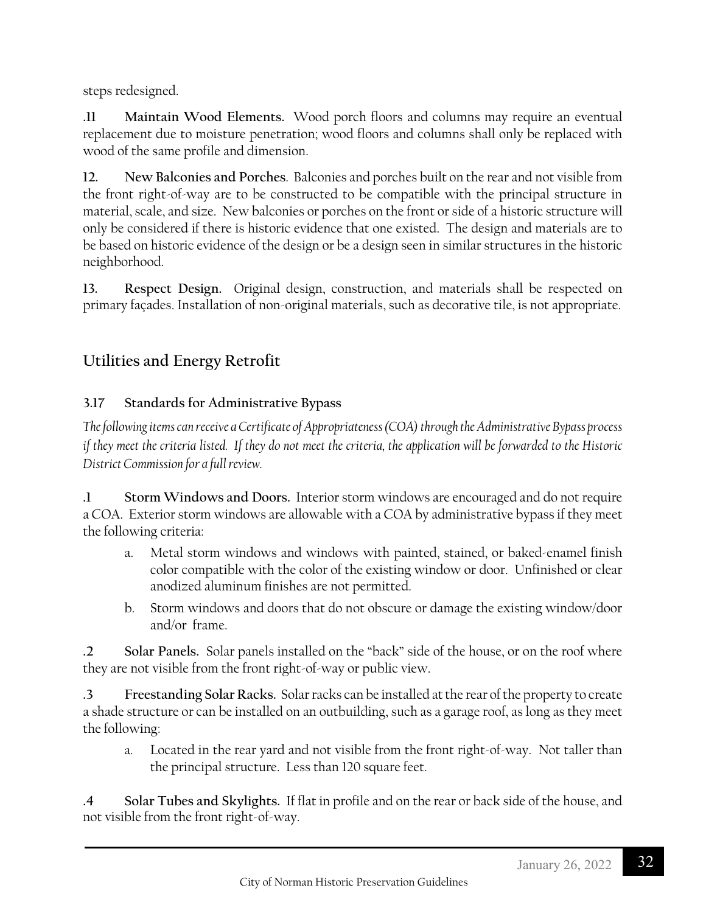steps redesigned.

**.11 Maintain Wood Elements.** Wood porch floors and columns may require an eventual replacement due to moisture penetration; wood floors and columns shall only be replaced with wood of the same profile and dimension.

**12. New Balconies and Porches**. Balconies and porches built on the rear and not visible from the front right-of-way are to be constructed to be compatible with the principal structure in material, scale, and size. New balconies or porches on the front or side of a historic structure will only be considered if there is historic evidence that one existed. The design and materials are to be based on historic evidence of the design or be a design seen in similar structures in the historic neighborhood.

**13. Respect Design.** Original design, construction, and materials shall be respected on primary façades. Installation of non-original materials, such as decorative tile, is not appropriate.

## Utilities and Energy Retrofit

### 3.17 Standards for Administrative Bypass

*The following items can receive a Certificate of Appropriateness (COA) through the Administrative Bypass process if they meet the criteria listed. If they do not meet the criteria, the application will be forwarded to the Historic District Commission for a full review.*

**.1 Storm Windows and Doors.** Interior storm windows are encouraged and do not require a COA. Exterior storm windows are allowable with a COA by administrative bypass if they meet the following criteria:

a. Metal storm windows and windows with painted, stained, or baked-enamel finish color compatible with the color of the existing window or door. Unfinished or clear anodized aluminum finishes are not permitted.

b. Storm windows and doors that do not obscure or damage the existing window/door and/or frame.

**.2 Solar Panels.** Solar panels installed on the "back" side of the house, or on the roof where they are not visible from the front right-of-way or public view.

**.3 Freestanding Solar Racks.** Solar racks can be installed at the rear of the property to create a shade structure or can be installed on an outbuilding, such as a garage roof, as long as they meet the following:

a. Located in the rear yard and not visible from the front right-of-way. Not taller than the principal structure. Less than 120 square feet.

**.4 Solar Tubes and Skylights.** If flat in profile and on the rear or back side of the house, and not visible from the front right-of-way.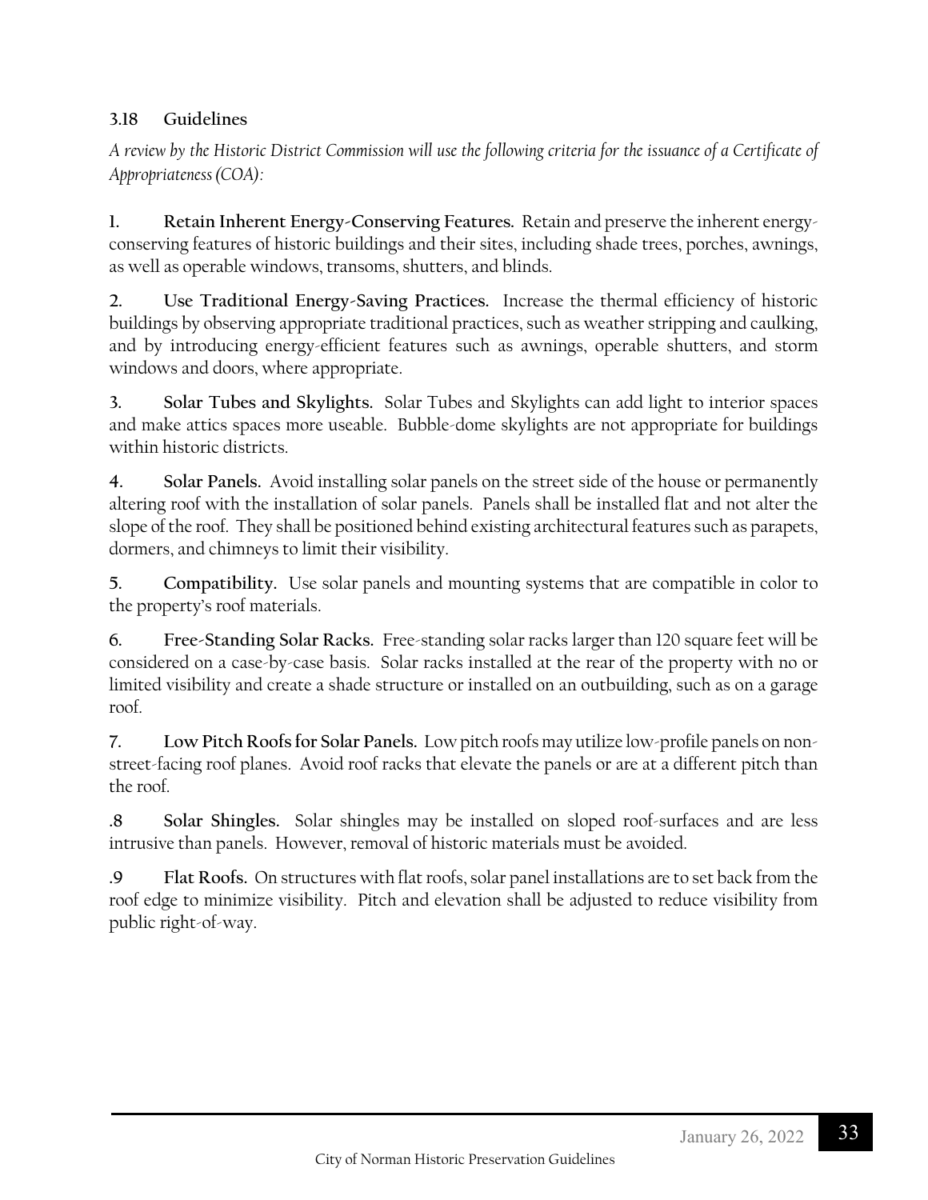### 3.18 Guidelines

*A review by the Historic District Commission will use the following criteria for the issuance of a Certificate of Appropriateness (COA):*

1. **Retain Inherent Energy-Conserving Features.** Retain and preserve the inherent energy-conserving features of historic buildings and their sites, including shade trees, porches, awnings, as well as operable windows, transoms, shutters, and blinds.

2. **Use Traditional Energy-Saving Practices.** Increase the thermal efficiency of historic buildings by observing appropriate traditional practices, such as weather stripping and caulking, and by introducing energy-efficient features such as awnings, operable shutters, and storm windows and doors, where appropriate.

3. **Solar Tubes and Skylights.** Solar Tubes and Skylights can add light to interior spaces and make attics spaces more useable. Bubble-dome skylights are not appropriate for buildings within historic districts.

4. **Solar Panels.** Avoid installing solar panels on the street side of the house or permanently altering roof with the installation of solar panels. Panels shall be installed flat and not alter the slope of the roof. They shall be positioned behind existing architectural features such as parapets, dormers, and chimneys to limit their visibility.

5. **Compatibility.** Use solar panels and mounting systems that are compatible in color to the property's roof materials.

6. **Free-Standing Solar Racks.** Free-standing solar racks larger than 120 square feet will be considered on a case-by-case basis. Solar racks installed at the rear of the property with no or limited visibility and create a shade structure or installed on an outbuilding, such as on a garage roof.

7. **Low Pitch Roofs for Solar Panels.** Low pitch roofs may utilize low-profile panels on non-street-facing roof planes. Avoid roof racks that elevate the panels or are at a different pitch than the roof.

.8 **Solar Shingles.** Solar shingles may be installed on sloped roof-surfaces and are less intrusive than panels. However, removal of historic materials must be avoided.

.9 **Flat Roofs.** On structures with flat roofs, solar panel installations are to set back from the roof edge to minimize visibility. Pitch and elevation shall be adjusted to reduce visibility from public right-of-way.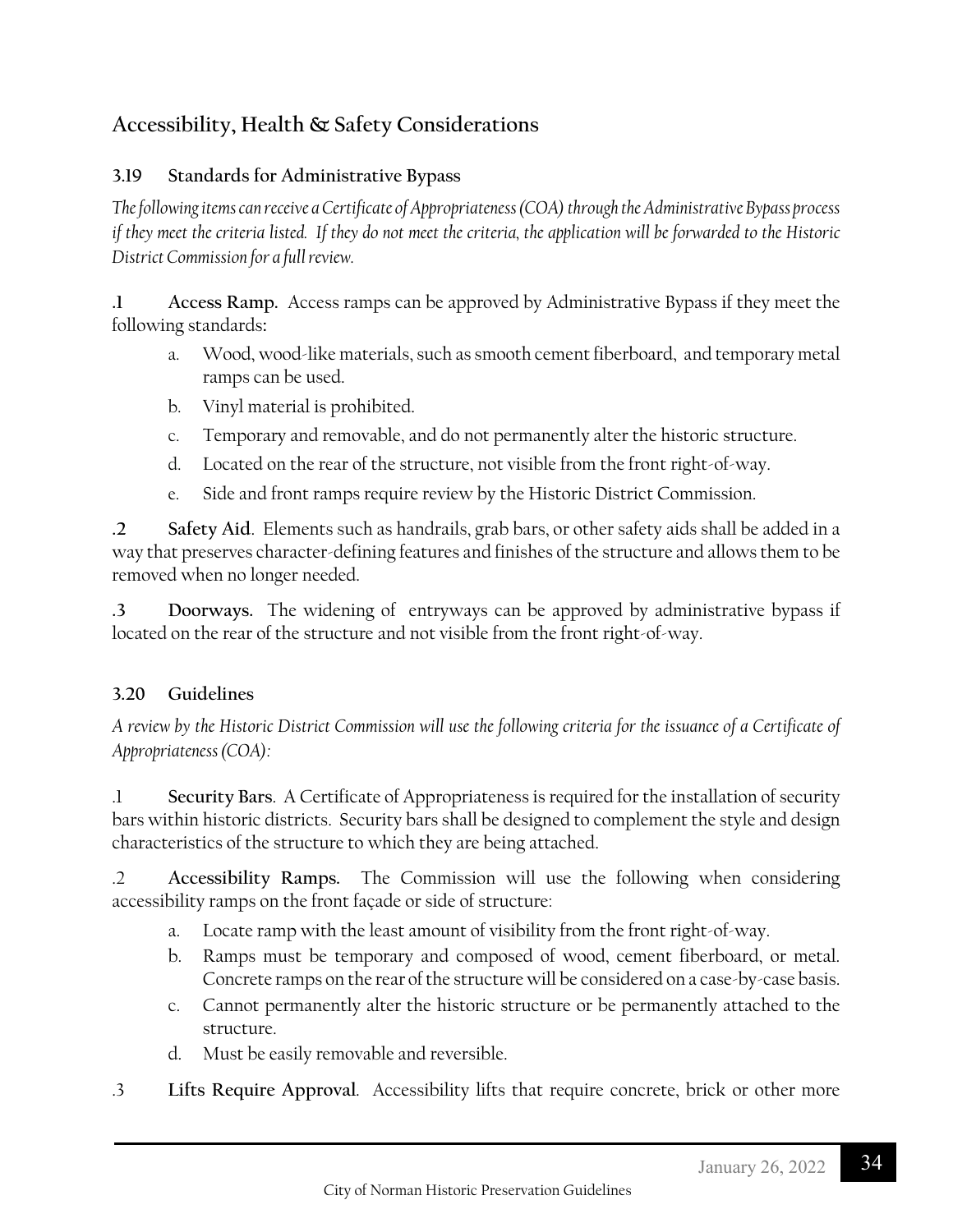## Accessibility, Health & Safety Considerations

### 3.19 Standards for Administrative Bypass

*The following items can receive a Certificate of Appropriateness (COA) through the Administrative Bypass process if they meet the criteria listed. If they do not meet the criteria, the application will be forwarded to the Historic District Commission for a full review.*

**.1 Access Ramp.** Access ramps can be approved by Administrative Bypass if they meet the following standards:

a. Wood, wood-like materials, such as smooth cement fiberboard, and temporary metal ramps can be used.
b. Vinyl material is prohibited.
c. Temporary and removable, and do not permanently alter the historic structure.
d. Located on the rear of the structure, not visible from the front right-of-way.
e. Side and front ramps require review by the Historic District Commission.

**.2 Safety Aid**. Elements such as handrails, grab bars, or other safety aids shall be added in a way that preserves character-defining features and finishes of the structure and allows them to be removed when no longer needed.

**.3 Doorways.** The widening of entryways can be approved by administrative bypass if located on the rear of the structure and not visible from the front right-of-way.

### 3.20 Guidelines

*A review by the Historic District Commission will use the following criteria for the issuance of a Certificate of Appropriateness (COA):*

.1 **Security Bars**. A Certificate of Appropriateness is required for the installation of security bars within historic districts. Security bars shall be designed to complement the style and design characteristics of the structure to which they are being attached.

.2 **Accessibility Ramps.** The Commission will use the following when considering accessibility ramps on the front façade or side of structure:

a. Locate ramp with the least amount of visibility from the front right-of-way.
b. Ramps must be temporary and composed of wood, cement fiberboard, or metal. Concrete ramps on the rear of the structure will be considered on a case-by-case basis.
c. Cannot permanently alter the historic structure or be permanently attached to the structure.
d. Must be easily removable and reversible.

.3 **Lifts Require Approval**. Accessibility lifts that require concrete, brick or other more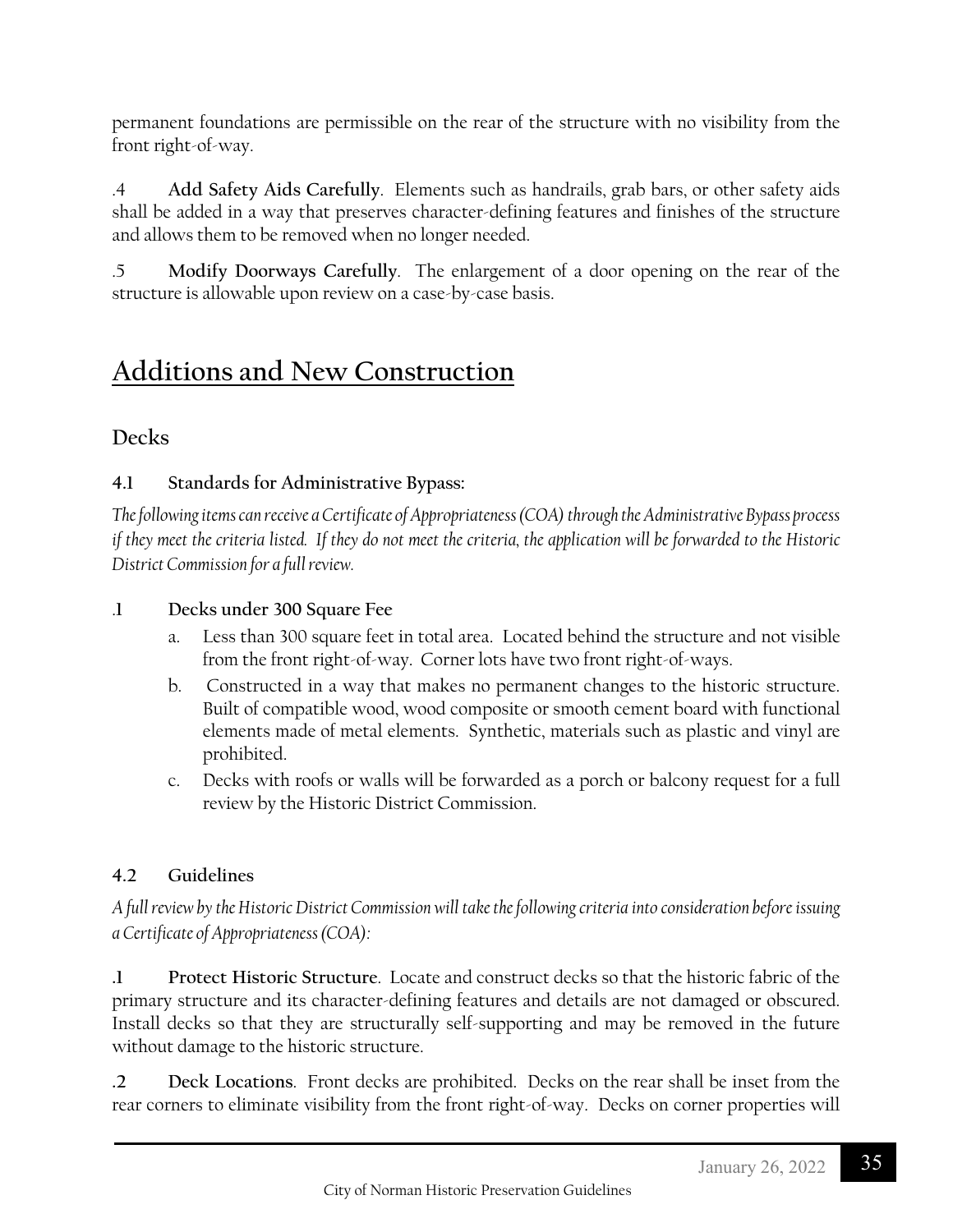permanent foundations are permissible on the rear of the structure with no visibility from the front right-of-way.

.4 **Add Safety Aids Carefully**. Elements such as handrails, grab bars, or other safety aids shall be added in a way that preserves character-defining features and finishes of the structure and allows them to be removed when no longer needed.

.5 **Modify Doorways Carefully**. The enlargement of a door opening on the rear of the structure is allowable upon review on a case-by-case basis.

# Additions and New Construction

## Decks

### 4.1 Standards for Administrative Bypass:

*The following items can receive a Certificate of Appropriateness (COA) through the Administrative Bypass process if they meet the criteria listed. If they do not meet the criteria, the application will be forwarded to the Historic District Commission for a full review.*

**.1 Decks under 300 Square Fee**

a. Less than 300 square feet in total area. Located behind the structure and not visible from the front right-of-way. Corner lots have two front right-of-ways.

b. Constructed in a way that makes no permanent changes to the historic structure. Built of compatible wood, wood composite or smooth cement board with functional elements made of metal elements. Synthetic, materials such as plastic and vinyl are prohibited.

c. Decks with roofs or walls will be forwarded as a porch or balcony request for a full review by the Historic District Commission.

### 4.2 Guidelines

*A full review by the Historic District Commission will take the following criteria into consideration before issuing a Certificate of Appropriateness (COA):*

**.1 Protect Historic Structure**. Locate and construct decks so that the historic fabric of the primary structure and its character-defining features and details are not damaged or obscured. Install decks so that they are structurally self-supporting and may be removed in the future without damage to the historic structure.

**.2 Deck Locations**. Front decks are prohibited. Decks on the rear shall be inset from the rear corners to eliminate visibility from the front right-of-way. Decks on corner properties will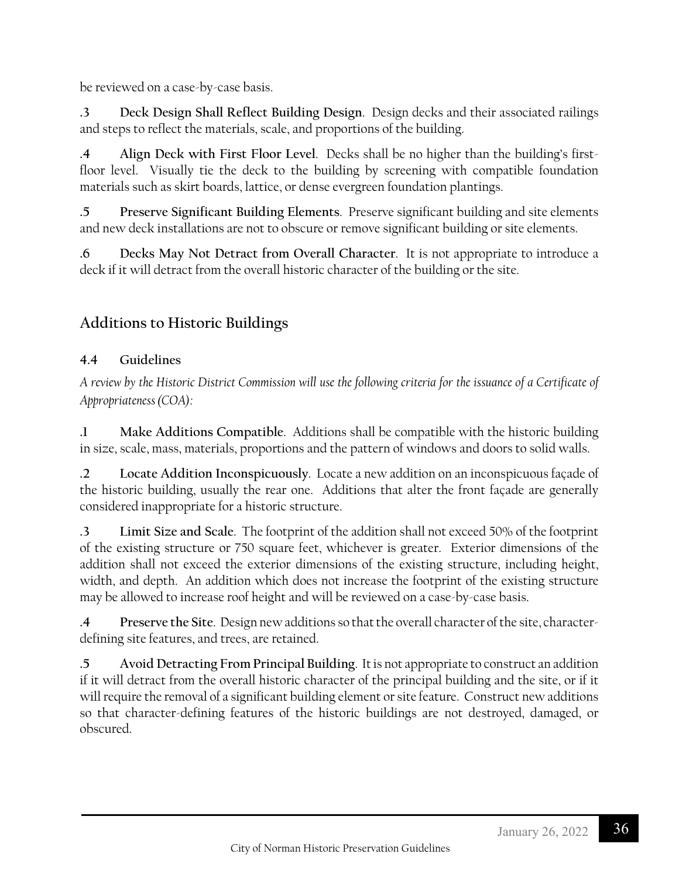be reviewed on a case-by-case basis.

**.3 Deck Design Shall Reflect Building Design**. Design decks and their associated railings and steps to reflect the materials, scale, and proportions of the building.

**.4 Align Deck with First Floor Level**. Decks shall be no higher than the building's first-floor level. Visually tie the deck to the building by screening with compatible foundation materials such as skirt boards, lattice, or dense evergreen foundation plantings.

**.5 Preserve Significant Building Elements**. Preserve significant building and site elements and new deck installations are not to obscure or remove significant building or site elements.

**.6 Decks May Not Detract from Overall Character**. It is not appropriate to introduce a deck if it will detract from the overall historic character of the building or the site.

## Additions to Historic Buildings

### 4.4 Guidelines

*A review by the Historic District Commission will use the following criteria for the issuance of a Certificate of Appropriateness (COA):*

**.1 Make Additions Compatible**. Additions shall be compatible with the historic building in size, scale, mass, materials, proportions and the pattern of windows and doors to solid walls.

**.2 Locate Addition Inconspicuously**. Locate a new addition on an inconspicuous façade of the historic building, usually the rear one. Additions that alter the front façade are generally considered inappropriate for a historic structure.

**.3 Limit Size and Scale**. The footprint of the addition shall not exceed 50% of the footprint of the existing structure or 750 square feet, whichever is greater. Exterior dimensions of the addition shall not exceed the exterior dimensions of the existing structure, including height, width, and depth. An addition which does not increase the footprint of the existing structure may be allowed to increase roof height and will be reviewed on a case-by-case basis.

**.4 Preserve the Site**. Design new additions so that the overall character of the site, character-defining site features, and trees, are retained.

**.5 Avoid Detracting From Principal Building**. It is not appropriate to construct an addition if it will detract from the overall historic character of the principal building and the site, or if it will require the removal of a significant building element or site feature. Construct new additions so that character-defining features of the historic buildings are not destroyed, damaged, or obscured.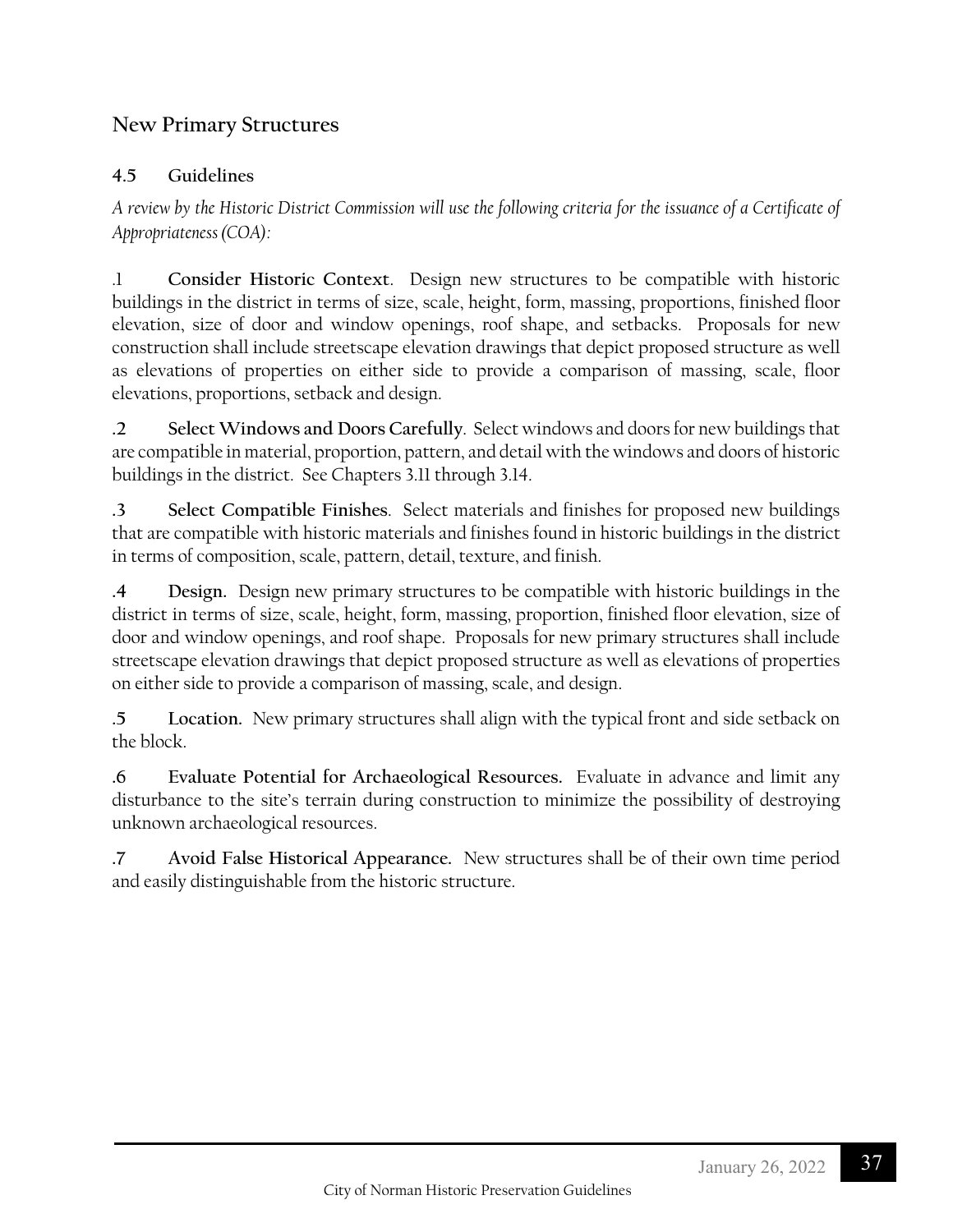## New Primary Structures

### 4.5 Guidelines

*A review by the Historic District Commission will use the following criteria for the issuance of a Certificate of Appropriateness (COA):*

.1 **Consider Historic Context**. Design new structures to be compatible with historic buildings in the district in terms of size, scale, height, form, massing, proportions, finished floor elevation, size of door and window openings, roof shape, and setbacks. Proposals for new construction shall include streetscape elevation drawings that depict proposed structure as well as elevations of properties on either side to provide a comparison of massing, scale, floor elevations, proportions, setback and design.

.2 **Select Windows and Doors Carefully**. Select windows and doors for new buildings that are compatible in material, proportion, pattern, and detail with the windows and doors of historic buildings in the district. See Chapters 3.11 through 3.14.

.3 **Select Compatible Finishes**. Select materials and finishes for proposed new buildings that are compatible with historic materials and finishes found in historic buildings in the district in terms of composition, scale, pattern, detail, texture, and finish.

.4 **Design.** Design new primary structures to be compatible with historic buildings in the district in terms of size, scale, height, form, massing, proportion, finished floor elevation, size of door and window openings, and roof shape. Proposals for new primary structures shall include streetscape elevation drawings that depict proposed structure as well as elevations of properties on either side to provide a comparison of massing, scale, and design.

.5 **Location.** New primary structures shall align with the typical front and side setback on the block.

.6 **Evaluate Potential for Archaeological Resources.** Evaluate in advance and limit any disturbance to the site's terrain during construction to minimize the possibility of destroying unknown archaeological resources.

.7 **Avoid False Historical Appearance.** New structures shall be of their own time period and easily distinguishable from the historic structure.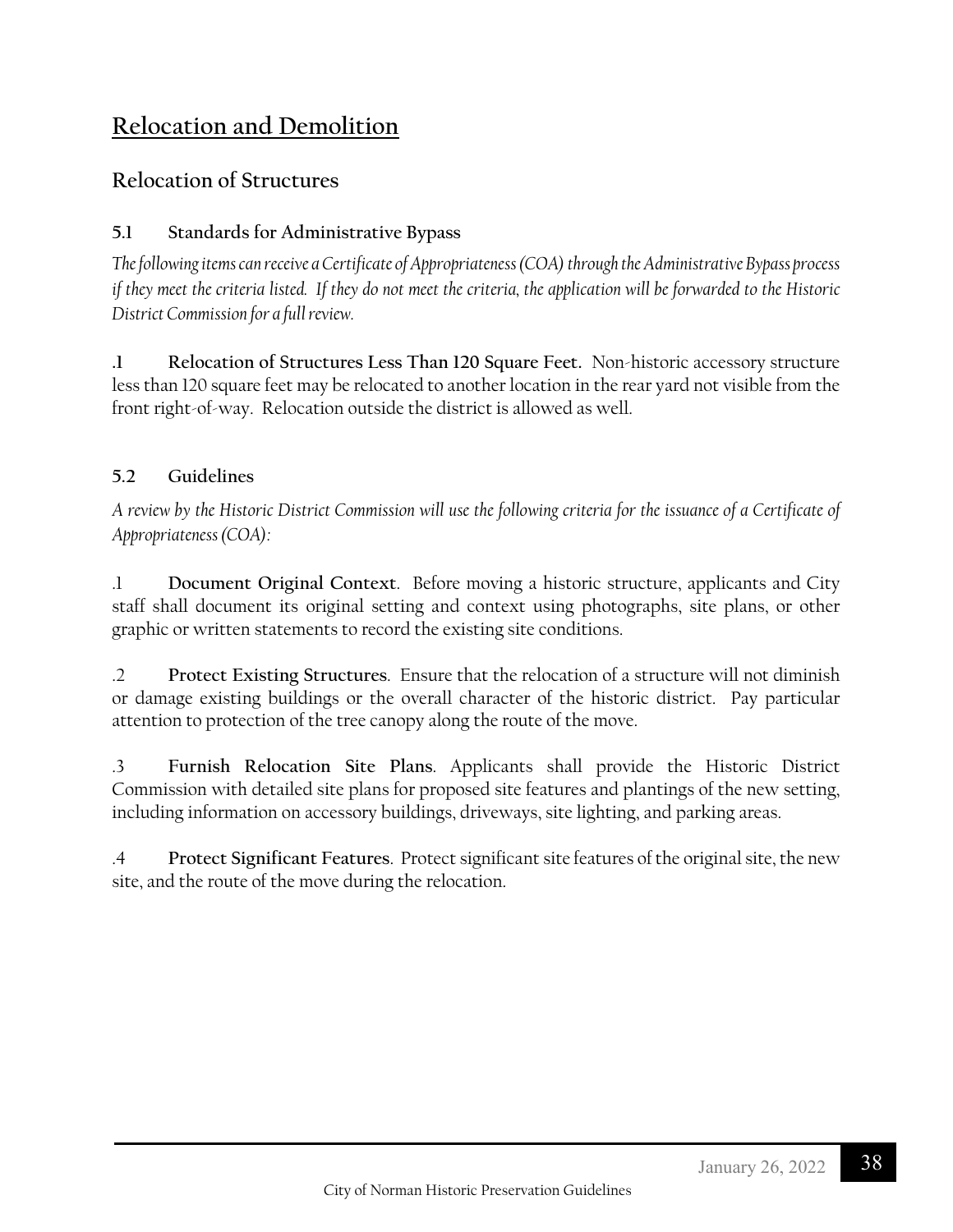# Relocation and Demolition

## Relocation of Structures

### 5.1 Standards for Administrative Bypass

*The following items can receive a Certificate of Appropriateness (COA) through the Administrative Bypass process if they meet the criteria listed. If they do not meet the criteria, the application will be forwarded to the Historic District Commission for a full review.*

.1 **Relocation of Structures Less Than 120 Square Feet.** Non-historic accessory structure less than 120 square feet may be relocated to another location in the rear yard not visible from the front right-of-way. Relocation outside the district is allowed as well.

### 5.2 Guidelines

*A review by the Historic District Commission will use the following criteria for the issuance of a Certificate of Appropriateness (COA):*

.1 **Document Original Context**. Before moving a historic structure, applicants and City staff shall document its original setting and context using photographs, site plans, or other graphic or written statements to record the existing site conditions.

.2 **Protect Existing Structures**. Ensure that the relocation of a structure will not diminish or damage existing buildings or the overall character of the historic district. Pay particular attention to protection of the tree canopy along the route of the move.

.3 **Furnish Relocation Site Plans**. Applicants shall provide the Historic District Commission with detailed site plans for proposed site features and plantings of the new setting, including information on accessory buildings, driveways, site lighting, and parking areas.

.4 **Protect Significant Features**. Protect significant site features of the original site, the new site, and the route of the move during the relocation.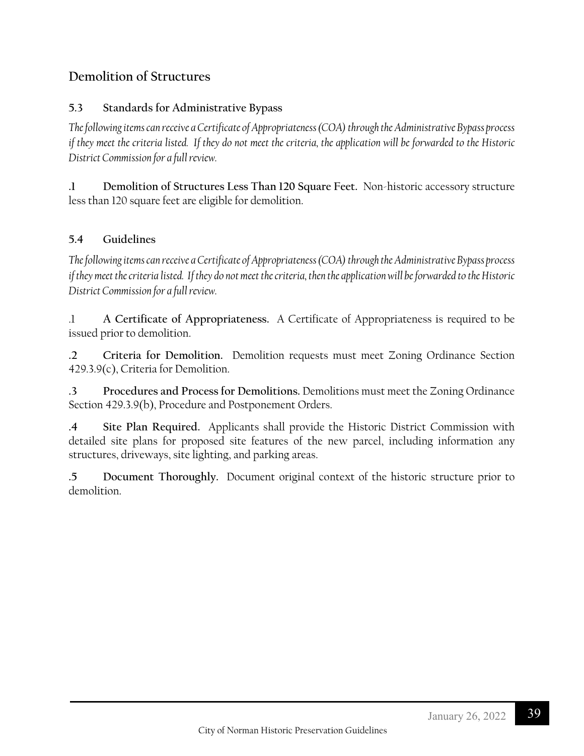## Demolition of Structures

### 5.3 Standards for Administrative Bypass

*The following items can receive a Certificate of Appropriateness (COA) through the Administrative Bypass process if they meet the criteria listed. If they do not meet the criteria, the application will be forwarded to the Historic District Commission for a full review.*

**.1 Demolition of Structures Less Than 120 Square Feet.** Non-historic accessory structure less than 120 square feet are eligible for demolition.

### 5.4 Guidelines

*The following items can receive a Certificate of Appropriateness (COA) through the Administrative Bypass process if they meet the criteria listed. If they do not meet the criteria, then the application will be forwarded to the Historic District Commission for a full review.*

.1 **A Certificate of Appropriateness.** A Certificate of Appropriateness is required to be issued prior to demolition.

**.2 Criteria for Demolition.** Demolition requests must meet Zoning Ordinance Section 429.3.9(c), Criteria for Demolition.

**.3 Procedures and Process for Demolitions.** Demolitions must meet the Zoning Ordinance Section 429.3.9(b), Procedure and Postponement Orders.

**.4 Site Plan Required.** Applicants shall provide the Historic District Commission with detailed site plans for proposed site features of the new parcel, including information any structures, driveways, site lighting, and parking areas.

**.5 Document Thoroughly.** Document original context of the historic structure prior to demolition.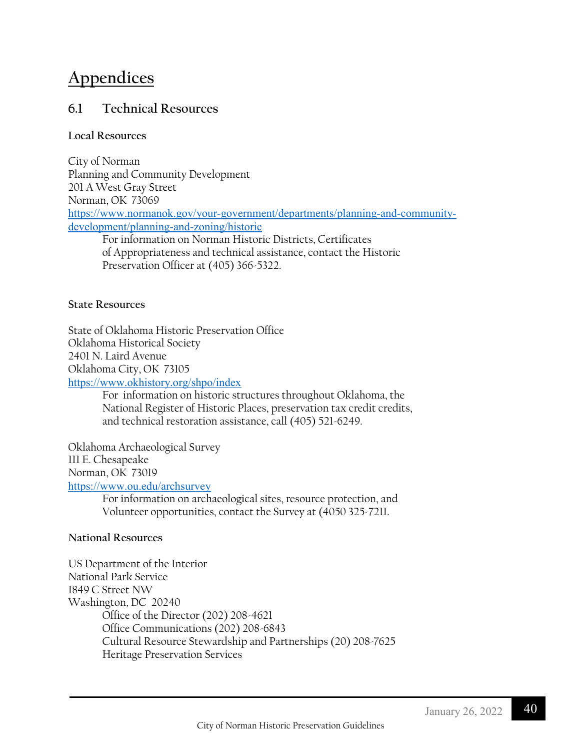# Appendices

## 6.1 Technical Resources

### Local Resources

City of Norman
Planning and Community Development
201 A West Gray Street
Norman, OK 73069
https://www.normanok.gov/your-government/departments/planning-and-community-development/planning-and-zoning/historic

> For information on Norman Historic Districts, Certificates of Appropriateness and technical assistance, contact the Historic Preservation Officer at (405) 366-5322.

### State Resources

State of Oklahoma Historic Preservation Office
Oklahoma Historical Society
2401 N. Laird Avenue
Oklahoma City, OK 73105
https://www.okhistory.org/shpo/index

> For information on historic structures throughout Oklahoma, the National Register of Historic Places, preservation tax credit credits, and technical restoration assistance, call (405) 521-6249.

Oklahoma Archaeological Survey
111 E. Chesapeake
Norman, OK 73019
https://www.ou.edu/archsurvey

> For information on archaeological sites, resource protection, and Volunteer opportunities, contact the Survey at (4050 325-7211.

### National Resources

US Department of the Interior
National Park Service
1849 C Street NW
Washington, DC 20240

> Office of the Director (202) 208-4621
> Office Communications (202) 208-6843
> Cultural Resource Stewardship and Partnerships (20) 208-7625
> Heritage Preservation Services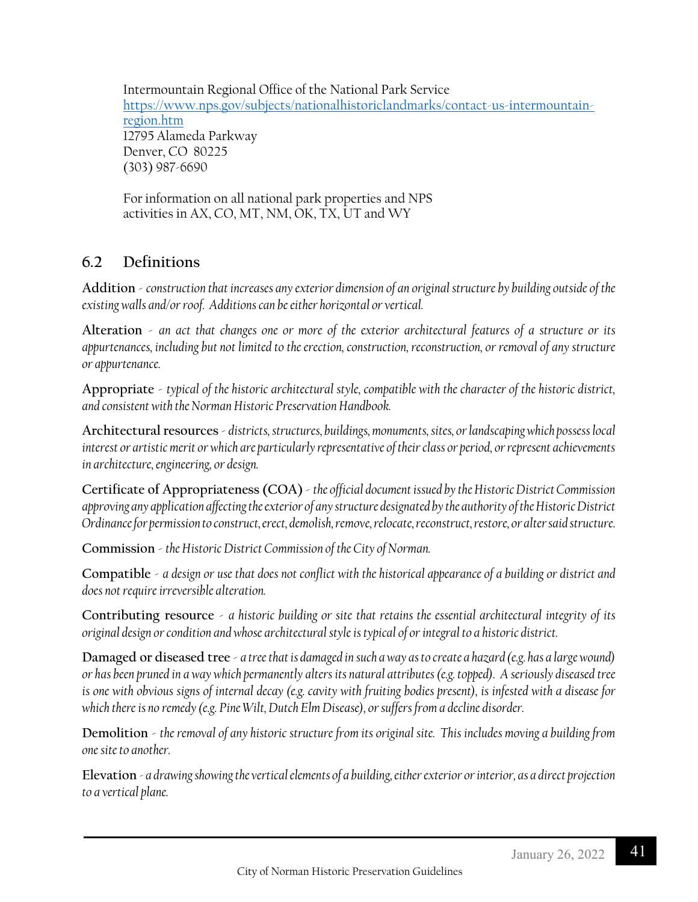Intermountain Regional Office of the National Park Service
[https://www.nps.gov/subjects/nationalhistoriclandmarks/contact-us-intermountain-region.htm](https://www.nps.gov/subjects/nationalhistoriclandmarks/contact-us-intermountain-region.htm)
12795 Alameda Parkway
Denver, CO 80225
(303) 987-6690

For information on all national park properties and NPS activities in AX, CO, MT, NM, OK, TX, UT and WY

## 6.2 Definitions

**Addition** - *construction that increases any exterior dimension of an original structure by building outside of the existing walls and/or roof. Additions can be either horizontal or vertical.*

**Alteration** - *an act that changes one or more of the exterior architectural features of a structure or its appurtenances, including but not limited to the erection, construction, reconstruction, or removal of any structure or appurtenance.*

**Appropriate** - *typical of the historic architectural style, compatible with the character of the historic district, and consistent with the Norman Historic Preservation Handbook.*

**Architectural resources** - *districts, structures, buildings, monuments, sites, or landscaping which possess local interest or artistic merit or which are particularly representative of their class or period, or represent achievements in architecture, engineering, or design.*

**Certificate of Appropriateness (COA)** - *the official document issued by the Historic District Commission approving any application affecting the exterior of any structure designated by the authority of the Historic District Ordinance for permission to construct, erect, demolish, remove, relocate, reconstruct, restore, or alter said structure.*

**Commission** - *the Historic District Commission of the City of Norman.*

**Compatible** - *a design or use that does not conflict with the historical appearance of a building or district and does not require irreversible alteration.*

**Contributing resource** - *a historic building or site that retains the essential architectural integrity of its original design or condition and whose architectural style is typical of or integral to a historic district.*

**Damaged or diseased tree** - *a tree that is damaged in such a way as to create a hazard (e.g. has a large wound) or has been pruned in a way which permanently alters its natural attributes (e.g. topped). A seriously diseased tree is one with obvious signs of internal decay (e.g. cavity with fruiting bodies present), is infested with a disease for which there is no remedy (e.g. Pine Wilt, Dutch Elm Disease), or suffers from a decline disorder.*

**Demolition** - *the removal of any historic structure from its original site. This includes moving a building from one site to another.*

**Elevation** - *a drawing showing the vertical elements of a building, either exterior or interior, as a direct projection to a vertical plane.*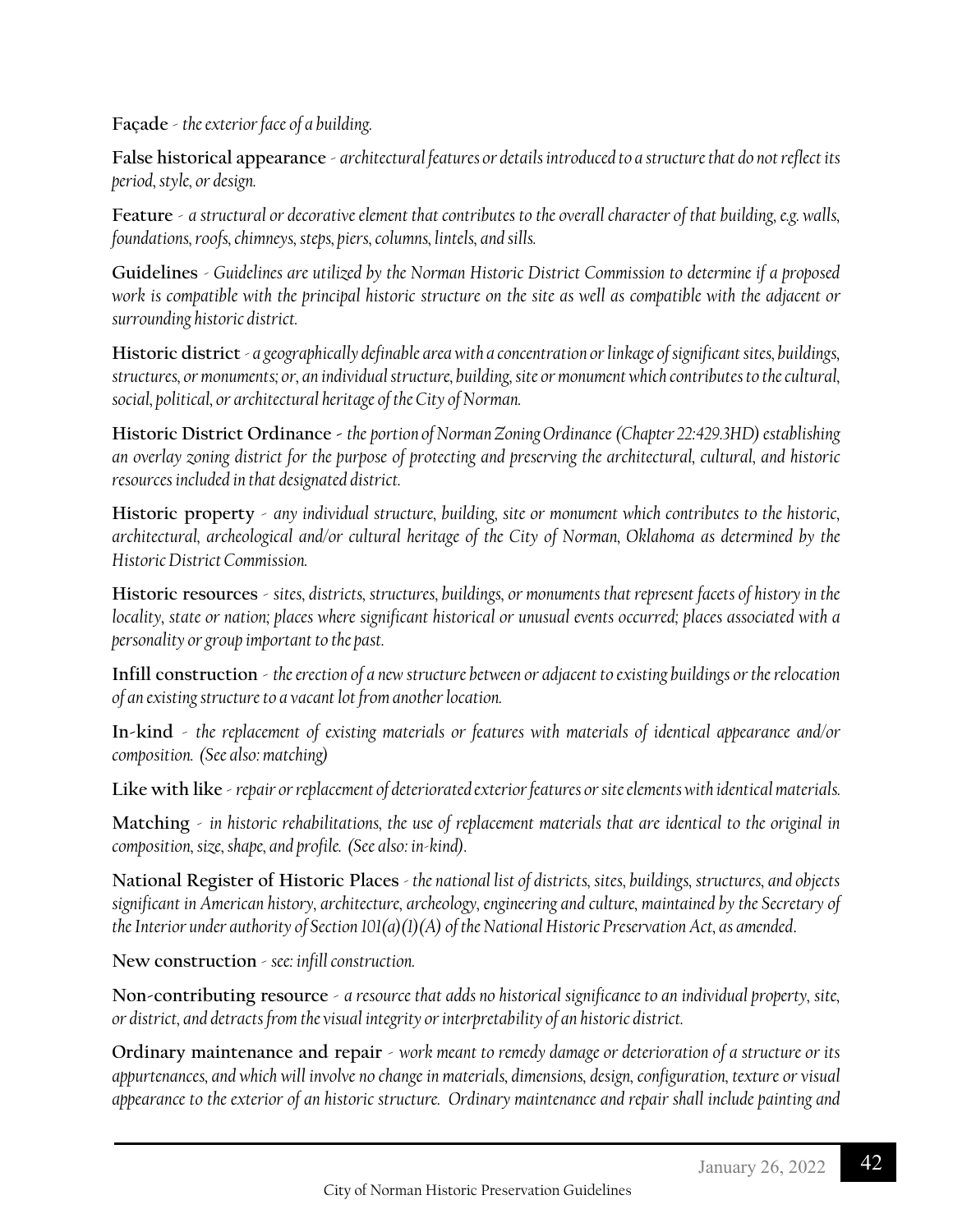**Façade** - *the exterior face of a building.*

**False historical appearance** - *architectural features or details introduced to a structure that do not reflect its period, style, or design.*

**Feature** - *a structural or decorative element that contributes to the overall character of that building, e.g. walls, foundations, roofs, chimneys, steps, piers, columns, lintels, and sills.*

**Guidelines** - *Guidelines are utilized by the Norman Historic District Commission to determine if a proposed work is compatible with the principal historic structure on the site as well as compatible with the adjacent or surrounding historic district.*

**Historic district** - *a geographically definable area with a concentration or linkage of significant sites, buildings, structures, or monuments; or, an individual structure, building, site or monument which contributes to the cultural, social, political, or architectural heritage of the City of Norman.*

**Historic District Ordinance** - *the portion of Norman Zoning Ordinance (Chapter 22:429.3HD) establishing an overlay zoning district for the purpose of protecting and preserving the architectural, cultural, and historic resources included in that designated district.*

**Historic property** - *any individual structure, building, site or monument which contributes to the historic, architectural, archeological and/or cultural heritage of the City of Norman, Oklahoma as determined by the Historic District Commission.*

**Historic resources** - *sites, districts, structures, buildings, or monuments that represent facets of history in the locality, state or nation; places where significant historical or unusual events occurred; places associated with a personality or group important to the past.*

**Infill construction** - *the erection of a new structure between or adjacent to existing buildings or the relocation of an existing structure to a vacant lot from another location.*

**In-kind** - *the replacement of existing materials or features with materials of identical appearance and/or composition. (See also: matching)*

**Like with like** - *repair or replacement of deteriorated exterior features or site elements with identical materials.*

**Matching** - *in historic rehabilitations, the use of replacement materials that are identical to the original in composition, size, shape, and profile. (See also: in-kind).*

**National Register of Historic Places** - *the national list of districts, sites, buildings, structures, and objects significant in American history, architecture, archeology, engineering and culture, maintained by the Secretary of the Interior under authority of Section 101(a)(1)(A) of the National Historic Preservation Act, as amended.*

**New construction** - *see: infill construction.*

**Non-contributing resource** - *a resource that adds no historical significance to an individual property, site, or district, and detracts from the visual integrity or interpretability of an historic district.*

**Ordinary maintenance and repair** - *work meant to remedy damage or deterioration of a structure or its appurtenances, and which will involve no change in materials, dimensions, design, configuration, texture or visual appearance to the exterior of an historic structure. Ordinary maintenance and repair shall include painting and*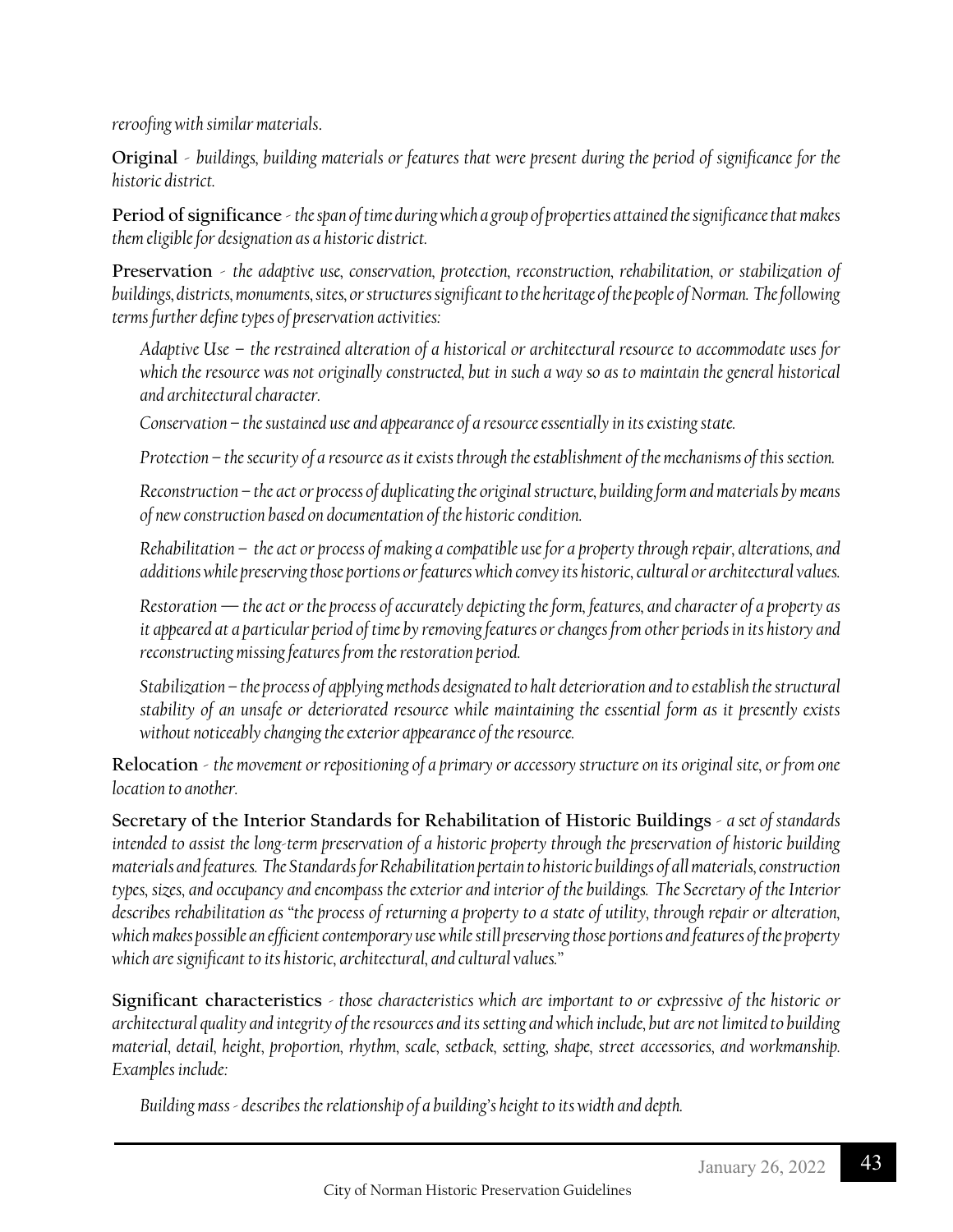*reroofing with similar materials.*

**Original** - *buildings, building materials or features that were present during the period of significance for the historic district.*

**Period of significance** - *the span of time during which a group of properties attained the significance that makes them eligible for designation as a historic district.*

**Preservation** - *the adaptive use, conservation, protection, reconstruction, rehabilitation, or stabilization of buildings, districts, monuments, sites, or structures significant to the heritage of the people of Norman. The following terms further define types of preservation activities:*

*Adaptive Use – the restrained alteration of a historical or architectural resource to accommodate uses for which the resource was not originally constructed, but in such a way so as to maintain the general historical and architectural character.*

*Conservation – the sustained use and appearance of a resource essentially in its existing state.*

*Protection – the security of a resource as it exists through the establishment of the mechanisms of this section.*

*Reconstruction – the act or process of duplicating the original structure, building form and materials by means of new construction based on documentation of the historic condition.*

*Rehabilitation – the act or process of making a compatible use for a property through repair, alterations, and additions while preserving those portions or features which convey its historic, cultural or architectural values.*

*Restoration — the act or the process of accurately depicting the form, features, and character of a property as it appeared at a particular period of time by removing features or changes from other periods in its history and reconstructing missing features from the restoration period.*

*Stabilization – the process of applying methods designated to halt deterioration and to establish the structural stability of an unsafe or deteriorated resource while maintaining the essential form as it presently exists without noticeably changing the exterior appearance of the resource.*

**Relocation** - *the movement or repositioning of a primary or accessory structure on its original site, or from one location to another.*

**Secretary of the Interior Standards for Rehabilitation of Historic Buildings** - *a set of standards intended to assist the long-term preservation of a historic property through the preservation of historic building materials and features. The Standards for Rehabilitation pertain to historic buildings of all materials, construction types, sizes, and occupancy and encompass the exterior and interior of the buildings. The Secretary of the Interior describes rehabilitation as "the process of returning a property to a state of utility, through repair or alteration, which makes possible an efficient contemporary use while still preserving those portions and features of the property which are significant to its historic, architectural, and cultural values."*

**Significant characteristics** - *those characteristics which are important to or expressive of the historic or architectural quality and integrity of the resources and its setting and which include, but are not limited to building material, detail, height, proportion, rhythm, scale, setback, setting, shape, street accessories, and workmanship. Examples include:*

*Building mass - describes the relationship of a building's height to its width and depth.*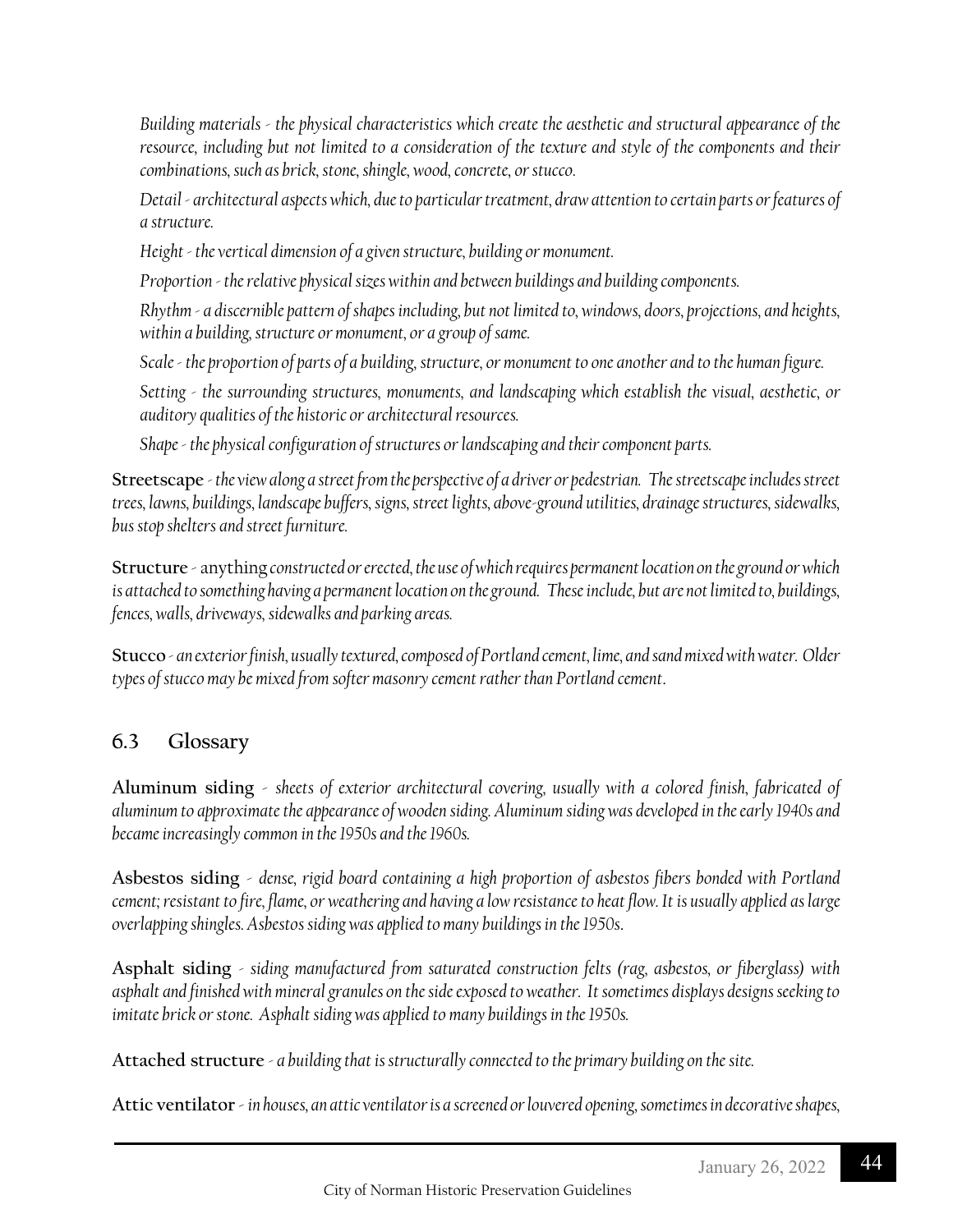*Building materials - the physical characteristics which create the aesthetic and structural appearance of the resource, including but not limited to a consideration of the texture and style of the components and their combinations, such as brick, stone, shingle, wood, concrete, or stucco.*

*Detail - architectural aspects which, due to particular treatment, draw attention to certain parts or features of a structure.*

*Height - the vertical dimension of a given structure, building or monument.*

*Proportion - the relative physical sizes within and between buildings and building components.*

*Rhythm - a discernible pattern of shapes including, but not limited to, windows, doors, projections, and heights, within a building, structure or monument, or a group of same.*

*Scale - the proportion of parts of a building, structure, or monument to one another and to the human figure.*

*Setting - the surrounding structures, monuments, and landscaping which establish the visual, aesthetic, or auditory qualities of the historic or architectural resources.*

*Shape - the physical configuration of structures or landscaping and their component parts.*

**Streetscape** - *the view along a street from the perspective of a driver or pedestrian. The streetscape includes street trees, lawns, buildings, landscape buffers, signs, street lights, above-ground utilities, drainage structures, sidewalks, bus stop shelters and street furniture.*

**Structure** - anything *constructed or erected, the use of which requires permanent location on the ground or which is attached to something having a permanent location on the ground. These include, but are not limited to, buildings, fences, walls, driveways, sidewalks and parking areas.*

**Stucco** - *an exterior finish, usually textured, composed of Portland cement, lime, and sand mixed with water. Older types of stucco may be mixed from softer masonry cement rather than Portland cement.*

## 6.3 Glossary

**Aluminum siding** - *sheets of exterior architectural covering, usually with a colored finish, fabricated of aluminum to approximate the appearance of wooden siding. Aluminum siding was developed in the early 1940s and became increasingly common in the 1950s and the 1960s.*

**Asbestos siding** - *dense, rigid board containing a high proportion of asbestos fibers bonded with Portland cement; resistant to fire, flame, or weathering and having a low resistance to heat flow. It is usually applied as large overlapping shingles. Asbestos siding was applied to many buildings in the 1950s.*

**Asphalt siding** - *siding manufactured from saturated construction felts (rag, asbestos, or fiberglass) with asphalt and finished with mineral granules on the side exposed to weather. It sometimes displays designs seeking to imitate brick or stone. Asphalt siding was applied to many buildings in the 1950s.*

**Attached structure** - *a building that is structurally connected to the primary building on the site.*

**Attic ventilator** - *in houses, an attic ventilator is a screened or louvered opening, sometimes in decorative shapes,*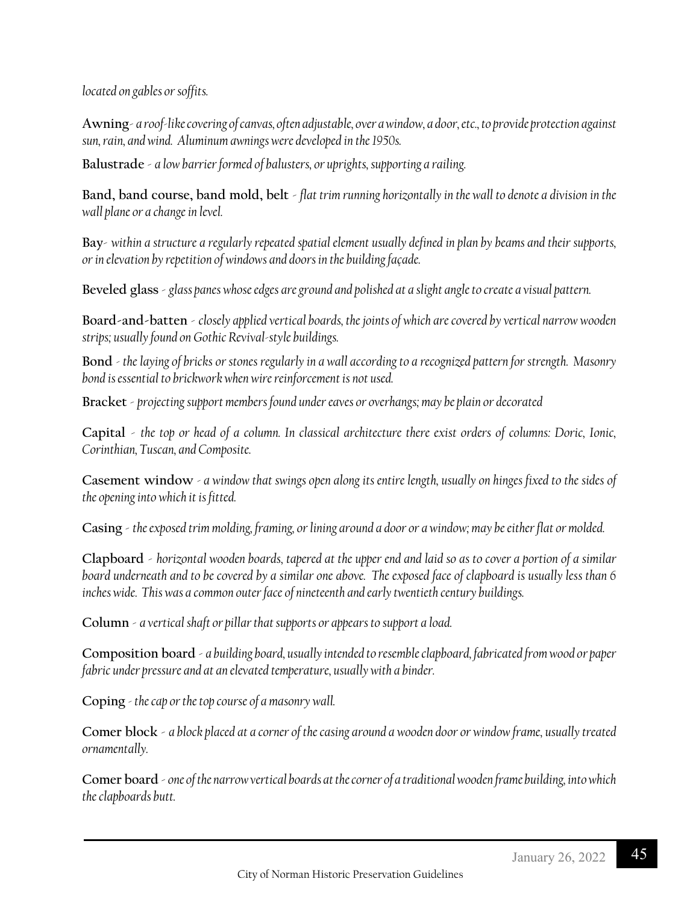*located on gables or soffits.*

**Awning**- *a roof-like covering of canvas, often adjustable, over a window, a door, etc., to provide protection against sun, rain, and wind. Aluminum awnings were developed in the 1950s.*

**Balustrade** - *a low barrier formed of balusters, or uprights, supporting a railing.*

**Band, band course, band mold, belt** - *flat trim running horizontally in the wall to denote a division in the wall plane or a change in level.*

**Bay**- *within a structure a regularly repeated spatial element usually defined in plan by beams and their supports, or in elevation by repetition of windows and doors in the building façade.*

**Beveled glass** - *glass panes whose edges are ground and polished at a slight angle to create a visual pattern.*

**Board-and-batten** - *closely applied vertical boards, the joints of which are covered by vertical narrow wooden strips; usually found on Gothic Revival-style buildings.*

**Bond** - *the laying of bricks or stones regularly in a wall according to a recognized pattern for strength. Masonry bond is essential to brickwork when wire reinforcement is not used.*

**Bracket** - *projecting support members found under eaves or overhangs; may be plain or decorated*

**Capital** - *the top or head of a column. In classical architecture there exist orders of columns: Doric, Ionic, Corinthian, Tuscan, and Composite.*

**Casement window** - *a window that swings open along its entire length, usually on hinges fixed to the sides of the opening into which it is fitted.*

**Casing** - *the exposed trim molding, framing, or lining around a door or a window; may be either flat or molded.*

**Clapboard** - *horizontal wooden boards, tapered at the upper end and laid so as to cover a portion of a similar board underneath and to be covered by a similar one above. The exposed face of clapboard is usually less than 6 inches wide. This was a common outer face of nineteenth and early twentieth century buildings.*

**Column** - *a vertical shaft or pillar that supports or appears to support a load.*

**Composition board** - *a building board, usually intended to resemble clapboard, fabricated from wood or paper fabric under pressure and at an elevated temperature, usually with a binder.*

**Coping** - *the cap or the top course of a masonry wall.*

**Comer block** - *a block placed at a corner of the casing around a wooden door or window frame, usually treated ornamentally.*

**Comer board** - *one of the narrow vertical boards at the corner of a traditional wooden frame building, into which the clapboards butt.*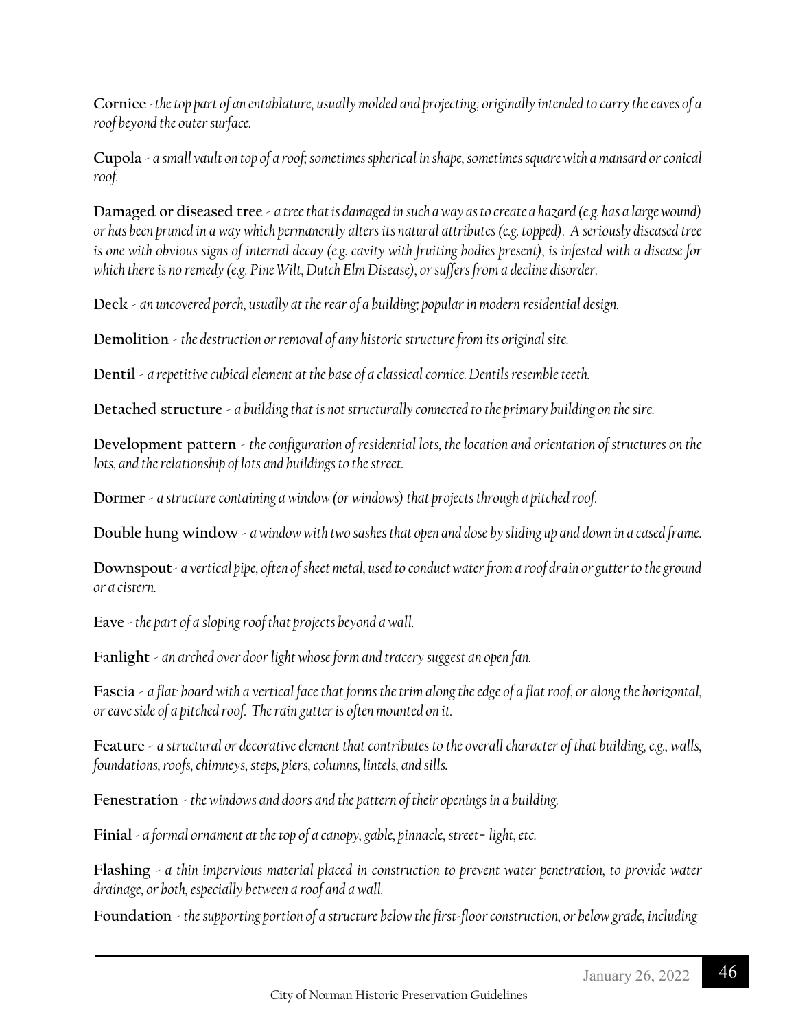**Cornice** -*the top part of an entablature, usually molded and projecting; originally intended to carry the eaves of a roof beyond the outer surface.*

**Cupola** - *a small vault on top of a roof; sometimes spherical in shape, sometimes square with a mansard or conical roof.*

**Damaged or diseased tree** - *a tree that is damaged in such a way as to create a hazard (e.g. has a large wound) or has been pruned in a way which permanently alters its natural attributes (e.g. topped). A seriously diseased tree is one with obvious signs of internal decay (e.g. cavity with fruiting bodies present), is infested with a disease for which there is no remedy (e.g. Pine Wilt, Dutch Elm Disease), or suffers from a decline disorder.*

**Deck** - *an uncovered porch, usually at the rear of a building; popular in modern residential design.*

**Demolition** - *the destruction or removal of any historic structure from its original site.*

**Dentil** - *a repetitive cubical element at the base of a classical cornice. Dentils resemble teeth.*

**Detached structure** - *a building that is not structurally connected to the primary building on the sire.*

**Development pattern** - *the configuration of residential lots, the location and orientation of structures on the lots, and the relationship of lots and buildings to the street.*

**Dormer** - *a structure containing a window (or windows) that projects through a pitched roof.*

**Double hung window** - *a window with two sashes that open and dose by sliding up and down in a cased frame.*

**Downspout**- *a vertical pipe, often of sheet metal, used to conduct water from a roof drain or gutter to the ground or a cistern.*

**Eave** - *the part of a sloping roof that projects beyond a wall.*

**Fanlight** - *an arched over door light whose form and tracery suggest an open fan.*

**Fascia** - *a flat· board with a vertical face that forms the trim along the edge of a flat roof, or along the horizontal, or eave side of a pitched roof. The rain gutter is often mounted on it.*

**Feature** - *a structural or decorative element that contributes to the overall character of that building, e.g., walls, foundations, roofs, chimneys, steps, piers, columns, lintels, and sills.*

**Fenestration** - *the windows and doors and the pattern of their openings in a building.*

**Finial** - *a formal ornament at the top of a canopy, gable, pinnacle, street- light, etc.*

**Flashing** - *a thin impervious material placed in construction to prevent water penetration, to provide water drainage, or both, especially between a roof and a wall.*

**Foundation** - *the supporting portion of a structure below the first-floor construction, or below grade, including*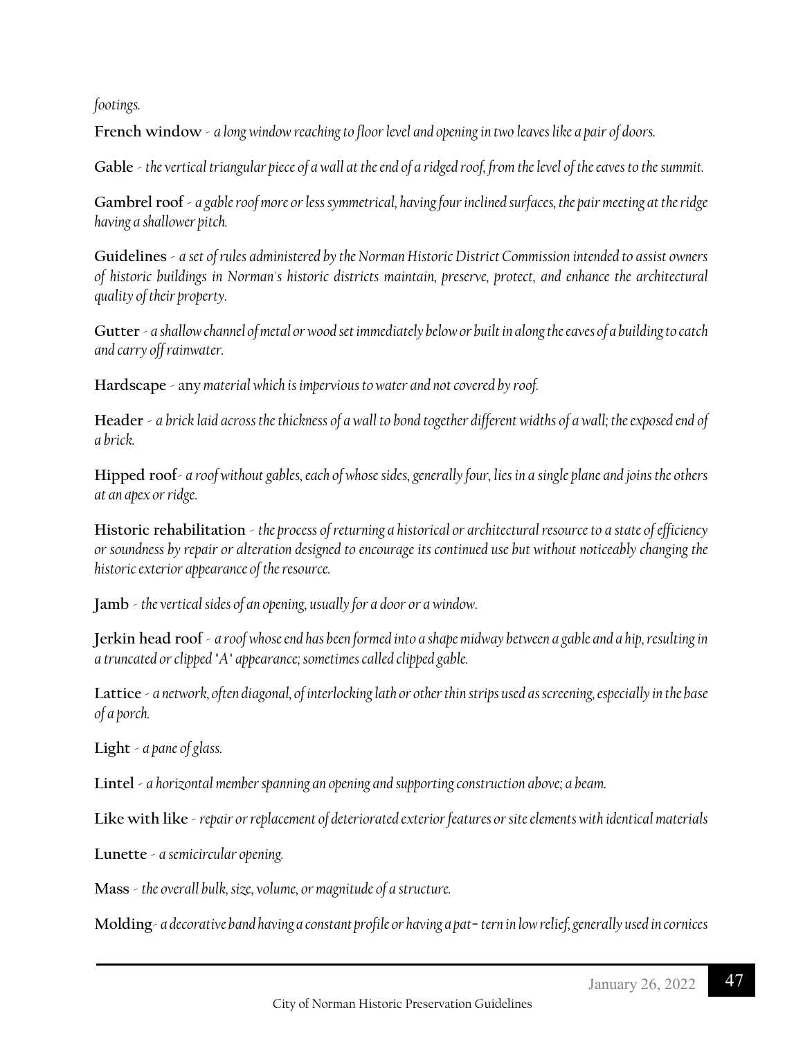*footings.*

**French window** - *a long window reaching to floor level and opening in two leaves like a pair of doors.*

**Gable** - *the vertical triangular piece of a wall at the end of a ridged roof, from the level of the eaves to the summit.*

**Gambrel roof** - *a gable roof more or less symmetrical, having four inclined surfaces, the pair meeting at the ridge having a shallower pitch.*

**Guidelines** - *a set of rules administered by the Norman Historic District Commission intended to assist owners of historic buildings in Norman's historic districts maintain, preserve, protect, and enhance the architectural quality of their property.*

**Gutter** - *a shallow channel of metal or wood set immediately below or built in along the eaves of a building to catch and carry off rainwater.*

**Hardscape** - any *material which is impervious to water and not covered by roof.*

**Header** - *a brick laid across the thickness of a wall to bond together different widths of a wall; the exposed end of a brick.*

**Hipped roof**- *a roof without gables, each of whose sides, generally four, lies in a single plane and joins the others at an apex or ridge.*

**Historic rehabilitation** - *the process of returning a historical or architectural resource to a state of efficiency or soundness by repair or alteration designed to encourage its continued use but without noticeably changing the historic exterior appearance of the resource.*

**Jamb** - *the vertical sides of an opening, usually for a door or a window.*

**Jerkin head roof** - *a roof whose end has been formed into a shape midway between a gable and a hip, resulting in a truncated or clipped "A" appearance; sometimes called clipped gable.*

**Lattice** - *a network, often diagonal, of interlocking lath or other thin strips used as screening, especially in the base of a porch.*

**Light** - *a pane of glass.*

**Lintel** - *a horizontal member spanning an opening and supporting construction above; a beam.*

**Like with like** - *repair or replacement of deteriorated exterior features or site elements with identical materials*

**Lunette** - *a semicircular opening.*

**Mass** - *the overall bulk, size, volume, or magnitude of a structure.*

**Molding**- *a decorative band having a constant profile or having a pat- tern in low relief, generally used in cornices*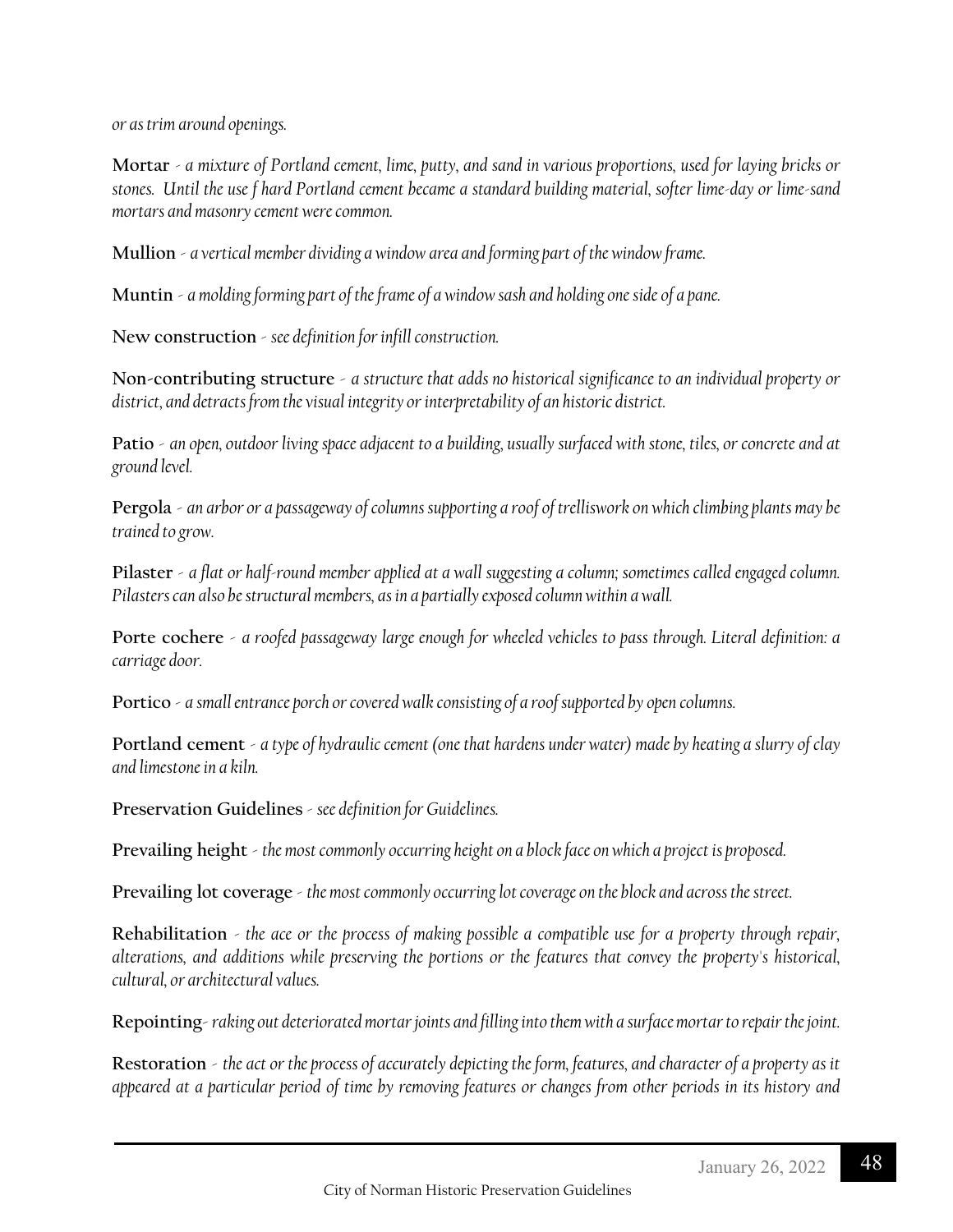*or as trim around openings.*

**Mortar** - *a mixture of Portland cement, lime, putty, and sand in various proportions, used for laying bricks or stones. Until the use f hard Portland cement became a standard building material, softer lime-day or lime-sand mortars and masonry cement were common.*

**Mullion** - *a vertical member dividing a window area and forming part of the window frame.*

**Muntin** - *a molding forming part of the frame of a window sash and holding one side of a pane.*

**New construction** - *see definition for infill construction.*

**Non-contributing structure** - *a structure that adds no historical significance to an individual property or district, and detracts from the visual integrity or interpretability of an historic district.*

**Patio** - *an open, outdoor living space adjacent to a building, usually surfaced with stone, tiles, or concrete and at ground level.*

**Pergola** - *an arbor or a passageway of columns supporting a roof of trelliswork on which climbing plants may be trained to grow.*

**Pilaster** - *a flat or half-round member applied at a wall suggesting a column; sometimes called engaged column. Pilasters can also be structural members, as in a partially exposed column within a wall.*

**Porte cochere** - *a roofed passageway large enough for wheeled vehicles to pass through. Literal definition: a carriage door.*

**Portico** - *a small entrance porch or covered walk consisting of a roof supported by open columns.*

**Portland cement** - *a type of hydraulic cement (one that hardens under water) made by heating a slurry of clay and limestone in a kiln.*

**Preservation Guidelines** - *see definition for Guidelines.*

**Prevailing height** - *the most commonly occurring height on a block face on which a project is proposed.*

**Prevailing lot coverage** - *the most commonly occurring lot coverage on the block and across the street.*

**Rehabilitation** - *the ace or the process of making possible a compatible use for a property through repair, alterations, and additions while preserving the portions or the features that convey the property's historical, cultural, or architectural values.*

**Repointing**- *raking out deteriorated mortar joints and filling into them with a surface mortar to repair the joint.*

**Restoration** - *the act or the process of accurately depicting the form, features, and character of a property as it appeared at a particular period of time by removing features or changes from other periods in its history and*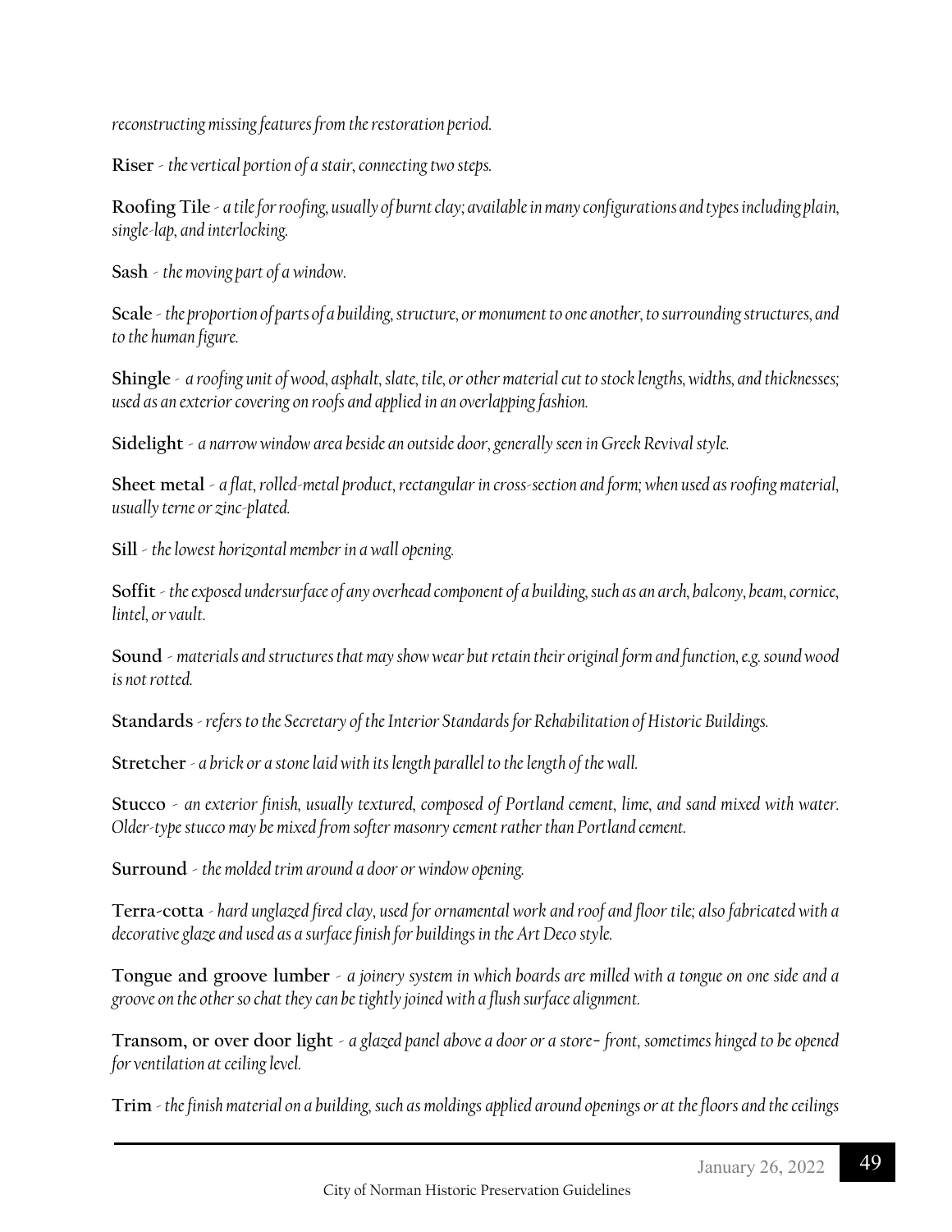*reconstructing missing features from the restoration period.*

**Riser** - *the vertical portion of a stair, connecting two steps.*

**Roofing Tile** - *a tile for roofing, usually of burnt clay; available in many configurations and types including plain, single-lap, and interlocking.*

**Sash** - *the moving part of a window.*

**Scale** - *the proportion of parts of a building, structure, or monument to one another, to surrounding structures, and to the human figure.*

**Shingle** - *a roofing unit of wood, asphalt, slate, tile, or other material cut to stock lengths, widths, and thicknesses; used as an exterior covering on roofs and applied in an overlapping fashion.*

**Sidelight** - *a narrow window area beside an outside door, generally seen in Greek Revival style.*

**Sheet metal** - *a flat, rolled-metal product, rectangular in cross-section and form; when used as roofing material, usually terne or zinc-plated.*

**Sill** - *the lowest horizontal member in a wall opening.*

**Soffit** - *the exposed undersurface of any overhead component of a building, such as an arch, balcony, beam, cornice, lintel, or vault.*

**Sound** - *materials and structures that may show wear but retain their original form and function, e.g. sound wood is not rotted.*

**Standards** - *refers to the Secretary of the Interior Standards for Rehabilitation of Historic Buildings.*

**Stretcher** - *a brick or a stone laid with its length parallel to the length of the wall.*

**Stucco** - *an exterior finish, usually textured, composed of Portland cement, lime, and sand mixed with water. Older-type stucco may be mixed from softer masonry cement rather than Portland cement.*

**Surround** - *the molded trim around a door or window opening.*

**Terra-cotta** - *hard unglazed fired clay, used for ornamental work and roof and floor tile; also fabricated with a decorative glaze and used as a surface finish for buildings in the Art Deco style.*

**Tongue and groove lumber** - *a joinery system in which boards are milled with a tongue on one side and a groove on the other so chat they can be tightly joined with a flush surface alignment.*

**Transom, or over door light** - *a glazed panel above a door or a store- front, sometimes hinged to be opened for ventilation at ceiling level.*

**Trim** - *the finish material on a building, such as moldings applied around openings or at the floors and the ceilings*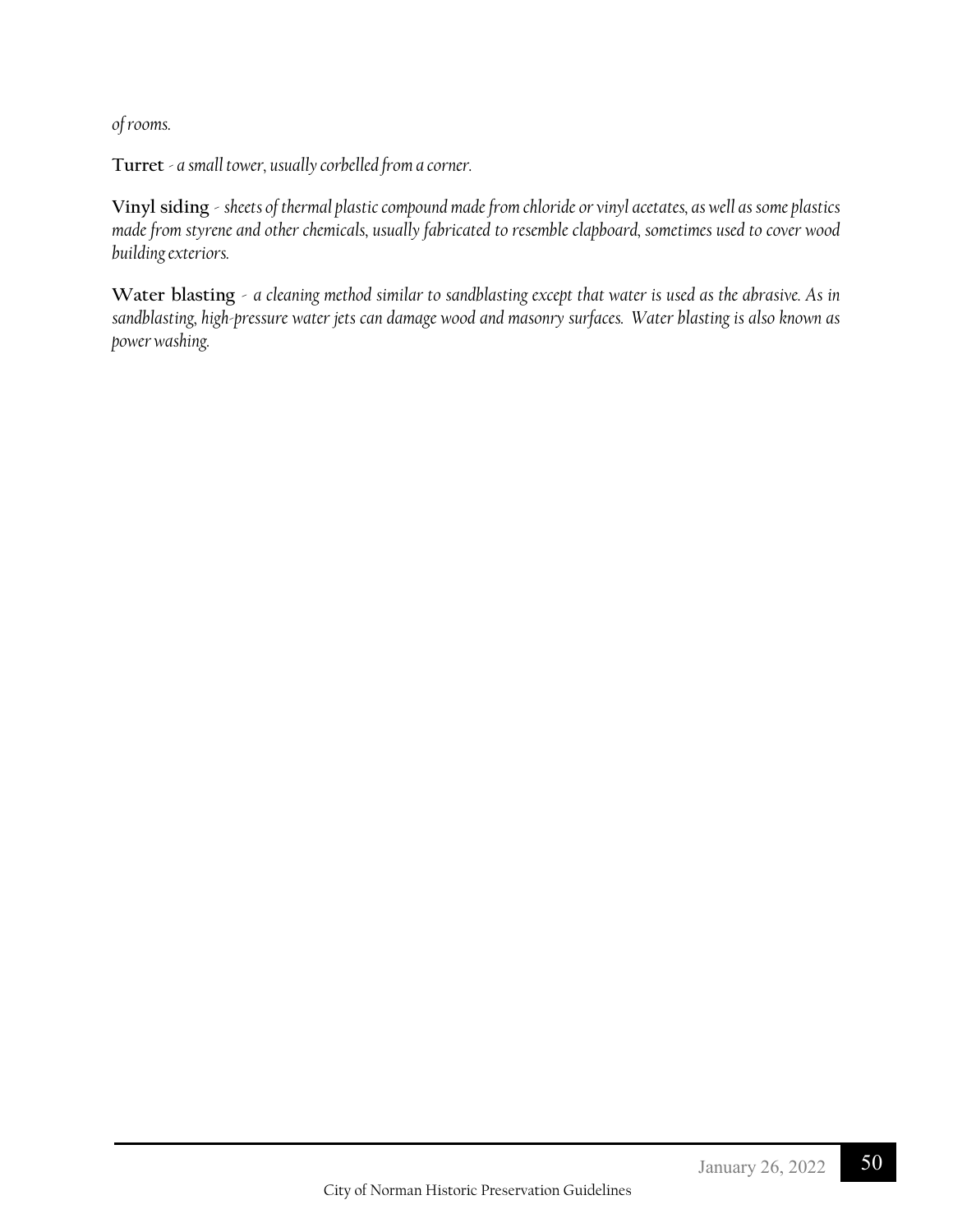*of rooms.*

**Turret** - *a small tower, usually corbelled from a corner.*

**Vinyl siding** - *sheets of thermal plastic compound made from chloride or vinyl acetates, as well as some plastics made from styrene and other chemicals, usually fabricated to resemble clapboard, sometimes used to cover wood building exteriors.*

**Water blasting** - *a cleaning method similar to sandblasting except that water is used as the abrasive. As in sandblasting, high-pressure water jets can damage wood and masonry surfaces. Water blasting is also known as power washing.*